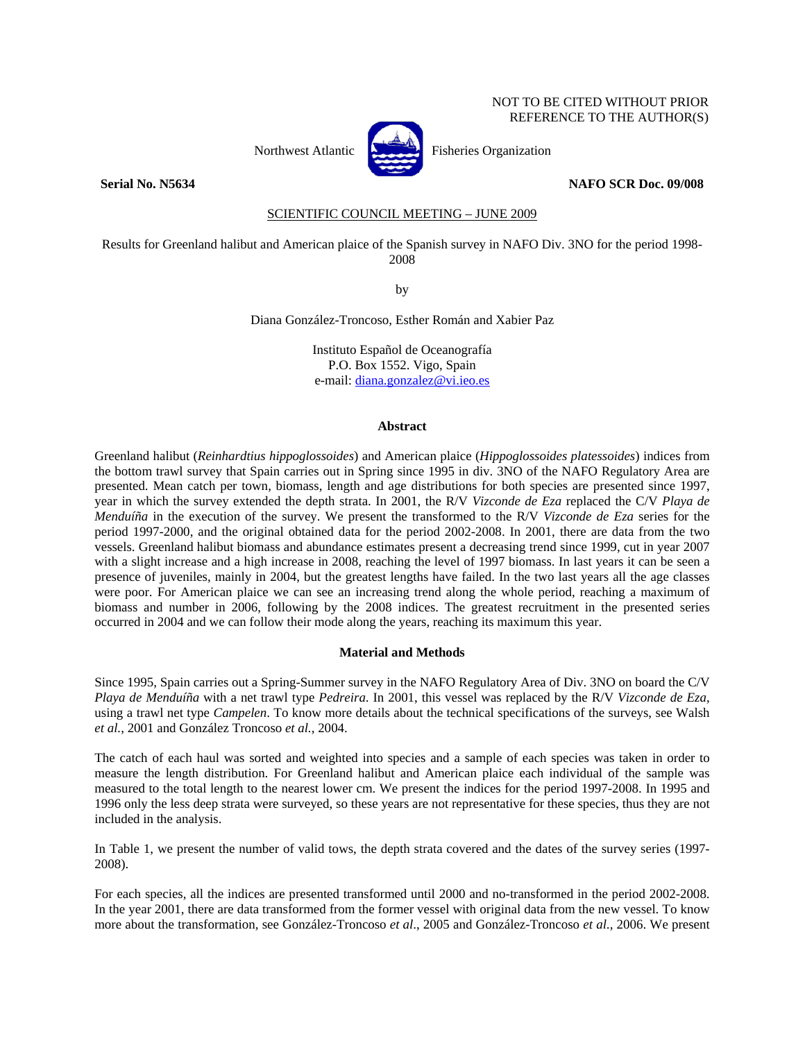NOT TO BE CITED WITHOUT PRIOR REFERENCE TO THE AUTHOR(S)

Northwest Atlantic Fisheries Organization

**Serial No. N5634** **NAFO SCR Doc. 09/008**

SCIENTIFIC COUNCIL MEETING – JUNE 2009

Results for Greenland halibut and American plaice of the Spanish survey in NAFO Div. 3NO for the period 1998-2008

by

Diana González-Troncoso, Esther Román and Xabier Paz

Instituto Español de Oceanografía
P.O. Box 1552. Vigo, Spain
e-mail: diana.gonzalez@vi.ieo.es

## Abstract

Greenland halibut (*Reinhardtius hippoglossoides*) and American plaice (*Hippoglossoides platessoides*) indices from the bottom trawl survey that Spain carries out in Spring since 1995 in div. 3NO of the NAFO Regulatory Area are presented. Mean catch per town, biomass, length and age distributions for both species are presented since 1997, year in which the survey extended the depth strata. In 2001, the R/V *Vizconde de Eza* replaced the C/V *Playa de Menduíña* in the execution of the survey. We present the transformed to the R/V *Vizconde de Eza* series for the period 1997-2000, and the original obtained data for the period 2002-2008. In 2001, there are data from the two vessels. Greenland halibut biomass and abundance estimates present a decreasing trend since 1999, cut in year 2007 with a slight increase and a high increase in 2008, reaching the level of 1997 biomass. In last years it can be seen a presence of juveniles, mainly in 2004, but the greatest lengths have failed. In the two last years all the age classes were poor. For American plaice we can see an increasing trend along the whole period, reaching a maximum of biomass and number in 2006, following by the 2008 indices. The greatest recruitment in the presented series occurred in 2004 and we can follow their mode along the years, reaching its maximum this year.

## Material and Methods

Since 1995, Spain carries out a Spring-Summer survey in the NAFO Regulatory Area of Div. 3NO on board the C/V *Playa de Menduíña* with a net trawl type *Pedreira*. In 2001, this vessel was replaced by the R/V *Vizconde de Eza*, using a trawl net type *Campelen*. To know more details about the technical specifications of the surveys, see Walsh *et al.*, 2001 and González Troncoso *et al.*, 2004.

The catch of each haul was sorted and weighted into species and a sample of each species was taken in order to measure the length distribution. For Greenland halibut and American plaice each individual of the sample was measured to the total length to the nearest lower cm. We present the indices for the period 1997-2008. In 1995 and 1996 only the less deep strata were surveyed, so these years are not representative for these species, thus they are not included in the analysis.

In Table 1, we present the number of valid tows, the depth strata covered and the dates of the survey series (1997-2008).

For each species, all the indices are presented transformed until 2000 and no-transformed in the period 2002-2008. In the year 2001, there are data transformed from the former vessel with original data from the new vessel. To know more about the transformation, see González-Troncoso *et al*., 2005 and González-Troncoso *et al*., 2006. We present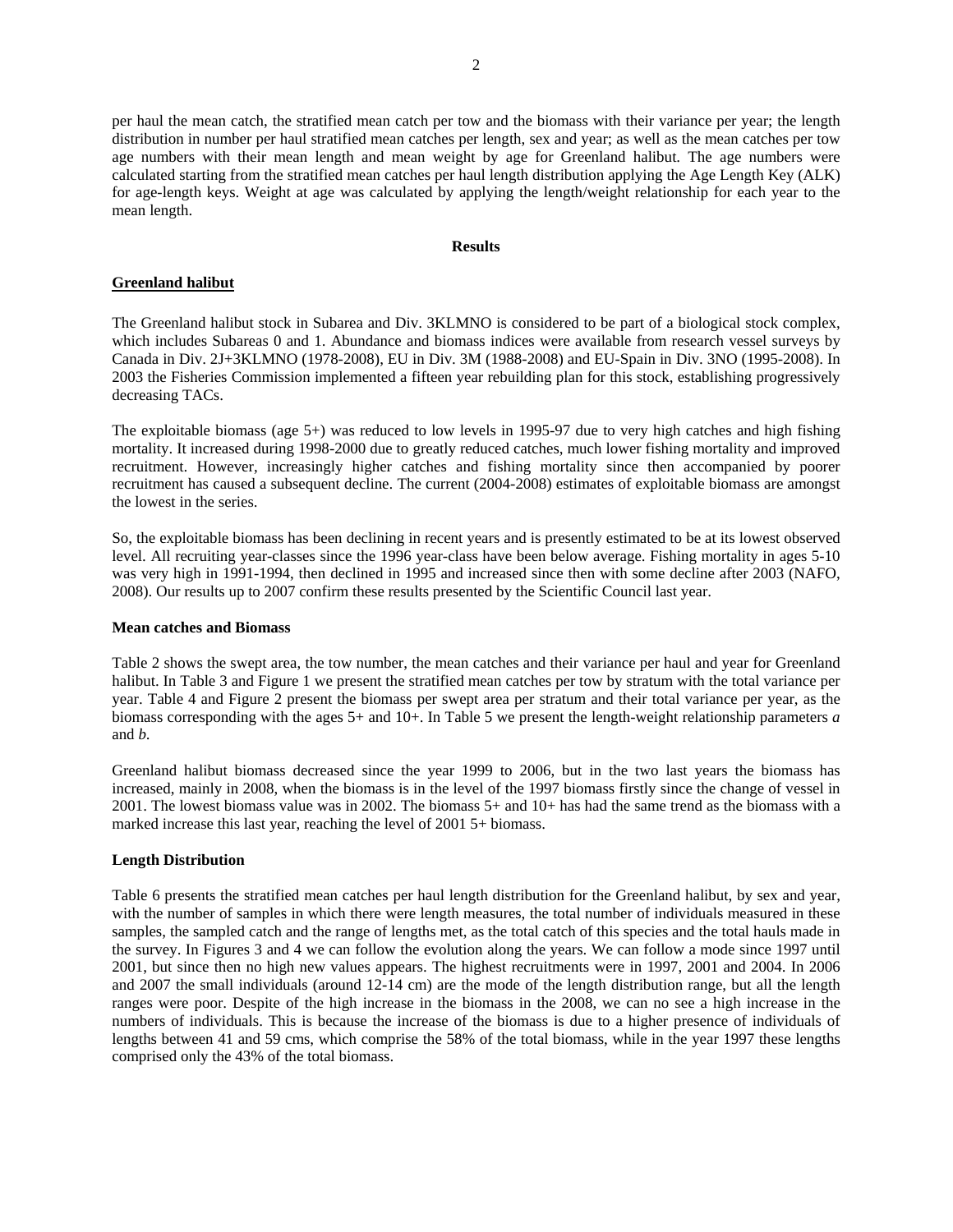per haul the mean catch, the stratified mean catch per tow and the biomass with their variance per year; the length distribution in number per haul stratified mean catches per length, sex and year; as well as the mean catches per tow age numbers with their mean length and mean weight by age for Greenland halibut. The age numbers were calculated starting from the stratified mean catches per haul length distribution applying the Age Length Key (ALK) for age-length keys. Weight at age was calculated by applying the length/weight relationship for each year to the mean length.

## Results

### Greenland halibut

The Greenland halibut stock in Subarea and Div. 3KLMNO is considered to be part of a biological stock complex, which includes Subareas 0 and 1. Abundance and biomass indices were available from research vessel surveys by Canada in Div. 2J+3KLMNO (1978-2008), EU in Div. 3M (1988-2008) and EU-Spain in Div. 3NO (1995-2008). In 2003 the Fisheries Commission implemented a fifteen year rebuilding plan for this stock, establishing progressively decreasing TACs.

The exploitable biomass (age 5+) was reduced to low levels in 1995-97 due to very high catches and high fishing mortality. It increased during 1998-2000 due to greatly reduced catches, much lower fishing mortality and improved recruitment. However, increasingly higher catches and fishing mortality since then accompanied by poorer recruitment has caused a subsequent decline. The current (2004-2008) estimates of exploitable biomass are amongst the lowest in the series.

So, the exploitable biomass has been declining in recent years and is presently estimated to be at its lowest observed level. All recruiting year-classes since the 1996 year-class have been below average. Fishing mortality in ages 5-10 was very high in 1991-1994, then declined in 1995 and increased since then with some decline after 2003 (NAFO, 2008). Our results up to 2007 confirm these results presented by the Scientific Council last year.

### Mean catches and Biomass

Table 2 shows the swept area, the tow number, the mean catches and their variance per haul and year for Greenland halibut. In Table 3 and Figure 1 we present the stratified mean catches per tow by stratum with the total variance per year. Table 4 and Figure 2 present the biomass per swept area per stratum and their total variance per year, as the biomass corresponding with the ages 5+ and 10+. In Table 5 we present the length-weight relationship parameters *a* and *b*.

Greenland halibut biomass decreased since the year 1999 to 2006, but in the two last years the biomass has increased, mainly in 2008, when the biomass is in the level of the 1997 biomass firstly since the change of vessel in 2001. The lowest biomass value was in 2002. The biomass 5+ and 10+ has had the same trend as the biomass with a marked increase this last year, reaching the level of 2001 5+ biomass.

### Length Distribution

Table 6 presents the stratified mean catches per haul length distribution for the Greenland halibut, by sex and year, with the number of samples in which there were length measures, the total number of individuals measured in these samples, the sampled catch and the range of lengths met, as the total catch of this species and the total hauls made in the survey. In Figures 3 and 4 we can follow the evolution along the years. We can follow a mode since 1997 until 2001, but since then no high new values appears. The highest recruitments were in 1997, 2001 and 2004. In 2006 and 2007 the small individuals (around 12-14 cm) are the mode of the length distribution range, but all the length ranges were poor. Despite of the high increase in the biomass in the 2008, we can no see a high increase in the numbers of individuals. This is because the increase of the biomass is due to a higher presence of individuals of lengths between 41 and 59 cms, which comprise the 58% of the total biomass, while in the year 1997 these lengths comprised only the 43% of the total biomass.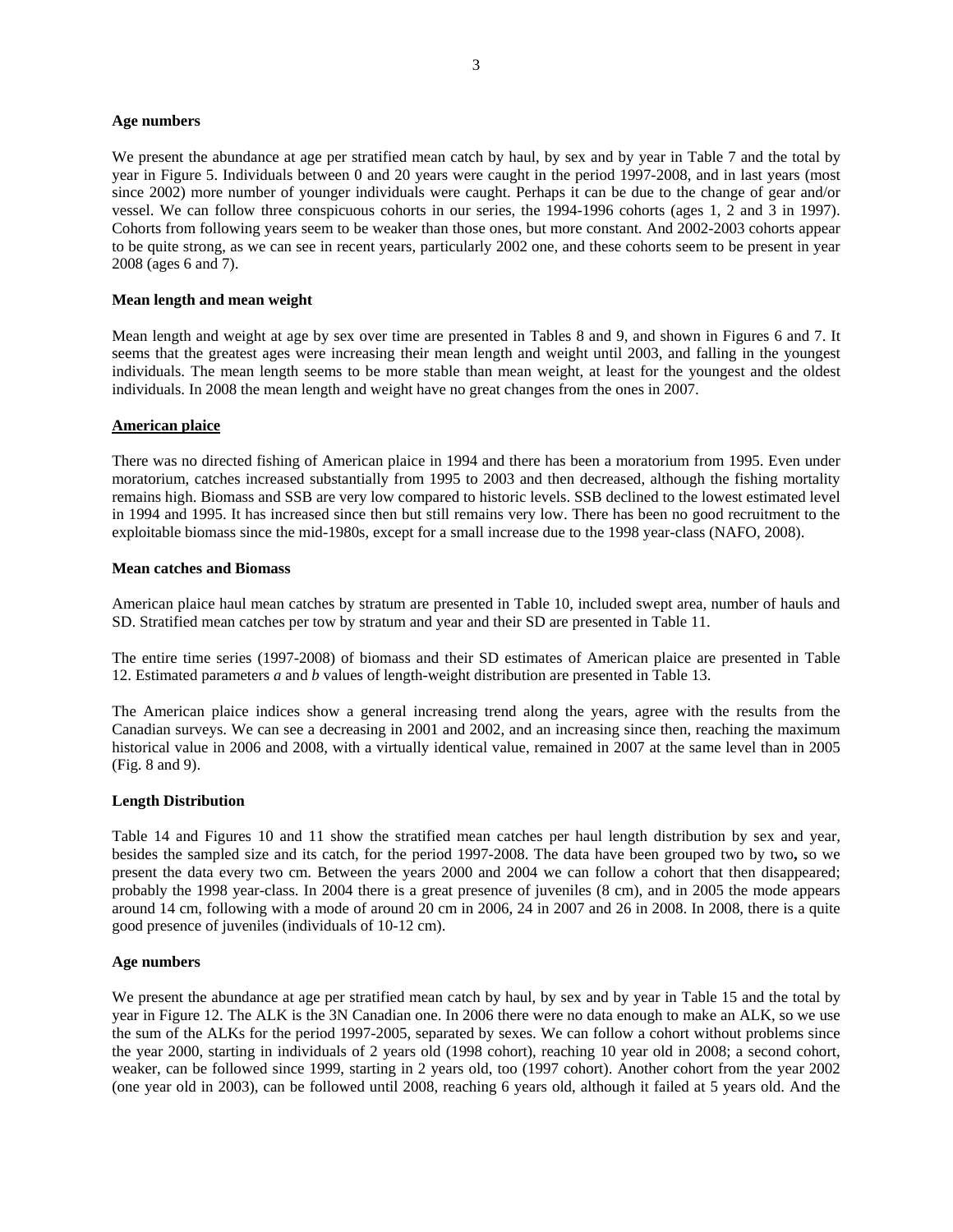**Age numbers**

We present the abundance at age per stratified mean catch by haul, by sex and by year in Table 7 and the total by year in Figure 5. Individuals between 0 and 20 years were caught in the period 1997-2008, and in last years (most since 2002) more number of younger individuals were caught. Perhaps it can be due to the change of gear and/or vessel. We can follow three conspicuous cohorts in our series, the 1994-1996 cohorts (ages 1, 2 and 3 in 1997). Cohorts from following years seem to be weaker than those ones, but more constant. And 2002-2003 cohorts appear to be quite strong, as we can see in recent years, particularly 2002 one, and these cohorts seem to be present in year 2008 (ages 6 and 7).

**Mean length and mean weight**

Mean length and weight at age by sex over time are presented in Tables 8 and 9, and shown in Figures 6 and 7. It seems that the greatest ages were increasing their mean length and weight until 2003, and falling in the youngest individuals. The mean length seems to be more stable than mean weight, at least for the youngest and the oldest individuals. In 2008 the mean length and weight have no great changes from the ones in 2007.

## American plaice

There was no directed fishing of American plaice in 1994 and there has been a moratorium from 1995. Even under moratorium, catches increased substantially from 1995 to 2003 and then decreased, although the fishing mortality remains high. Biomass and SSB are very low compared to historic levels. SSB declined to the lowest estimated level in 1994 and 1995. It has increased since then but still remains very low. There has been no good recruitment to the exploitable biomass since the mid-1980s, except for a small increase due to the 1998 year-class (NAFO, 2008).

**Mean catches and Biomass**

American plaice haul mean catches by stratum are presented in Table 10, included swept area, number of hauls and SD. Stratified mean catches per tow by stratum and year and their SD are presented in Table 11.

The entire time series (1997-2008) of biomass and their SD estimates of American plaice are presented in Table 12. Estimated parameters *a* and *b* values of length-weight distribution are presented in Table 13.

The American plaice indices show a general increasing trend along the years, agree with the results from the Canadian surveys. We can see a decreasing in 2001 and 2002, and an increasing since then, reaching the maximum historical value in 2006 and 2008, with a virtually identical value, remained in 2007 at the same level than in 2005 (Fig. 8 and 9).

**Length Distribution**

Table 14 and Figures 10 and 11 show the stratified mean catches per haul length distribution by sex and year, besides the sampled size and its catch, for the period 1997-2008. The data have been grouped two by two**,** so we present the data every two cm. Between the years 2000 and 2004 we can follow a cohort that then disappeared; probably the 1998 year-class. In 2004 there is a great presence of juveniles (8 cm), and in 2005 the mode appears around 14 cm, following with a mode of around 20 cm in 2006, 24 in 2007 and 26 in 2008. In 2008, there is a quite good presence of juveniles (individuals of 10-12 cm).

**Age numbers**

We present the abundance at age per stratified mean catch by haul, by sex and by year in Table 15 and the total by year in Figure 12. The ALK is the 3N Canadian one. In 2006 there were no data enough to make an ALK, so we use the sum of the ALKs for the period 1997-2005, separated by sexes. We can follow a cohort without problems since the year 2000, starting in individuals of 2 years old (1998 cohort), reaching 10 year old in 2008; a second cohort, weaker, can be followed since 1999, starting in 2 years old, too (1997 cohort). Another cohort from the year 2002 (one year old in 2003), can be followed until 2008, reaching 6 years old, although it failed at 5 years old. And the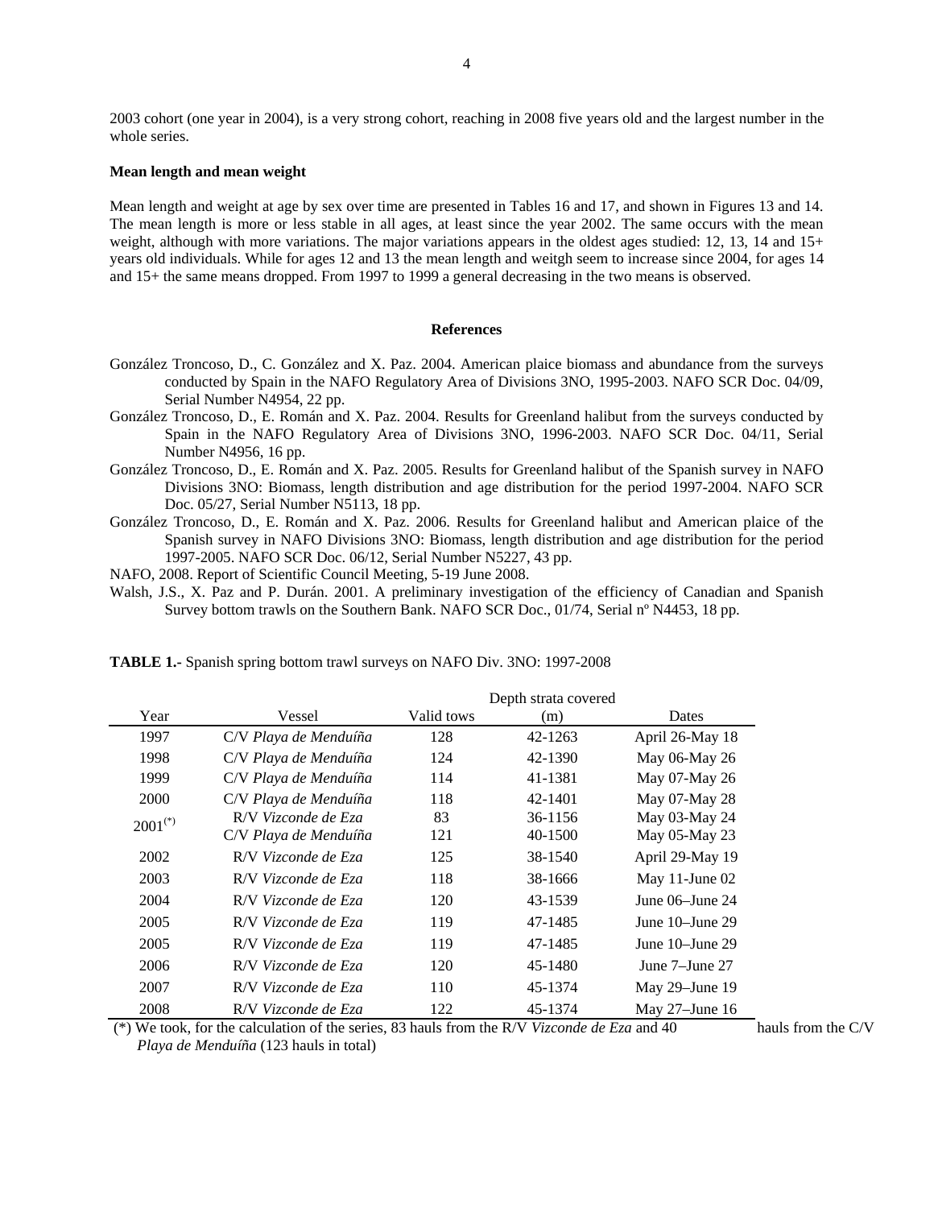2003 cohort (one year in 2004), is a very strong cohort, reaching in 2008 five years old and the largest number in the whole series.

**Mean length and mean weight**

Mean length and weight at age by sex over time are presented in Tables 16 and 17, and shown in Figures 13 and 14. The mean length is more or less stable in all ages, at least since the year 2002. The same occurs with the mean weight, although with more variations. The major variations appears in the oldest ages studied: 12, 13, 14 and 15+ years old individuals. While for ages 12 and 13 the mean length and weitgh seem to increase since 2004, for ages 14 and 15+ the same means dropped. From 1997 to 1999 a general decreasing in the two means is observed.

## References

González Troncoso, D., C. González and X. Paz. 2004. American plaice biomass and abundance from the surveys conducted by Spain in the NAFO Regulatory Area of Divisions 3NO, 1995-2003. NAFO SCR Doc. 04/09, Serial Number N4954, 22 pp.

González Troncoso, D., E. Román and X. Paz. 2004. Results for Greenland halibut from the surveys conducted by Spain in the NAFO Regulatory Area of Divisions 3NO, 1996-2003. NAFO SCR Doc. 04/11, Serial Number N4956, 16 pp.

González Troncoso, D., E. Román and X. Paz. 2005. Results for Greenland halibut of the Spanish survey in NAFO Divisions 3NO: Biomass, length distribution and age distribution for the period 1997-2004. NAFO SCR Doc. 05/27, Serial Number N5113, 18 pp.

González Troncoso, D., E. Román and X. Paz. 2006. Results for Greenland halibut and American plaice of the Spanish survey in NAFO Divisions 3NO: Biomass, length distribution and age distribution for the period 1997-2005. NAFO SCR Doc. 06/12, Serial Number N5227, 43 pp.

NAFO, 2008. Report of Scientific Council Meeting, 5-19 June 2008.

Walsh, J.S., X. Paz and P. Durán. 2001. A preliminary investigation of the efficiency of Canadian and Spanish Survey bottom trawls on the Southern Bank. NAFO SCR Doc., 01/74, Serial nº N4453, 18 pp.

**TABLE 1.-** Spanish spring bottom trawl surveys on NAFO Div. 3NO: 1997-2008

| Year | Vessel | Valid tows | Depth strata covered (m) | Dates |
|---|---|---|---|---|
| 1997 | C/V *Playa de Menduíña* | 128 | 42-1263 | April 26-May 18 |
| 1998 | C/V *Playa de Menduíña* | 124 | 42-1390 | May 06-May 26 |
| 1999 | C/V *Playa de Menduíña* | 114 | 41-1381 | May 07-May 26 |
| 2000 | C/V *Playa de Menduíña* | 118 | 42-1401 | May 07-May 28 |
| 2001(*) | R/V *Vizconde de Eza* | 83 | 36-1156 | May 03-May 24 |
| | C/V *Playa de Menduíña* | 121 | 40-1500 | May 05-May 23 |
| 2002 | R/V *Vizconde de Eza* | 125 | 38-1540 | April 29-May 19 |
| 2003 | R/V *Vizconde de Eza* | 118 | 38-1666 | May 11-June 02 |
| 2004 | R/V *Vizconde de Eza* | 120 | 43-1539 | June 06–June 24 |
| 2005 | R/V *Vizconde de Eza* | 119 | 47-1485 | June 10–June 29 |
| 2005 | R/V *Vizconde de Eza* | 119 | 47-1485 | June 10–June 29 |
| 2006 | R/V *Vizconde de Eza* | 120 | 45-1480 | June 7–June 27 |
| 2007 | R/V *Vizconde de Eza* | 110 | 45-1374 | May 29–June 19 |
| 2008 | R/V *Vizconde de Eza* | 122 | 45-1374 | May 27–June 16 |

(*) We took, for the calculation of the series, 83 hauls from the R/V *Vizconde de Eza* and 40 hauls from the C/V *Playa de Menduíña* (123 hauls in total)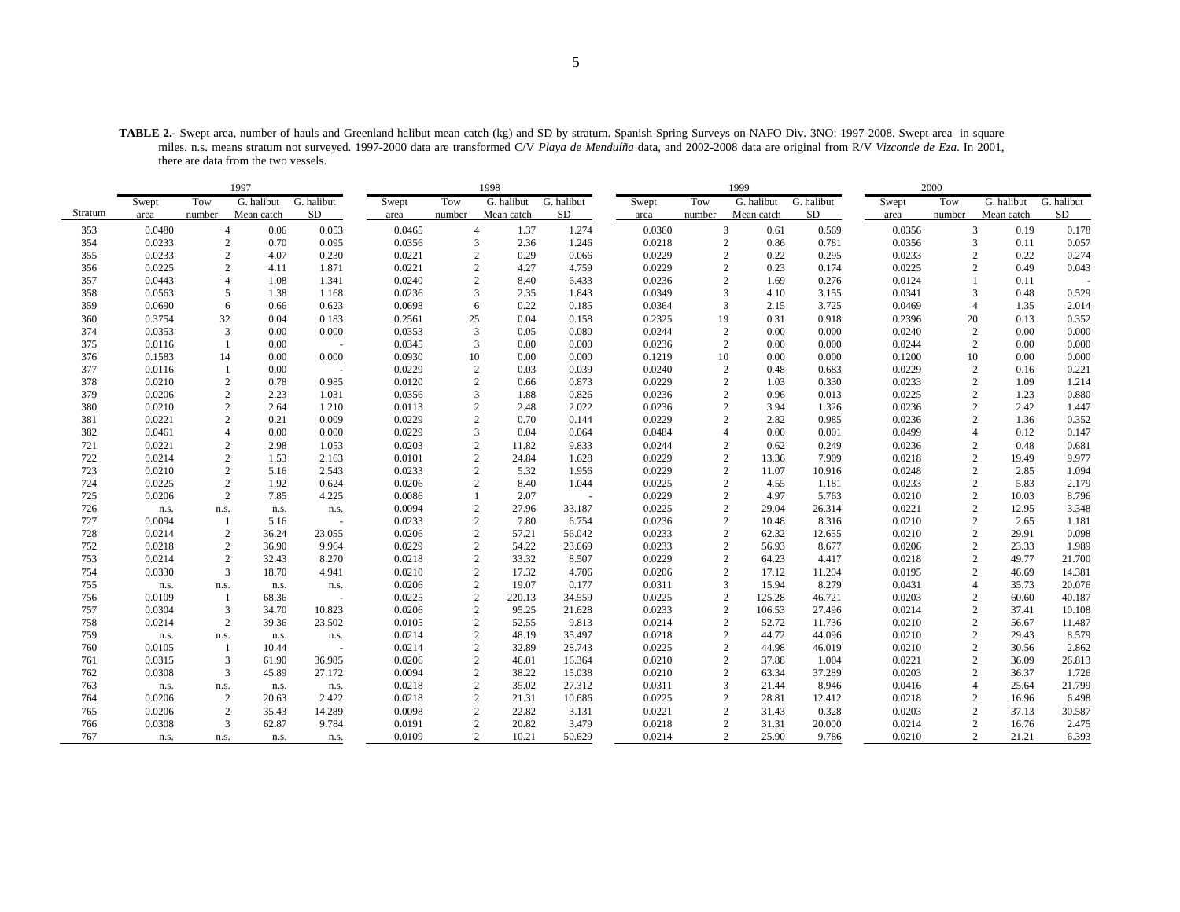**TABLE 2.-** Swept area, number of hauls and Greenland halibut mean catch (kg) and SD by stratum. Spanish Spring Surveys on NAFO Div. 3NO: 1997-2008. Swept area in square miles. n.s. means stratum not surveyed. 1997-2000 data are transformed C/V *Playa de Menduíña* data, and 2002-2008 data are original from R/V *Vizconde de Eza*. In 2001, there are data from the two vessels.

| | 1997 | | | | 1998 | | | | 1999 | | | | 2000 | | | |
|---|---|---|---|---|---|---|---|---|---|---|---|---|---|---|---|---|
| Stratum | Swept area | Tow number | G. halibut Mean catch | G. halibut SD | Swept area | Tow number | G. halibut Mean catch | G. halibut SD | Swept area | Tow number | G. halibut Mean catch | G. halibut SD | Swept area | Tow number | G. halibut Mean catch | G. halibut SD |
| 353 | 0.0480 | 4 | 0.06 | 0.053 | 0.0465 | 4 | 1.37 | 1.274 | 0.0360 | 3 | 0.61 | 0.569 | 0.0356 | 3 | 0.19 | 0.178 |
| 354 | 0.0233 | 2 | 0.70 | 0.095 | 0.0356 | 3 | 2.36 | 1.246 | 0.0218 | 2 | 0.86 | 0.781 | 0.0356 | 3 | 0.11 | 0.057 |
| 355 | 0.0233 | 2 | 4.07 | 0.230 | 0.0221 | 2 | 0.29 | 0.066 | 0.0229 | 2 | 0.22 | 0.295 | 0.0233 | 2 | 0.22 | 0.274 |
| 356 | 0.0225 | 2 | 4.11 | 1.871 | 0.0221 | 2 | 4.27 | 4.759 | 0.0229 | 2 | 0.23 | 0.174 | 0.0225 | 2 | 0.49 | 0.043 |
| 357 | 0.0443 | 4 | 1.08 | 1.341 | 0.0240 | 2 | 8.40 | 6.433 | 0.0236 | 2 | 1.69 | 0.276 | 0.0124 | 1 | 0.11 | - |
| 358 | 0.0563 | 5 | 1.38 | 1.168 | 0.0236 | 3 | 2.35 | 1.843 | 0.0349 | 3 | 4.10 | 3.155 | 0.0341 | 3 | 0.48 | 0.529 |
| 359 | 0.0690 | 6 | 0.66 | 0.623 | 0.0698 | 6 | 0.22 | 0.185 | 0.0364 | 3 | 2.15 | 3.725 | 0.0469 | 4 | 1.35 | 2.014 |
| 360 | 0.3754 | 32 | 0.04 | 0.183 | 0.2561 | 25 | 0.04 | 0.158 | 0.2325 | 19 | 0.31 | 0.918 | 0.2396 | 20 | 0.13 | 0.352 |
| 374 | 0.0353 | 3 | 0.00 | 0.000 | 0.0353 | 3 | 0.05 | 0.080 | 0.0244 | 2 | 0.00 | 0.000 | 0.0240 | 2 | 0.00 | 0.000 |
| 375 | 0.0116 | 1 | 0.00 | - | 0.0345 | 3 | 0.00 | 0.000 | 0.0236 | 2 | 0.00 | 0.000 | 0.0244 | 2 | 0.00 | 0.000 |
| 376 | 0.1583 | 14 | 0.00 | 0.000 | 0.0930 | 10 | 0.00 | 0.000 | 0.1219 | 10 | 0.00 | 0.000 | 0.1200 | 10 | 0.00 | 0.000 |
| 377 | 0.0116 | 1 | 0.00 | - | 0.0229 | 2 | 0.03 | 0.039 | 0.0240 | 2 | 0.48 | 0.683 | 0.0229 | 2 | 0.16 | 0.221 |
| 378 | 0.0210 | 2 | 0.78 | 0.985 | 0.0120 | 2 | 0.66 | 0.873 | 0.0229 | 2 | 1.03 | 0.330 | 0.0233 | 2 | 1.09 | 1.214 |
| 379 | 0.0206 | 2 | 2.23 | 1.031 | 0.0356 | 3 | 1.88 | 0.826 | 0.0236 | 2 | 0.96 | 0.013 | 0.0225 | 2 | 1.23 | 0.880 |
| 380 | 0.0210 | 2 | 2.64 | 1.210 | 0.0113 | 2 | 2.48 | 2.022 | 0.0236 | 2 | 3.94 | 1.326 | 0.0236 | 2 | 2.42 | 1.447 |
| 381 | 0.0221 | 2 | 0.21 | 0.009 | 0.0229 | 2 | 0.70 | 0.144 | 0.0229 | 2 | 2.82 | 0.985 | 0.0236 | 2 | 1.36 | 0.352 |
| 382 | 0.0461 | 4 | 0.00 | 0.000 | 0.0229 | 3 | 0.04 | 0.064 | 0.0484 | 4 | 0.00 | 0.001 | 0.0499 | 4 | 0.12 | 0.147 |
| 721 | 0.0221 | 2 | 2.98 | 1.053 | 0.0203 | 2 | 11.82 | 9.833 | 0.0244 | 2 | 0.62 | 0.249 | 0.0236 | 2 | 0.48 | 0.681 |
| 722 | 0.0214 | 2 | 1.53 | 2.163 | 0.0101 | 2 | 24.84 | 1.628 | 0.0229 | 2 | 13.36 | 7.909 | 0.0218 | 2 | 19.49 | 9.977 |
| 723 | 0.0210 | 2 | 5.16 | 2.543 | 0.0233 | 2 | 5.32 | 1.956 | 0.0229 | 2 | 11.07 | 10.916 | 0.0248 | 2 | 2.85 | 1.094 |
| 724 | 0.0225 | 2 | 1.92 | 0.624 | 0.0206 | 2 | 8.40 | 1.044 | 0.0225 | 2 | 4.55 | 1.181 | 0.0233 | 2 | 5.83 | 2.179 |
| 725 | 0.0206 | 2 | 7.85 | 4.225 | 0.0086 | 1 | 2.07 | - | 0.0229 | 2 | 4.97 | 5.763 | 0.0210 | 2 | 10.03 | 8.796 |
| 726 | n.s. | n.s. | n.s. | n.s. | 0.0094 | 2 | 27.96 | 33.187 | 0.0225 | 2 | 29.04 | 26.314 | 0.0221 | 2 | 12.95 | 3.348 |
| 727 | 0.0094 | 1 | 5.16 | - | 0.0233 | 2 | 7.80 | 6.754 | 0.0236 | 2 | 10.48 | 8.316 | 0.0210 | 2 | 2.65 | 1.181 |
| 728 | 0.0214 | 2 | 36.24 | 23.055 | 0.0206 | 2 | 57.21 | 56.042 | 0.0233 | 2 | 62.32 | 12.655 | 0.0210 | 2 | 29.91 | 0.098 |
| 752 | 0.0218 | 2 | 36.90 | 9.964 | 0.0229 | 2 | 54.22 | 23.669 | 0.0233 | 2 | 56.93 | 8.677 | 0.0206 | 2 | 23.33 | 1.989 |
| 753 | 0.0214 | 2 | 32.43 | 8.270 | 0.0218 | 2 | 33.32 | 8.507 | 0.0229 | 2 | 64.23 | 4.417 | 0.0218 | 2 | 49.77 | 21.700 |
| 754 | 0.0330 | 3 | 18.70 | 4.941 | 0.0210 | 2 | 17.32 | 4.706 | 0.0206 | 2 | 17.12 | 11.204 | 0.0195 | 2 | 46.69 | 14.381 |
| 755 | n.s. | n.s. | n.s. | n.s. | 0.0206 | 2 | 19.07 | 0.177 | 0.0311 | 3 | 15.94 | 8.279 | 0.0431 | 4 | 35.73 | 20.076 |
| 756 | 0.0109 | 1 | 68.36 | - | 0.0225 | 2 | 220.13 | 34.559 | 0.0225 | 2 | 125.28 | 46.721 | 0.0203 | 2 | 60.60 | 40.187 |
| 757 | 0.0304 | 3 | 34.70 | 10.823 | 0.0206 | 2 | 95.25 | 21.628 | 0.0233 | 2 | 106.53 | 27.496 | 0.0214 | 2 | 37.41 | 10.108 |
| 758 | 0.0214 | 2 | 39.36 | 23.502 | 0.0105 | 2 | 52.55 | 9.813 | 0.0214 | 2 | 52.72 | 11.736 | 0.0210 | 2 | 56.67 | 11.487 |
| 759 | n.s. | n.s. | n.s. | n.s. | 0.0214 | 2 | 48.19 | 35.497 | 0.0218 | 2 | 44.72 | 44.096 | 0.0210 | 2 | 29.43 | 8.579 |
| 760 | 0.0105 | 1 | 10.44 | - | 0.0214 | 2 | 32.89 | 28.743 | 0.0225 | 2 | 44.98 | 46.019 | 0.0210 | 2 | 30.56 | 2.862 |
| 761 | 0.0315 | 3 | 61.90 | 36.985 | 0.0206 | 2 | 46.01 | 16.364 | 0.0210 | 2 | 37.88 | 1.004 | 0.0221 | 2 | 36.09 | 26.813 |
| 762 | 0.0308 | 3 | 45.89 | 27.172 | 0.0094 | 2 | 38.22 | 15.038 | 0.0210 | 2 | 63.34 | 37.289 | 0.0203 | 2 | 36.37 | 1.726 |
| 763 | n.s. | n.s. | n.s. | n.s. | 0.0218 | 2 | 35.02 | 27.312 | 0.0311 | 3 | 21.44 | 8.946 | 0.0416 | 4 | 25.64 | 21.799 |
| 764 | 0.0206 | 2 | 20.63 | 2.422 | 0.0218 | 2 | 21.31 | 10.686 | 0.0225 | 2 | 28.81 | 12.412 | 0.0218 | 2 | 16.96 | 6.498 |
| 765 | 0.0206 | 2 | 35.43 | 14.289 | 0.0098 | 2 | 22.82 | 3.131 | 0.0221 | 2 | 31.43 | 0.328 | 0.0203 | 2 | 37.13 | 30.587 |
| 766 | 0.0308 | 3 | 62.87 | 9.784 | 0.0191 | 2 | 20.82 | 3.479 | 0.0218 | 2 | 31.31 | 20.000 | 0.0214 | 2 | 16.76 | 2.475 |
| 767 | n.s. | n.s. | n.s. | n.s. | 0.0109 | 2 | 10.21 | 50.629 | 0.0214 | 2 | 25.90 | 9.786 | 0.0210 | 2 | 21.21 | 6.393 |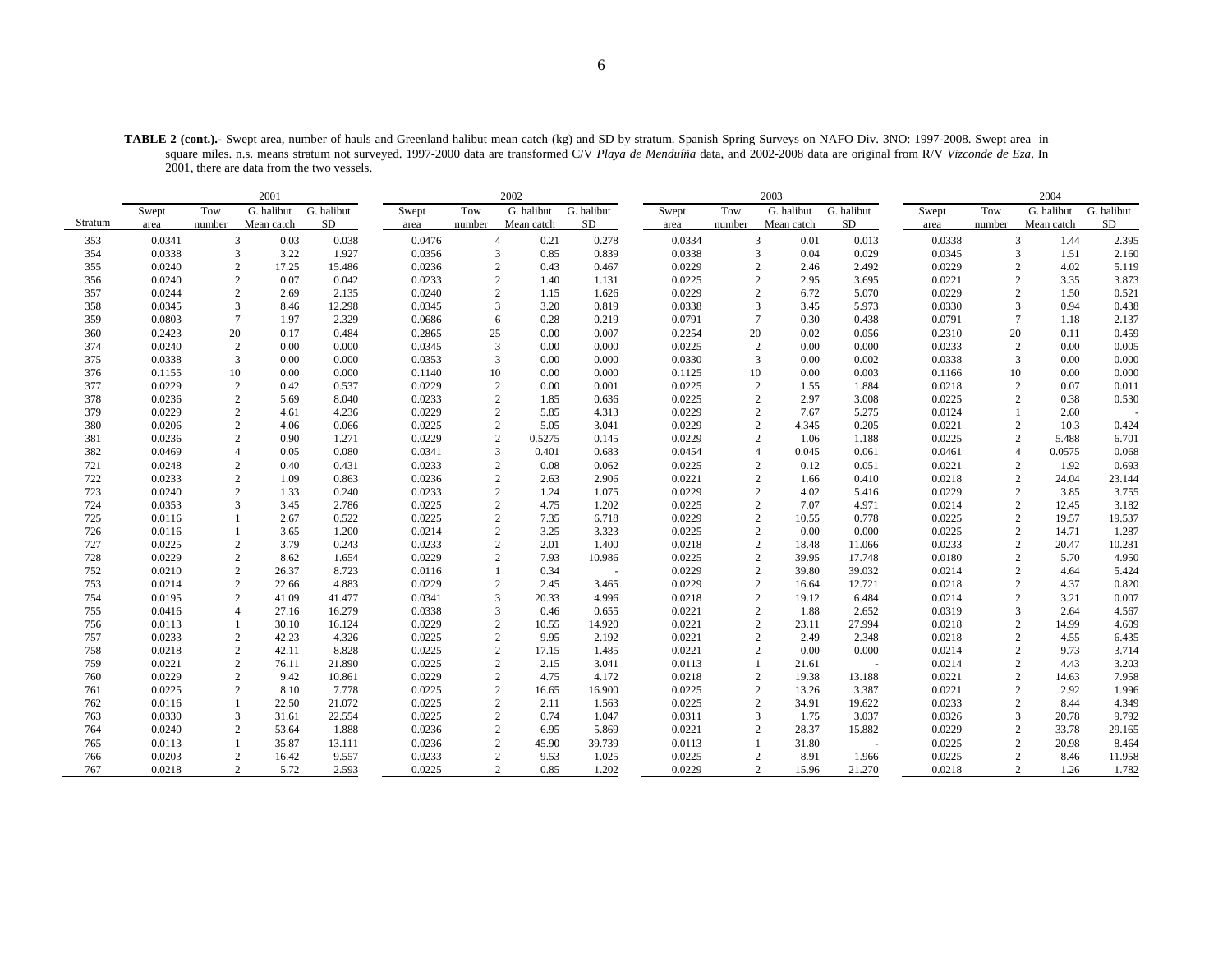**TABLE 2 (cont.).-** Swept area, number of hauls and Greenland halibut mean catch (kg) and SD by stratum. Spanish Spring Surveys on NAFO Div. 3NO: 1997-2008. Swept area in square miles. n.s. means stratum not surveyed. 1997-2000 data are transformed C/V *Playa de Menduíña* data, and 2002-2008 data are original from R/V *Vizconde de Eza*. In 2001, there are data from the two vessels.

| | 2001 | | | | 2002 | | | | 2003 | | | | 2004 | | | |
|---|---|---|---|---|---|---|---|---|---|---|---|---|---|---|---|---|
| Stratum | Swept area | Tow number | G. halibut Mean catch | G. halibut SD | Swept area | Tow number | G. halibut Mean catch | G. halibut SD | Swept area | Tow number | G. halibut Mean catch | G. halibut SD | Swept area | Tow number | G. halibut Mean catch | G. halibut SD |
| 353 | 0.0341 | 3 | 0.03 | 0.038 | 0.0476 | 4 | 0.21 | 0.278 | 0.0334 | 3 | 0.01 | 0.013 | 0.0338 | 3 | 1.44 | 2.395 |
| 354 | 0.0338 | 3 | 3.22 | 1.927 | 0.0356 | 3 | 0.85 | 0.839 | 0.0338 | 3 | 0.04 | 0.029 | 0.0345 | 3 | 1.51 | 2.160 |
| 355 | 0.0240 | 2 | 17.25 | 15.486 | 0.0236 | 2 | 0.43 | 0.467 | 0.0229 | 2 | 2.46 | 2.492 | 0.0229 | 2 | 4.02 | 5.119 |
| 356 | 0.0240 | 2 | 0.07 | 0.042 | 0.0233 | 2 | 1.40 | 1.131 | 0.0225 | 2 | 2.95 | 3.695 | 0.0221 | 2 | 3.35 | 3.873 |
| 357 | 0.0244 | 2 | 2.69 | 2.135 | 0.0240 | 2 | 1.15 | 1.626 | 0.0229 | 2 | 6.72 | 5.070 | 0.0229 | 2 | 1.50 | 0.521 |
| 358 | 0.0345 | 3 | 8.46 | 12.298 | 0.0345 | 3 | 3.20 | 0.819 | 0.0338 | 3 | 3.45 | 5.973 | 0.0330 | 3 | 0.94 | 0.438 |
| 359 | 0.0803 | 7 | 1.97 | 2.329 | 0.0686 | 6 | 0.28 | 0.219 | 0.0791 | 7 | 0.30 | 0.438 | 0.0791 | 7 | 1.18 | 2.137 |
| 360 | 0.2423 | 20 | 0.17 | 0.484 | 0.2865 | 25 | 0.00 | 0.007 | 0.2254 | 20 | 0.02 | 0.056 | 0.2310 | 20 | 0.11 | 0.459 |
| 374 | 0.0240 | 2 | 0.00 | 0.000 | 0.0345 | 3 | 0.00 | 0.000 | 0.0225 | 2 | 0.00 | 0.000 | 0.0233 | 2 | 0.00 | 0.005 |
| 375 | 0.0338 | 3 | 0.00 | 0.000 | 0.0353 | 3 | 0.00 | 0.000 | 0.0330 | 3 | 0.00 | 0.002 | 0.0338 | 3 | 0.00 | 0.000 |
| 376 | 0.1155 | 10 | 0.00 | 0.000 | 0.1140 | 10 | 0.00 | 0.000 | 0.1125 | 10 | 0.00 | 0.003 | 0.1166 | 10 | 0.00 | 0.000 |
| 377 | 0.0229 | 2 | 0.42 | 0.537 | 0.0229 | 2 | 0.00 | 0.001 | 0.0225 | 2 | 1.55 | 1.884 | 0.0218 | 2 | 0.07 | 0.011 |
| 378 | 0.0236 | 2 | 5.69 | 8.040 | 0.0233 | 2 | 1.85 | 0.636 | 0.0225 | 2 | 2.97 | 3.008 | 0.0225 | 2 | 0.38 | 0.530 |
| 379 | 0.0229 | 2 | 4.61 | 4.236 | 0.0229 | 2 | 5.85 | 4.313 | 0.0229 | 2 | 7.67 | 5.275 | 0.0124 | 1 | 2.60 | - |
| 380 | 0.0206 | 2 | 4.06 | 0.066 | 0.0225 | 2 | 5.05 | 3.041 | 0.0229 | 2 | 4.345 | 0.205 | 0.0221 | 2 | 10.3 | 0.424 |
| 381 | 0.0236 | 2 | 0.90 | 1.271 | 0.0229 | 2 | 0.5275 | 0.145 | 0.0229 | 2 | 1.06 | 1.188 | 0.0225 | 2 | 5.488 | 6.701 |
| 382 | 0.0469 | 4 | 0.05 | 0.080 | 0.0341 | 3 | 0.401 | 0.683 | 0.0454 | 4 | 0.045 | 0.061 | 0.0461 | 4 | 0.0575 | 0.068 |
| 721 | 0.0248 | 2 | 0.40 | 0.431 | 0.0233 | 2 | 0.08 | 0.062 | 0.0225 | 2 | 0.12 | 0.051 | 0.0221 | 2 | 1.92 | 0.693 |
| 722 | 0.0233 | 2 | 1.09 | 0.863 | 0.0236 | 2 | 2.63 | 2.906 | 0.0221 | 2 | 1.66 | 0.410 | 0.0218 | 2 | 24.04 | 23.144 |
| 723 | 0.0240 | 2 | 1.33 | 0.240 | 0.0233 | 2 | 1.24 | 1.075 | 0.0229 | 2 | 4.02 | 5.416 | 0.0229 | 2 | 3.85 | 3.755 |
| 724 | 0.0353 | 3 | 3.45 | 2.786 | 0.0225 | 2 | 4.75 | 1.202 | 0.0225 | 2 | 7.07 | 4.971 | 0.0214 | 2 | 12.45 | 3.182 |
| 725 | 0.0116 | 1 | 2.67 | 0.522 | 0.0225 | 2 | 7.35 | 6.718 | 0.0229 | 2 | 10.55 | 0.778 | 0.0225 | 2 | 19.57 | 19.537 |
| 726 | 0.0116 | 1 | 3.65 | 1.200 | 0.0214 | 2 | 3.25 | 3.323 | 0.0225 | 2 | 0.00 | 0.000 | 0.0225 | 2 | 14.71 | 1.287 |
| 727 | 0.0225 | 2 | 3.79 | 0.243 | 0.0233 | 2 | 2.01 | 1.400 | 0.0218 | 2 | 18.48 | 11.066 | 0.0233 | 2 | 20.47 | 10.281 |
| 728 | 0.0229 | 2 | 8.62 | 1.654 | 0.0229 | 2 | 7.93 | 10.986 | 0.0225 | 2 | 39.95 | 17.748 | 0.0180 | 2 | 5.70 | 4.950 |
| 752 | 0.0210 | 2 | 26.37 | 8.723 | 0.0116 | 1 | 0.34 | - | 0.0229 | 2 | 39.80 | 39.032 | 0.0214 | 2 | 4.64 | 5.424 |
| 753 | 0.0214 | 2 | 22.66 | 4.883 | 0.0229 | 2 | 2.45 | 3.465 | 0.0229 | 2 | 16.64 | 12.721 | 0.0218 | 2 | 4.37 | 0.820 |
| 754 | 0.0195 | 2 | 41.09 | 41.477 | 0.0341 | 3 | 20.33 | 4.996 | 0.0218 | 2 | 19.12 | 6.484 | 0.0214 | 2 | 3.21 | 0.007 |
| 755 | 0.0416 | 4 | 27.16 | 16.279 | 0.0338 | 3 | 0.46 | 0.655 | 0.0221 | 2 | 1.88 | 2.652 | 0.0319 | 3 | 2.64 | 4.567 |
| 756 | 0.0113 | 1 | 30.10 | 16.124 | 0.0229 | 2 | 10.55 | 14.920 | 0.0221 | 2 | 23.11 | 27.994 | 0.0218 | 2 | 14.99 | 4.609 |
| 757 | 0.0233 | 2 | 42.23 | 4.326 | 0.0225 | 2 | 9.95 | 2.192 | 0.0221 | 2 | 2.49 | 2.348 | 0.0218 | 2 | 4.55 | 6.435 |
| 758 | 0.0218 | 2 | 42.11 | 8.828 | 0.0225 | 2 | 17.15 | 1.485 | 0.0221 | 2 | 0.00 | 0.000 | 0.0214 | 2 | 9.73 | 3.714 |
| 759 | 0.0221 | 2 | 76.11 | 21.890 | 0.0225 | 2 | 2.15 | 3.041 | 0.0113 | 1 | 21.61 | - | 0.0214 | 2 | 4.43 | 3.203 |
| 760 | 0.0229 | 2 | 9.42 | 10.861 | 0.0229 | 2 | 4.75 | 4.172 | 0.0218 | 2 | 19.38 | 13.188 | 0.0221 | 2 | 14.63 | 7.958 |
| 761 | 0.0225 | 2 | 8.10 | 7.778 | 0.0225 | 2 | 16.65 | 16.900 | 0.0225 | 2 | 13.26 | 3.387 | 0.0221 | 2 | 2.92 | 1.996 |
| 762 | 0.0116 | 1 | 22.50 | 21.072 | 0.0225 | 2 | 2.11 | 1.563 | 0.0225 | 2 | 34.91 | 19.622 | 0.0233 | 2 | 8.44 | 4.349 |
| 763 | 0.0330 | 3 | 31.61 | 22.554 | 0.0225 | 2 | 0.74 | 1.047 | 0.0311 | 3 | 1.75 | 3.037 | 0.0326 | 3 | 20.78 | 9.792 |
| 764 | 0.0240 | 2 | 53.64 | 1.888 | 0.0236 | 2 | 6.95 | 5.869 | 0.0221 | 2 | 28.37 | 15.882 | 0.0229 | 2 | 33.78 | 29.165 |
| 765 | 0.0113 | 1 | 35.87 | 13.111 | 0.0236 | 2 | 45.90 | 39.739 | 0.0113 | 1 | 31.80 | - | 0.0225 | 2 | 20.98 | 8.464 |
| 766 | 0.0203 | 2 | 16.42 | 9.557 | 0.0233 | 2 | 9.53 | 1.025 | 0.0225 | 2 | 8.91 | 1.966 | 0.0225 | 2 | 8.46 | 11.958 |
| 767 | 0.0218 | 2 | 5.72 | 2.593 | 0.0225 | 2 | 0.85 | 1.202 | 0.0229 | 2 | 15.96 | 21.270 | 0.0218 | 2 | 1.26 | 1.782 |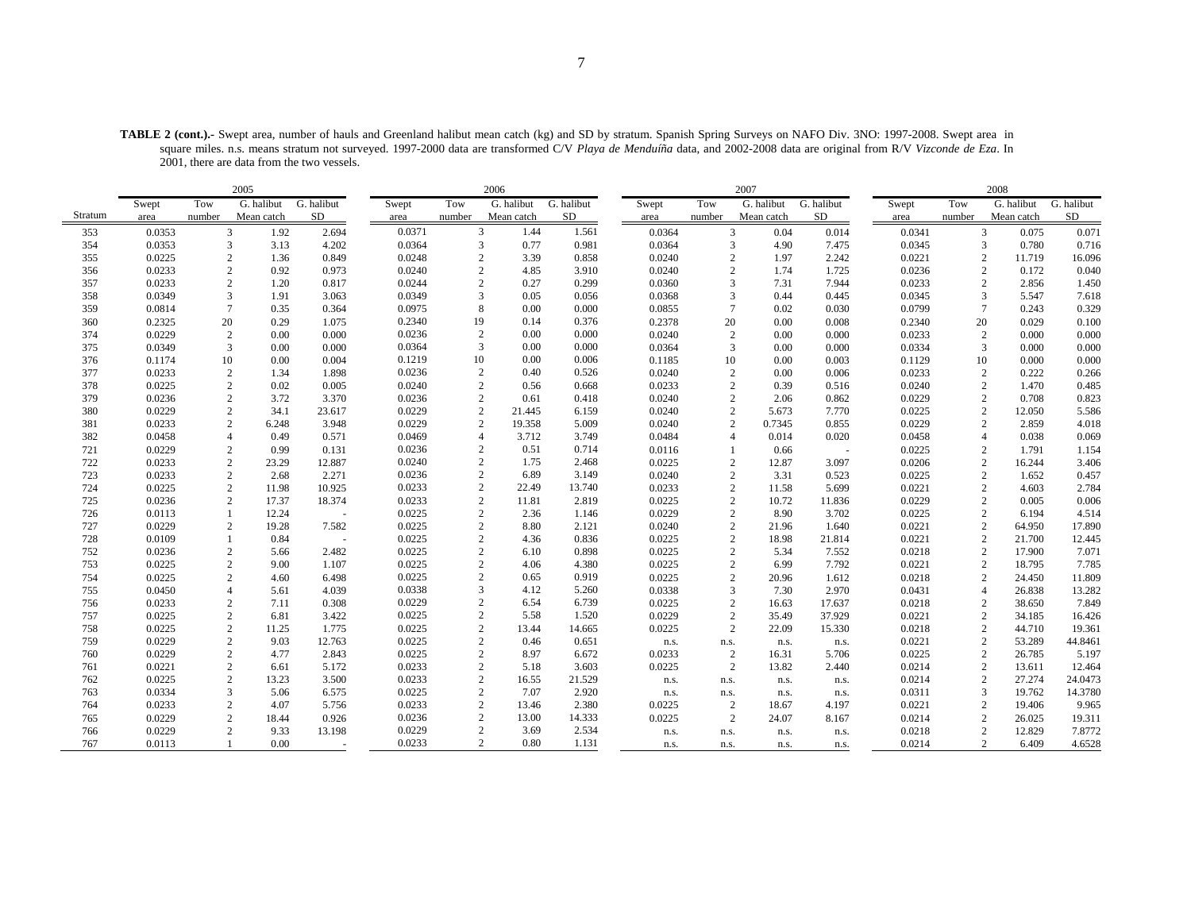**TABLE 2 (cont.).-** Swept area, number of hauls and Greenland halibut mean catch (kg) and SD by stratum. Spanish Spring Surveys on NAFO Div. 3NO: 1997-2008. Swept area in square miles. n.s. means stratum not surveyed. 1997-2000 data are transformed C/V *Playa de Menduíña* data, and 2002-2008 data are original from R/V *Vizconde de Eza*. In 2001, there are data from the two vessels.

| | 2005 | | | | 2006 | | | | 2007 | | | | 2008 | | | |
|---|---|---|---|---|---|---|---|---|---|---|---|---|---|---|---|---|
| Stratum | Swept area | Tow number | G. halibut Mean catch | G. halibut SD | Swept area | Tow number | G. halibut Mean catch | G. halibut SD | Swept area | Tow number | G. halibut Mean catch | G. halibut SD | Swept area | Tow number | G. halibut Mean catch | G. halibut SD |
| 353 | 0.0353 | 3 | 1.92 | 2.694 | 0.0371 | 3 | 1.44 | 1.561 | 0.0364 | 3 | 0.04 | 0.014 | 0.0341 | 3 | 0.075 | 0.071 |
| 354 | 0.0353 | 3 | 3.13 | 4.202 | 0.0364 | 3 | 0.77 | 0.981 | 0.0364 | 3 | 4.90 | 7.475 | 0.0345 | 3 | 0.780 | 0.716 |
| 355 | 0.0225 | 2 | 1.36 | 0.849 | 0.0248 | 2 | 3.39 | 0.858 | 0.0240 | 2 | 1.97 | 2.242 | 0.0221 | 2 | 11.719 | 16.096 |
| 356 | 0.0233 | 2 | 0.92 | 0.973 | 0.0240 | 2 | 4.85 | 3.910 | 0.0240 | 2 | 1.74 | 1.725 | 0.0236 | 2 | 0.172 | 0.040 |
| 357 | 0.0233 | 2 | 1.20 | 0.817 | 0.0244 | 2 | 0.27 | 0.299 | 0.0360 | 3 | 7.31 | 7.944 | 0.0233 | 2 | 2.856 | 1.450 |
| 358 | 0.0349 | 3 | 1.91 | 3.063 | 0.0349 | 3 | 0.05 | 0.056 | 0.0368 | 3 | 0.44 | 0.445 | 0.0345 | 3 | 5.547 | 7.618 |
| 359 | 0.0814 | 7 | 0.35 | 0.364 | 0.0975 | 8 | 0.00 | 0.000 | 0.0855 | 7 | 0.02 | 0.030 | 0.0799 | 7 | 0.243 | 0.329 |
| 360 | 0.2325 | 20 | 0.29 | 1.075 | 0.2340 | 19 | 0.14 | 0.376 | 0.2378 | 20 | 0.00 | 0.008 | 0.2340 | 20 | 0.029 | 0.100 |
| 374 | 0.0229 | 2 | 0.00 | 0.000 | 0.0236 | 2 | 0.00 | 0.000 | 0.0240 | 2 | 0.00 | 0.000 | 0.0233 | 2 | 0.000 | 0.000 |
| 375 | 0.0349 | 3 | 0.00 | 0.000 | 0.0364 | 3 | 0.00 | 0.000 | 0.0364 | 3 | 0.00 | 0.000 | 0.0334 | 3 | 0.000 | 0.000 |
| 376 | 0.1174 | 10 | 0.00 | 0.004 | 0.1219 | 10 | 0.00 | 0.006 | 0.1185 | 10 | 0.00 | 0.003 | 0.1129 | 10 | 0.000 | 0.000 |
| 377 | 0.0233 | 2 | 1.34 | 1.898 | 0.0236 | 2 | 0.40 | 0.526 | 0.0240 | 2 | 0.00 | 0.006 | 0.0233 | 2 | 0.222 | 0.266 |
| 378 | 0.0225 | 2 | 0.02 | 0.005 | 0.0240 | 2 | 0.56 | 0.668 | 0.0233 | 2 | 0.39 | 0.516 | 0.0240 | 2 | 1.470 | 0.485 |
| 379 | 0.0236 | 2 | 3.72 | 3.370 | 0.0236 | 2 | 0.61 | 0.418 | 0.0240 | 2 | 2.06 | 0.862 | 0.0229 | 2 | 0.708 | 0.823 |
| 380 | 0.0229 | 2 | 34.1 | 23.617 | 0.0229 | 2 | 21.445 | 6.159 | 0.0240 | 2 | 5.673 | 7.770 | 0.0225 | 2 | 12.050 | 5.586 |
| 381 | 0.0233 | 2 | 6.248 | 3.948 | 0.0229 | 2 | 19.358 | 5.009 | 0.0240 | 2 | 0.7345 | 0.855 | 0.0229 | 2 | 2.859 | 4.018 |
| 382 | 0.0458 | 4 | 0.49 | 0.571 | 0.0469 | 4 | 3.712 | 3.749 | 0.0484 | 4 | 0.014 | 0.020 | 0.0458 | 4 | 0.038 | 0.069 |
| 721 | 0.0229 | 2 | 0.99 | 0.131 | 0.0236 | 2 | 0.51 | 0.714 | 0.0116 | 1 | 0.66 | - | 0.0225 | 2 | 1.791 | 1.154 |
| 722 | 0.0233 | 2 | 23.29 | 12.887 | 0.0240 | 2 | 1.75 | 2.468 | 0.0225 | 2 | 12.87 | 3.097 | 0.0206 | 2 | 16.244 | 3.406 |
| 723 | 0.0233 | 2 | 2.68 | 2.271 | 0.0236 | 2 | 6.89 | 3.149 | 0.0240 | 2 | 3.31 | 0.523 | 0.0225 | 2 | 1.652 | 0.457 |
| 724 | 0.0225 | 2 | 11.98 | 10.925 | 0.0233 | 2 | 22.49 | 13.740 | 0.0233 | 2 | 11.58 | 5.699 | 0.0221 | 2 | 4.603 | 2.784 |
| 725 | 0.0236 | 2 | 17.37 | 18.374 | 0.0233 | 2 | 11.81 | 2.819 | 0.0225 | 2 | 10.72 | 11.836 | 0.0229 | 2 | 0.005 | 0.006 |
| 726 | 0.0113 | 1 | 12.24 | - | 0.0225 | 2 | 2.36 | 1.146 | 0.0229 | 2 | 8.90 | 3.702 | 0.0225 | 2 | 6.194 | 4.514 |
| 727 | 0.0229 | 2 | 19.28 | 7.582 | 0.0225 | 2 | 8.80 | 2.121 | 0.0240 | 2 | 21.96 | 1.640 | 0.0221 | 2 | 64.950 | 17.890 |
| 728 | 0.0109 | 1 | 0.84 | - | 0.0225 | 2 | 4.36 | 0.836 | 0.0225 | 2 | 18.98 | 21.814 | 0.0221 | 2 | 21.700 | 12.445 |
| 752 | 0.0236 | 2 | 5.66 | 2.482 | 0.0225 | 2 | 6.10 | 0.898 | 0.0225 | 2 | 5.34 | 7.552 | 0.0218 | 2 | 17.900 | 7.071 |
| 753 | 0.0225 | 2 | 9.00 | 1.107 | 0.0225 | 2 | 4.06 | 4.380 | 0.0225 | 2 | 6.99 | 7.792 | 0.0221 | 2 | 18.795 | 7.785 |
| 754 | 0.0225 | 2 | 4.60 | 6.498 | 0.0225 | 2 | 0.65 | 0.919 | 0.0225 | 2 | 20.96 | 1.612 | 0.0218 | 2 | 24.450 | 11.809 |
| 755 | 0.0450 | 4 | 5.61 | 4.039 | 0.0338 | 3 | 4.12 | 5.260 | 0.0338 | 3 | 7.30 | 2.970 | 0.0431 | 4 | 26.838 | 13.282 |
| 756 | 0.0233 | 2 | 7.11 | 0.308 | 0.0229 | 2 | 6.54 | 6.739 | 0.0225 | 2 | 16.63 | 17.637 | 0.0218 | 2 | 38.650 | 7.849 |
| 757 | 0.0225 | 2 | 6.81 | 3.422 | 0.0225 | 2 | 5.58 | 1.520 | 0.0229 | 2 | 35.49 | 37.929 | 0.0221 | 2 | 34.185 | 16.426 |
| 758 | 0.0225 | 2 | 11.25 | 1.775 | 0.0225 | 2 | 13.44 | 14.665 | 0.0225 | 2 | 22.09 | 15.330 | 0.0218 | 2 | 44.710 | 19.361 |
| 759 | 0.0229 | 2 | 9.03 | 12.763 | 0.0225 | 2 | 0.46 | 0.651 | n.s. | n.s. | n.s. | n.s. | 0.0221 | 2 | 53.289 | 44.8461 |
| 760 | 0.0229 | 2 | 4.77 | 2.843 | 0.0225 | 2 | 8.97 | 6.672 | 0.0233 | 2 | 16.31 | 5.706 | 0.0225 | 2 | 26.785 | 5.197 |
| 761 | 0.0221 | 2 | 6.61 | 5.172 | 0.0233 | 2 | 5.18 | 3.603 | 0.0225 | 2 | 13.82 | 2.440 | 0.0214 | 2 | 13.611 | 12.464 |
| 762 | 0.0225 | 2 | 13.23 | 3.500 | 0.0233 | 2 | 16.55 | 21.529 | n.s. | n.s. | n.s. | n.s. | 0.0214 | 2 | 27.274 | 24.0473 |
| 763 | 0.0334 | 3 | 5.06 | 6.575 | 0.0225 | 2 | 7.07 | 2.920 | n.s. | n.s. | n.s. | n.s. | 0.0311 | 3 | 19.762 | 14.3780 |
| 764 | 0.0233 | 2 | 4.07 | 5.756 | 0.0233 | 2 | 13.46 | 2.380 | 0.0225 | 2 | 18.67 | 4.197 | 0.0221 | 2 | 19.406 | 9.965 |
| 765 | 0.0229 | 2 | 18.44 | 0.926 | 0.0236 | 2 | 13.00 | 14.333 | 0.0225 | 2 | 24.07 | 8.167 | 0.0214 | 2 | 26.025 | 19.311 |
| 766 | 0.0229 | 2 | 9.33 | 13.198 | 0.0229 | 2 | 3.69 | 2.534 | n.s. | n.s. | n.s. | n.s. | 0.0218 | 2 | 12.829 | 7.8772 |
| 767 | 0.0113 | 1 | 0.00 | - | 0.0233 | 2 | 0.80 | 1.131 | n.s. | n.s. | n.s. | n.s. | 0.0214 | 2 | 6.409 | 4.6528 |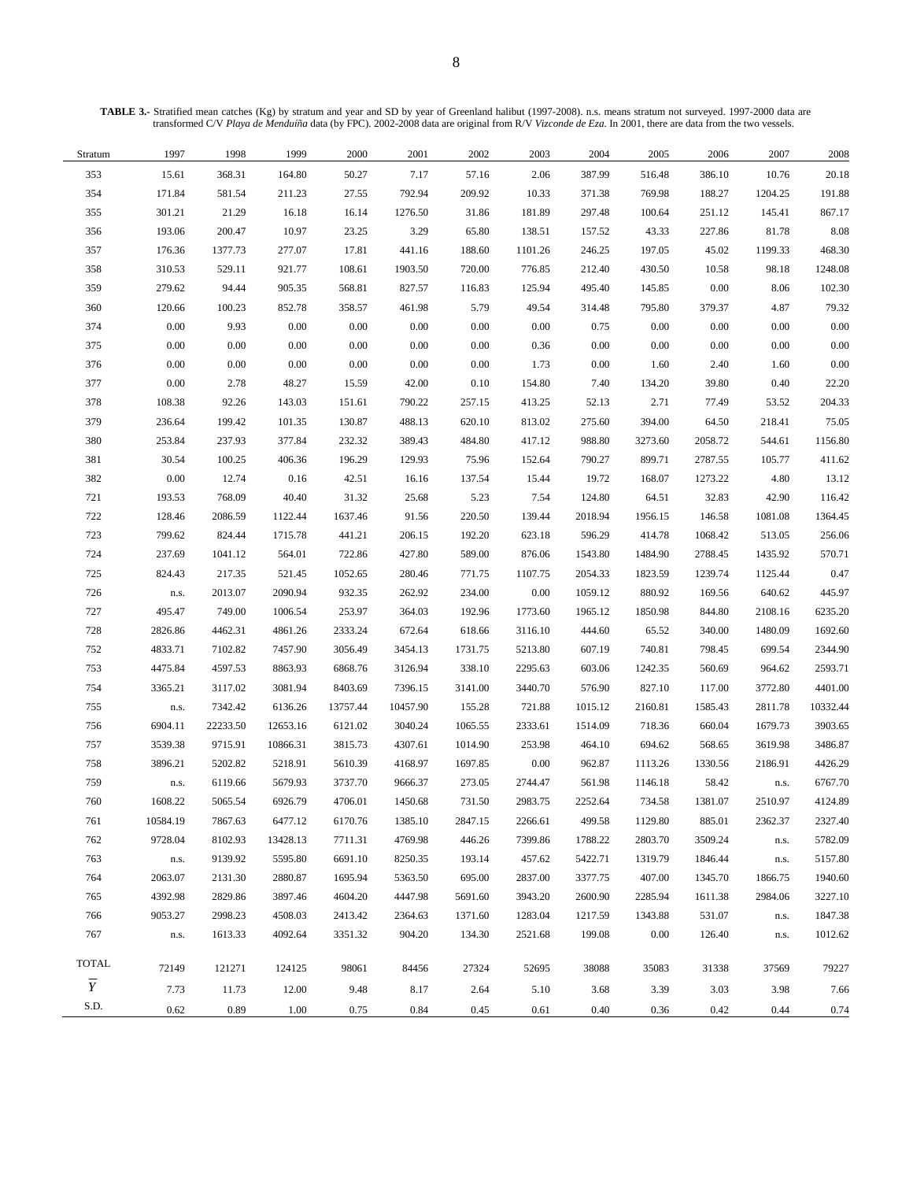**TABLE 3.-** Stratified mean catches (Kg) by stratum and year and SD by year of Greenland halibut (1997-2008). n.s. means stratum not surveyed. 1997-2000 data are transformed C/V *Playa de Menduíña* data (by FPC). 2002-2008 data are original from R/V *Vizconde de Eza*. In 2001, there are data from the two vessels.

| Stratum | 1997 | 1998 | 1999 | 2000 | 2001 | 2002 | 2003 | 2004 | 2005 | 2006 | 2007 | 2008 |
|---|---|---|---|---|---|---|---|---|---|---|---|---|
| 353 | 15.61 | 368.31 | 164.80 | 50.27 | 7.17 | 57.16 | 2.06 | 387.99 | 516.48 | 386.10 | 10.76 | 20.18 |
| 354 | 171.84 | 581.54 | 211.23 | 27.55 | 792.94 | 209.92 | 10.33 | 371.38 | 769.98 | 188.27 | 1204.25 | 191.88 |
| 355 | 301.21 | 21.29 | 16.18 | 16.14 | 1276.50 | 31.86 | 181.89 | 297.48 | 100.64 | 251.12 | 145.41 | 867.17 |
| 356 | 193.06 | 200.47 | 10.97 | 23.25 | 3.29 | 65.80 | 138.51 | 157.52 | 43.33 | 227.86 | 81.78 | 8.08 |
| 357 | 176.36 | 1377.73 | 277.07 | 17.81 | 441.16 | 188.60 | 1101.26 | 246.25 | 197.05 | 45.02 | 1199.33 | 468.30 |
| 358 | 310.53 | 529.11 | 921.77 | 108.61 | 1903.50 | 720.00 | 776.85 | 212.40 | 430.50 | 10.58 | 98.18 | 1248.08 |
| 359 | 279.62 | 94.44 | 905.35 | 568.81 | 827.57 | 116.83 | 125.94 | 495.40 | 145.85 | 0.00 | 8.06 | 102.30 |
| 360 | 120.66 | 100.23 | 852.78 | 358.57 | 461.98 | 5.79 | 49.54 | 314.48 | 795.80 | 379.37 | 4.87 | 79.32 |
| 374 | 0.00 | 9.93 | 0.00 | 0.00 | 0.00 | 0.00 | 0.00 | 0.75 | 0.00 | 0.00 | 0.00 | 0.00 |
| 375 | 0.00 | 0.00 | 0.00 | 0.00 | 0.00 | 0.00 | 0.36 | 0.00 | 0.00 | 0.00 | 0.00 | 0.00 |
| 376 | 0.00 | 0.00 | 0.00 | 0.00 | 0.00 | 0.00 | 1.73 | 0.00 | 1.60 | 2.40 | 1.60 | 0.00 |
| 377 | 0.00 | 2.78 | 48.27 | 15.59 | 42.00 | 0.10 | 154.80 | 7.40 | 134.20 | 39.80 | 0.40 | 22.20 |
| 378 | 108.38 | 92.26 | 143.03 | 151.61 | 790.22 | 257.15 | 413.25 | 52.13 | 2.71 | 77.49 | 53.52 | 204.33 |
| 379 | 236.64 | 199.42 | 101.35 | 130.87 | 488.13 | 620.10 | 813.02 | 275.60 | 394.00 | 64.50 | 218.41 | 75.05 |
| 380 | 253.84 | 237.93 | 377.84 | 232.32 | 389.43 | 484.80 | 417.12 | 988.80 | 3273.60 | 2058.72 | 544.61 | 1156.80 |
| 381 | 30.54 | 100.25 | 406.36 | 196.29 | 129.93 | 75.96 | 152.64 | 790.27 | 899.71 | 2787.55 | 105.77 | 411.62 |
| 382 | 0.00 | 12.74 | 0.16 | 42.51 | 16.16 | 137.54 | 15.44 | 19.72 | 168.07 | 1273.22 | 4.80 | 13.12 |
| 721 | 193.53 | 768.09 | 40.40 | 31.32 | 25.68 | 5.23 | 7.54 | 124.80 | 64.51 | 32.83 | 42.90 | 116.42 |
| 722 | 128.46 | 2086.59 | 1122.44 | 1637.46 | 91.56 | 220.50 | 139.44 | 2018.94 | 1956.15 | 146.58 | 1081.08 | 1364.45 |
| 723 | 799.62 | 824.44 | 1715.78 | 441.21 | 206.15 | 192.20 | 623.18 | 596.29 | 414.78 | 1068.42 | 513.05 | 256.06 |
| 724 | 237.69 | 1041.12 | 564.01 | 722.86 | 427.80 | 589.00 | 876.06 | 1543.80 | 1484.90 | 2788.45 | 1435.92 | 570.71 |
| 725 | 824.43 | 217.35 | 521.45 | 1052.65 | 280.46 | 771.75 | 1107.75 | 2054.33 | 1823.59 | 1239.74 | 1125.44 | 0.47 |
| 726 | n.s. | 2013.07 | 2090.94 | 932.35 | 262.92 | 234.00 | 0.00 | 1059.12 | 880.92 | 169.56 | 640.62 | 445.97 |
| 727 | 495.47 | 749.00 | 1006.54 | 253.97 | 364.03 | 192.96 | 1773.60 | 1965.12 | 1850.98 | 844.80 | 2108.16 | 6235.20 |
| 728 | 2826.86 | 4462.31 | 4861.26 | 2333.24 | 672.64 | 618.66 | 3116.10 | 444.60 | 65.52 | 340.00 | 1480.09 | 1692.60 |
| 752 | 4833.71 | 7102.82 | 7457.90 | 3056.49 | 3454.13 | 1731.75 | 5213.80 | 607.19 | 740.81 | 798.45 | 699.54 | 2344.90 |
| 753 | 4475.84 | 4597.53 | 8863.93 | 6868.76 | 3126.94 | 338.10 | 2295.63 | 603.06 | 1242.35 | 560.69 | 964.62 | 2593.71 |
| 754 | 3365.21 | 3117.02 | 3081.94 | 8403.69 | 7396.15 | 3141.00 | 3440.70 | 576.90 | 827.10 | 117.00 | 3772.80 | 4401.00 |
| 755 | n.s. | 7342.42 | 6136.26 | 13757.44 | 10457.90 | 155.28 | 721.88 | 1015.12 | 2160.81 | 1585.43 | 2811.78 | 10332.44 |
| 756 | 6904.11 | 22233.50 | 12653.16 | 6121.02 | 3040.24 | 1065.55 | 2333.61 | 1514.09 | 718.36 | 660.04 | 1679.73 | 3903.65 |
| 757 | 3539.38 | 9715.91 | 10866.31 | 3815.73 | 4307.61 | 1014.90 | 253.98 | 464.10 | 694.62 | 568.65 | 3619.98 | 3486.87 |
| 758 | 3896.21 | 5202.82 | 5218.91 | 5610.39 | 4168.97 | 1697.85 | 0.00 | 962.87 | 1113.26 | 1330.56 | 2186.91 | 4426.29 |
| 759 | n.s. | 6119.66 | 5679.93 | 3737.70 | 9666.37 | 273.05 | 2744.47 | 561.98 | 1146.18 | 58.42 | n.s. | 6767.70 |
| 760 | 1608.22 | 5065.54 | 6926.79 | 4706.01 | 1450.68 | 731.50 | 2983.75 | 2252.64 | 734.58 | 1381.07 | 2510.97 | 4124.89 |
| 761 | 10584.19 | 7867.63 | 6477.12 | 6170.76 | 1385.10 | 2847.15 | 2266.61 | 499.58 | 1129.80 | 885.01 | 2362.37 | 2327.40 |
| 762 | 9728.04 | 8102.93 | 13428.13 | 7711.31 | 4769.98 | 446.26 | 7399.86 | 1788.22 | 2803.70 | 3509.24 | n.s. | 5782.09 |
| 763 | n.s. | 9139.92 | 5595.80 | 6691.10 | 8250.35 | 193.14 | 457.62 | 5422.71 | 1319.79 | 1846.44 | n.s. | 5157.80 |
| 764 | 2063.07 | 2131.30 | 2880.87 | 1695.94 | 5363.50 | 695.00 | 2837.00 | 3377.75 | 407.00 | 1345.70 | 1866.75 | 1940.60 |
| 765 | 4392.98 | 2829.86 | 3897.46 | 4604.20 | 4447.98 | 5691.60 | 3943.20 | 2600.90 | 2285.94 | 1611.38 | 2984.06 | 3227.10 |
| 766 | 9053.27 | 2998.23 | 4508.03 | 2413.42 | 2364.63 | 1371.60 | 1283.04 | 1217.59 | 1343.88 | 531.07 | n.s. | 1847.38 |
| 767 | n.s. | 1613.33 | 4092.64 | 3351.32 | 904.20 | 134.30 | 2521.68 | 199.08 | 0.00 | 126.40 | n.s. | 1012.62 |
| TOTAL | 72149 | 121271 | 124125 | 98061 | 84456 | 27324 | 52695 | 38088 | 35083 | 31338 | 37569 | 79227 |
| $\overline{Y}$ | 7.73 | 11.73 | 12.00 | 9.48 | 8.17 | 2.64 | 5.10 | 3.68 | 3.39 | 3.03 | 3.98 | 7.66 |
| S.D. | 0.62 | 0.89 | 1.00 | 0.75 | 0.84 | 0.45 | 0.61 | 0.40 | 0.36 | 0.42 | 0.44 | 0.74 |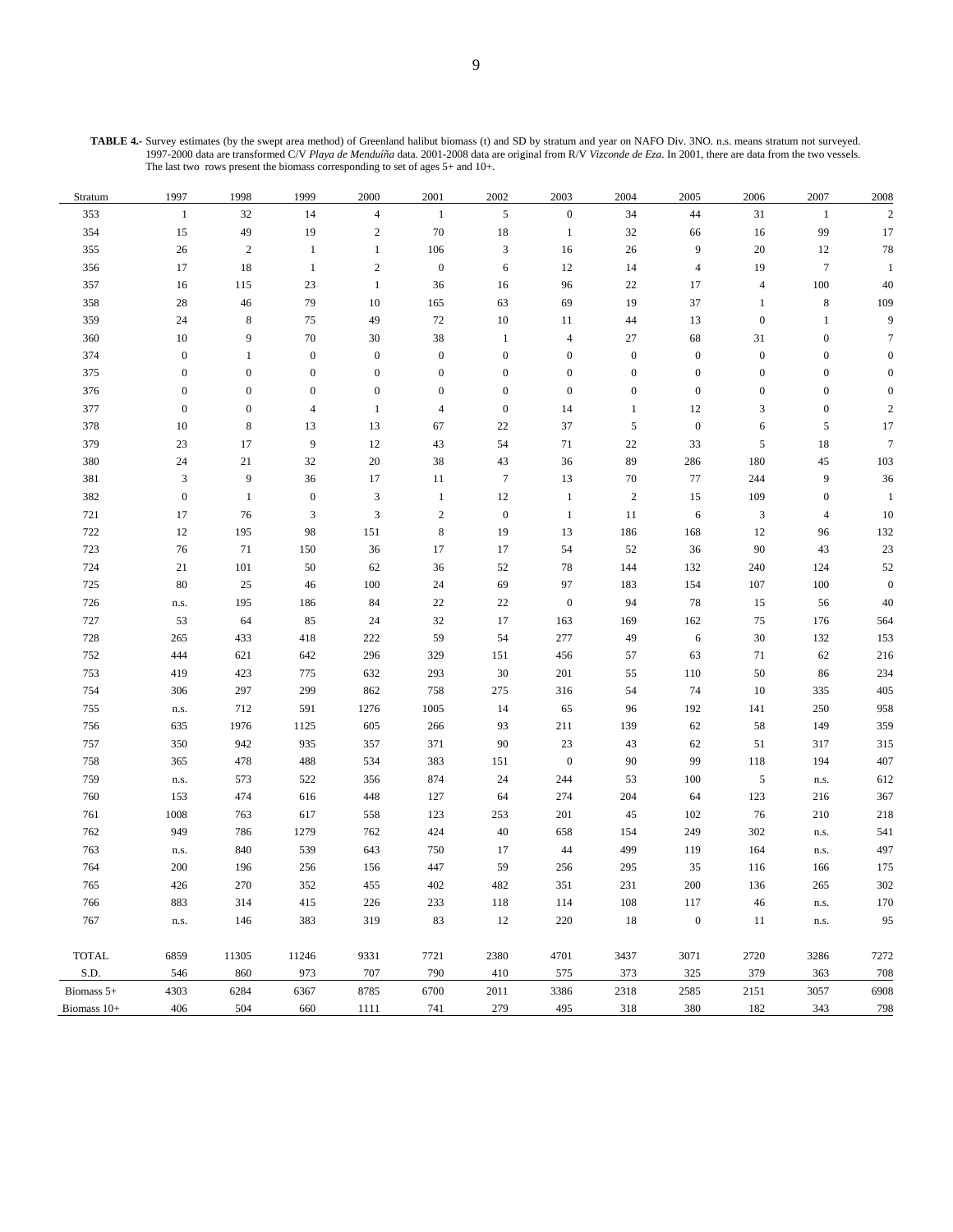**TABLE 4.-** Survey estimates (by the swept area method) of Greenland halibut biomass (t) and SD by stratum and year on NAFO Div. 3NO. n.s. means stratum not surveyed. 1997-2000 data are transformed C/V *Playa de Menduíña* data. 2001-2008 data are original from R/V *Vizconde de Eza*. In 2001, there are data from the two vessels. The last two rows present the biomass corresponding to set of ages 5+ and 10+.

| Stratum | 1997 | 1998 | 1999 | 2000 | 2001 | 2002 | 2003 | 2004 | 2005 | 2006 | 2007 | 2008 |
|---|---|---|---|---|---|---|---|---|---|---|---|---|
| 353 | 1 | 32 | 14 | 4 | 1 | 5 | 0 | 34 | 44 | 31 | 1 | 2 |
| 354 | 15 | 49 | 19 | 2 | 70 | 18 | 1 | 32 | 66 | 16 | 99 | 17 |
| 355 | 26 | 2 | 1 | 1 | 106 | 3 | 16 | 26 | 9 | 20 | 12 | 78 |
| 356 | 17 | 18 | 1 | 2 | 0 | 6 | 12 | 14 | 4 | 19 | 7 | 1 |
| 357 | 16 | 115 | 23 | 1 | 36 | 16 | 96 | 22 | 17 | 4 | 100 | 40 |
| 358 | 28 | 46 | 79 | 10 | 165 | 63 | 69 | 19 | 37 | 1 | 8 | 109 |
| 359 | 24 | 8 | 75 | 49 | 72 | 10 | 11 | 44 | 13 | 0 | 1 | 9 |
| 360 | 10 | 9 | 70 | 30 | 38 | 1 | 4 | 27 | 68 | 31 | 0 | 7 |
| 374 | 0 | 1 | 0 | 0 | 0 | 0 | 0 | 0 | 0 | 0 | 0 | 0 |
| 375 | 0 | 0 | 0 | 0 | 0 | 0 | 0 | 0 | 0 | 0 | 0 | 0 |
| 376 | 0 | 0 | 0 | 0 | 0 | 0 | 0 | 0 | 0 | 0 | 0 | 0 |
| 377 | 0 | 0 | 4 | 1 | 4 | 0 | 14 | 1 | 12 | 3 | 0 | 2 |
| 378 | 10 | 8 | 13 | 13 | 67 | 22 | 37 | 5 | 0 | 6 | 5 | 17 |
| 379 | 23 | 17 | 9 | 12 | 43 | 54 | 71 | 22 | 33 | 5 | 18 | 7 |
| 380 | 24 | 21 | 32 | 20 | 38 | 43 | 36 | 89 | 286 | 180 | 45 | 103 |
| 381 | 3 | 9 | 36 | 17 | 11 | 7 | 13 | 70 | 77 | 244 | 9 | 36 |
| 382 | 0 | 1 | 0 | 3 | 1 | 12 | 1 | 2 | 15 | 109 | 0 | 1 |
| 721 | 17 | 76 | 3 | 3 | 2 | 0 | 1 | 11 | 6 | 3 | 4 | 10 |
| 722 | 12 | 195 | 98 | 151 | 8 | 19 | 13 | 186 | 168 | 12 | 96 | 132 |
| 723 | 76 | 71 | 150 | 36 | 17 | 17 | 54 | 52 | 36 | 90 | 43 | 23 |
| 724 | 21 | 101 | 50 | 62 | 36 | 52 | 78 | 144 | 132 | 240 | 124 | 52 |
| 725 | 80 | 25 | 46 | 100 | 24 | 69 | 97 | 183 | 154 | 107 | 100 | 0 |
| 726 | n.s. | 195 | 186 | 84 | 22 | 22 | 0 | 94 | 78 | 15 | 56 | 40 |
| 727 | 53 | 64 | 85 | 24 | 32 | 17 | 163 | 169 | 162 | 75 | 176 | 564 |
| 728 | 265 | 433 | 418 | 222 | 59 | 54 | 277 | 49 | 6 | 30 | 132 | 153 |
| 752 | 444 | 621 | 642 | 296 | 329 | 151 | 456 | 57 | 63 | 71 | 62 | 216 |
| 753 | 419 | 423 | 775 | 632 | 293 | 30 | 201 | 55 | 110 | 50 | 86 | 234 |
| 754 | 306 | 297 | 299 | 862 | 758 | 275 | 316 | 54 | 74 | 10 | 335 | 405 |
| 755 | n.s. | 712 | 591 | 1276 | 1005 | 14 | 65 | 96 | 192 | 141 | 250 | 958 |
| 756 | 635 | 1976 | 1125 | 605 | 266 | 93 | 211 | 139 | 62 | 58 | 149 | 359 |
| 757 | 350 | 942 | 935 | 357 | 371 | 90 | 23 | 43 | 62 | 51 | 317 | 315 |
| 758 | 365 | 478 | 488 | 534 | 383 | 151 | 0 | 90 | 99 | 118 | 194 | 407 |
| 759 | n.s. | 573 | 522 | 356 | 874 | 24 | 244 | 53 | 100 | 5 | n.s. | 612 |
| 760 | 153 | 474 | 616 | 448 | 127 | 64 | 274 | 204 | 64 | 123 | 216 | 367 |
| 761 | 1008 | 763 | 617 | 558 | 123 | 253 | 201 | 45 | 102 | 76 | 210 | 218 |
| 762 | 949 | 786 | 1279 | 762 | 424 | 40 | 658 | 154 | 249 | 302 | n.s. | 541 |
| 763 | n.s. | 840 | 539 | 643 | 750 | 17 | 44 | 499 | 119 | 164 | n.s. | 497 |
| 764 | 200 | 196 | 256 | 156 | 447 | 59 | 256 | 295 | 35 | 116 | 166 | 175 |
| 765 | 426 | 270 | 352 | 455 | 402 | 482 | 351 | 231 | 200 | 136 | 265 | 302 |
| 766 | 883 | 314 | 415 | 226 | 233 | 118 | 114 | 108 | 117 | 46 | n.s. | 170 |
| 767 | n.s. | 146 | 383 | 319 | 83 | 12 | 220 | 18 | 0 | 11 | n.s. | 95 |
| TOTAL | 6859 | 11305 | 11246 | 9331 | 7721 | 2380 | 4701 | 3437 | 3071 | 2720 | 3286 | 7272 |
| S.D. | 546 | 860 | 973 | 707 | 790 | 410 | 575 | 373 | 325 | 379 | 363 | 708 |
| Biomass 5+ | 4303 | 6284 | 6367 | 8785 | 6700 | 2011 | 3386 | 2318 | 2585 | 2151 | 3057 | 6908 |
| Biomass 10+ | 406 | 504 | 660 | 1111 | 741 | 279 | 495 | 318 | 380 | 182 | 343 | 798 |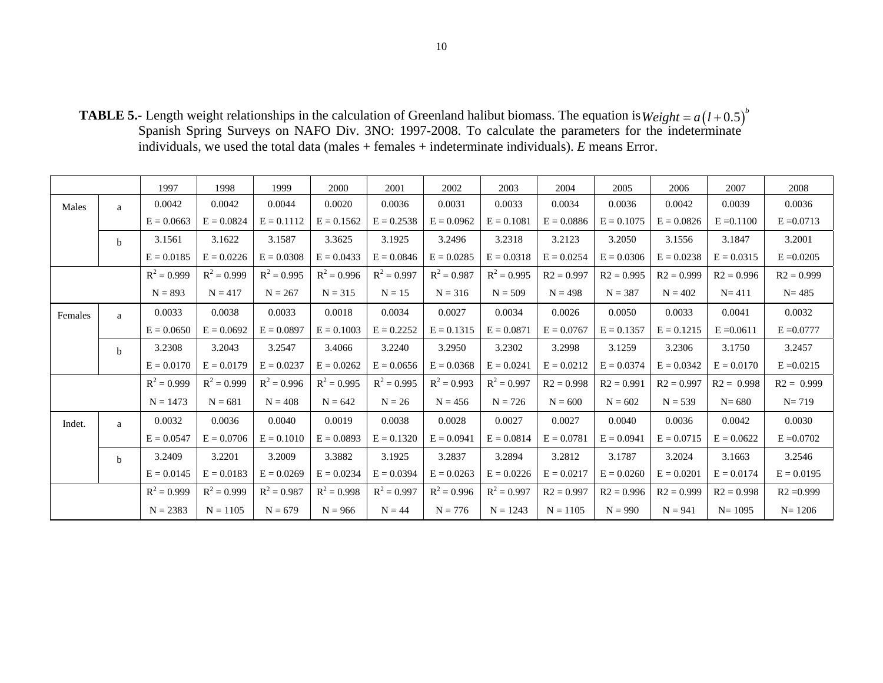**TABLE 5.-** Length weight relationships in the calculation of Greenland halibut biomass. The equation is $Weight = a\left(l + 0.5\right)^b$ Spanish Spring Surveys on NAFO Div. 3NO: 1997-2008. To calculate the parameters for the indeterminate individuals, we used the total data (males + females + indeterminate individuals). *E* means Error.

| | | 1997 | 1998 | 1999 | 2000 | 2001 | 2002 | 2003 | 2004 | 2005 | 2006 | 2007 | 2008 |
|---|---|---|---|---|---|---|---|---|---|---|---|---|---|
| Males | a | 0.0042 | 0.0042 | 0.0044 | 0.0020 | 0.0036 | 0.0031 | 0.0033 | 0.0034 | 0.0036 | 0.0042 | 0.0039 | 0.0036 |
| | | E = 0.0663 | E = 0.0824 | E = 0.1112 | E = 0.1562 | E = 0.2538 | E = 0.0962 | E = 0.1081 | E = 0.0886 | E = 0.1075 | E = 0.0826 | E =0.1100 | E =0.0713 |
| | b | 3.1561 | 3.1622 | 3.1587 | 3.3625 | 3.1925 | 3.2496 | 3.2318 | 3.2123 | 3.2050 | 3.1556 | 3.1847 | 3.2001 |
| | | E = 0.0185 | E = 0.0226 | E = 0.0308 | E = 0.0433 | E = 0.0846 | E = 0.0285 | E = 0.0318 | E = 0.0254 | E = 0.0306 | E = 0.0238 | E = 0.0315 | E =0.0205 |
| | | $R^2$ = 0.999 | $R^2$ = 0.999 | $R^2$ = 0.995 | $R^2$ = 0.996 | $R^2$ = 0.997 | $R^2$ = 0.987 | $R^2$ = 0.995 | R2 = 0.997 | R2 = 0.995 | R2 = 0.999 | R2 = 0.996 | R2 = 0.999 |
| | | N = 893 | N = 417 | N = 267 | N = 315 | N = 15 | N = 316 | N = 509 | N = 498 | N = 387 | N = 402 | N= 411 | N= 485 |
| Females | a | 0.0033 | 0.0038 | 0.0033 | 0.0018 | 0.0034 | 0.0027 | 0.0034 | 0.0026 | 0.0050 | 0.0033 | 0.0041 | 0.0032 |
| | | E = 0.0650 | E = 0.0692 | E = 0.0897 | E = 0.1003 | E = 0.2252 | E = 0.1315 | E = 0.0871 | E = 0.0767 | E = 0.1357 | E = 0.1215 | E =0.0611 | E =0.0777 |
| | b | 3.2308 | 3.2043 | 3.2547 | 3.4066 | 3.2240 | 3.2950 | 3.2302 | 3.2998 | 3.1259 | 3.2306 | 3.1750 | 3.2457 |
| | | E = 0.0170 | E = 0.0179 | E = 0.0237 | E = 0.0262 | E = 0.0656 | E = 0.0368 | E = 0.0241 | E = 0.0212 | E = 0.0374 | E = 0.0342 | E = 0.0170 | E =0.0215 |
| | | $R^2$ = 0.999 | $R^2$ = 0.999 | $R^2$ = 0.996 | $R^2$ = 0.995 | $R^2$ = 0.995 | $R^2$ = 0.993 | $R^2$ = 0.997 | R2 = 0.998 | R2 = 0.991 | R2 = 0.997 | R2 = 0.998 | R2 = 0.999 |
| | | N = 1473 | N = 681 | N = 408 | N = 642 | N = 26 | N = 456 | N = 726 | N = 600 | N = 602 | N = 539 | N= 680 | N= 719 |
| Indet. | a | 0.0032 | 0.0036 | 0.0040 | 0.0019 | 0.0038 | 0.0028 | 0.0027 | 0.0027 | 0.0040 | 0.0036 | 0.0042 | 0.0030 |
| | | E = 0.0547 | E = 0.0706 | E = 0.1010 | E = 0.0893 | E = 0.1320 | E = 0.0941 | E = 0.0814 | E = 0.0781 | E = 0.0941 | E = 0.0715 | E = 0.0622 | E =0.0702 |
| | b | 3.2409 | 3.2201 | 3.2009 | 3.3882 | 3.1925 | 3.2837 | 3.2894 | 3.2812 | 3.1787 | 3.2024 | 3.1663 | 3.2546 |
| | | E = 0.0145 | E = 0.0183 | E = 0.0269 | E = 0.0234 | E = 0.0394 | E = 0.0263 | E = 0.0226 | E = 0.0217 | E = 0.0260 | E = 0.0201 | E = 0.0174 | E = 0.0195 |
| | | $R^2$ = 0.999 | $R^2$ = 0.999 | $R^2$ = 0.987 | $R^2$ = 0.998 | $R^2$ = 0.997 | $R^2$ = 0.996 | $R^2$ = 0.997 | R2 = 0.997 | R2 = 0.996 | R2 = 0.999 | R2 = 0.998 | R2 =0.999 |
| | | N = 2383 | N = 1105 | N = 679 | N = 966 | N = 44 | N = 776 | N = 1243 | N = 1105 | N = 990 | N = 941 | N= 1095 | N= 1206 |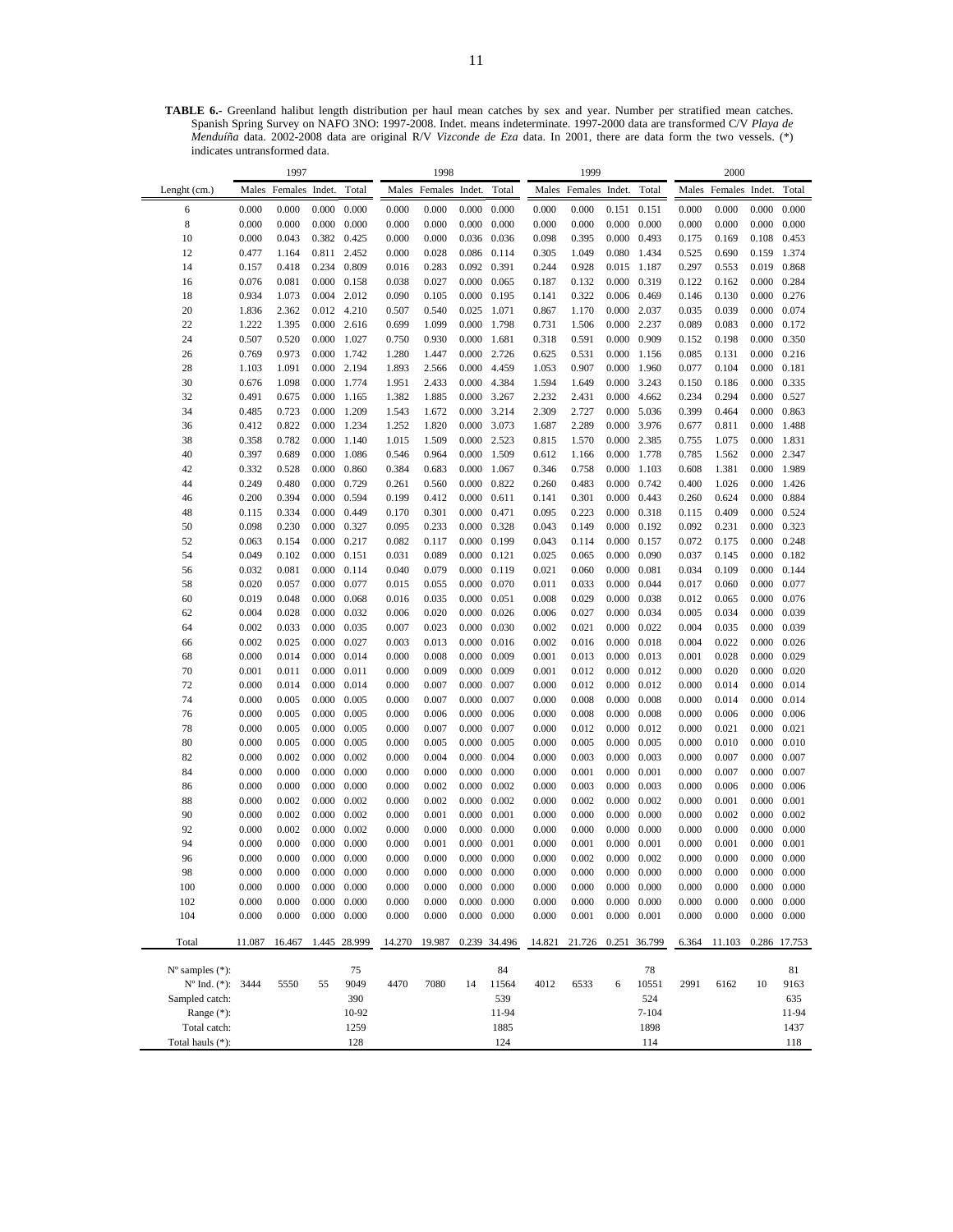**TABLE 6.-** Greenland halibut length distribution per haul mean catches by sex and year. Number per stratified mean catches. Spanish Spring Survey on NAFO 3NO: 1997-2008. Indet. means indeterminate. 1997-2000 data are transformed C/V *Playa de Menduíña* data. 2002-2008 data are original R/V *Vizconde de Eza* data. In 2001, there are data form the two vessels. (*) indicates untransformed data.

| | 1997 | | | | 1998 | | | | 1999 | | | | 2000 | | | |
|---|---|---|---|---|---|---|---|---|---|---|---|---|---|---|---|---|
| Lenght (cm.) | Males | Females | Indet. | Total | Males | Females | Indet. | Total | Males | Females | Indet. | Total | Males | Females | Indet. | Total |
| 6 | 0.000 | 0.000 | 0.000 | 0.000 | 0.000 | 0.000 | 0.000 | 0.000 | 0.000 | 0.000 | 0.151 | 0.151 | 0.000 | 0.000 | 0.000 | 0.000 |
| 8 | 0.000 | 0.000 | 0.000 | 0.000 | 0.000 | 0.000 | 0.000 | 0.000 | 0.000 | 0.000 | 0.000 | 0.000 | 0.000 | 0.000 | 0.000 | 0.000 |
| 10 | 0.000 | 0.043 | 0.382 | 0.425 | 0.000 | 0.000 | 0.036 | 0.036 | 0.098 | 0.395 | 0.000 | 0.493 | 0.175 | 0.169 | 0.108 | 0.453 |
| 12 | 0.477 | 1.164 | 0.811 | 2.452 | 0.000 | 0.028 | 0.086 | 0.114 | 0.305 | 1.049 | 0.080 | 1.434 | 0.525 | 0.690 | 0.159 | 1.374 |
| 14 | 0.157 | 0.418 | 0.234 | 0.809 | 0.016 | 0.283 | 0.092 | 0.391 | 0.244 | 0.928 | 0.015 | 1.187 | 0.297 | 0.553 | 0.019 | 0.868 |
| 16 | 0.076 | 0.081 | 0.000 | 0.158 | 0.038 | 0.027 | 0.000 | 0.065 | 0.187 | 0.132 | 0.000 | 0.319 | 0.122 | 0.162 | 0.000 | 0.284 |
| 18 | 0.934 | 1.073 | 0.004 | 2.012 | 0.090 | 0.105 | 0.000 | 0.195 | 0.141 | 0.322 | 0.006 | 0.469 | 0.146 | 0.130 | 0.000 | 0.276 |
| 20 | 1.836 | 2.362 | 0.012 | 4.210 | 0.507 | 0.540 | 0.025 | 1.071 | 0.867 | 1.170 | 0.000 | 2.037 | 0.035 | 0.039 | 0.000 | 0.074 |
| 22 | 1.222 | 1.395 | 0.000 | 2.616 | 0.699 | 1.099 | 0.000 | 1.798 | 0.731 | 1.506 | 0.000 | 2.237 | 0.089 | 0.083 | 0.000 | 0.172 |
| 24 | 0.507 | 0.520 | 0.000 | 1.027 | 0.750 | 0.930 | 0.000 | 1.681 | 0.318 | 0.591 | 0.000 | 0.909 | 0.152 | 0.198 | 0.000 | 0.350 |
| 26 | 0.769 | 0.973 | 0.000 | 1.742 | 1.280 | 1.447 | 0.000 | 2.726 | 0.625 | 0.531 | 0.000 | 1.156 | 0.085 | 0.131 | 0.000 | 0.216 |
| 28 | 1.103 | 1.091 | 0.000 | 2.194 | 1.893 | 2.566 | 0.000 | 4.459 | 1.053 | 0.907 | 0.000 | 1.960 | 0.077 | 0.104 | 0.000 | 0.181 |
| 30 | 0.676 | 1.098 | 0.000 | 1.774 | 1.951 | 2.433 | 0.000 | 4.384 | 1.594 | 1.649 | 0.000 | 3.243 | 0.150 | 0.186 | 0.000 | 0.335 |
| 32 | 0.491 | 0.675 | 0.000 | 1.165 | 1.382 | 1.885 | 0.000 | 3.267 | 2.232 | 2.431 | 0.000 | 4.662 | 0.234 | 0.294 | 0.000 | 0.527 |
| 34 | 0.485 | 0.723 | 0.000 | 1.209 | 1.543 | 1.672 | 0.000 | 3.214 | 2.309 | 2.727 | 0.000 | 5.036 | 0.399 | 0.464 | 0.000 | 0.863 |
| 36 | 0.412 | 0.822 | 0.000 | 1.234 | 1.252 | 1.820 | 0.000 | 3.073 | 1.687 | 2.289 | 0.000 | 3.976 | 0.677 | 0.811 | 0.000 | 1.488 |
| 38 | 0.358 | 0.782 | 0.000 | 1.140 | 1.015 | 1.509 | 0.000 | 2.523 | 0.815 | 1.570 | 0.000 | 2.385 | 0.755 | 1.075 | 0.000 | 1.831 |
| 40 | 0.397 | 0.689 | 0.000 | 1.086 | 0.546 | 0.964 | 0.000 | 1.509 | 0.612 | 1.166 | 0.000 | 1.778 | 0.785 | 1.562 | 0.000 | 2.347 |
| 42 | 0.332 | 0.528 | 0.000 | 0.860 | 0.384 | 0.683 | 0.000 | 1.067 | 0.346 | 0.758 | 0.000 | 1.103 | 0.608 | 1.381 | 0.000 | 1.989 |
| 44 | 0.249 | 0.480 | 0.000 | 0.729 | 0.261 | 0.560 | 0.000 | 0.822 | 0.260 | 0.483 | 0.000 | 0.742 | 0.400 | 1.026 | 0.000 | 1.426 |
| 46 | 0.200 | 0.394 | 0.000 | 0.594 | 0.199 | 0.412 | 0.000 | 0.611 | 0.141 | 0.301 | 0.000 | 0.443 | 0.260 | 0.624 | 0.000 | 0.884 |
| 48 | 0.115 | 0.334 | 0.000 | 0.449 | 0.170 | 0.301 | 0.000 | 0.471 | 0.095 | 0.223 | 0.000 | 0.318 | 0.115 | 0.409 | 0.000 | 0.524 |
| 50 | 0.098 | 0.230 | 0.000 | 0.327 | 0.095 | 0.233 | 0.000 | 0.328 | 0.043 | 0.149 | 0.000 | 0.192 | 0.092 | 0.231 | 0.000 | 0.323 |
| 52 | 0.063 | 0.154 | 0.000 | 0.217 | 0.082 | 0.117 | 0.000 | 0.199 | 0.043 | 0.114 | 0.000 | 0.157 | 0.072 | 0.175 | 0.000 | 0.248 |
| 54 | 0.049 | 0.102 | 0.000 | 0.151 | 0.031 | 0.089 | 0.000 | 0.121 | 0.025 | 0.065 | 0.000 | 0.090 | 0.037 | 0.145 | 0.000 | 0.182 |
| 56 | 0.032 | 0.081 | 0.000 | 0.114 | 0.040 | 0.079 | 0.000 | 0.119 | 0.021 | 0.060 | 0.000 | 0.081 | 0.034 | 0.109 | 0.000 | 0.144 |
| 58 | 0.020 | 0.057 | 0.000 | 0.077 | 0.015 | 0.055 | 0.000 | 0.070 | 0.011 | 0.033 | 0.000 | 0.044 | 0.017 | 0.060 | 0.000 | 0.077 |
| 60 | 0.019 | 0.048 | 0.000 | 0.068 | 0.016 | 0.035 | 0.000 | 0.051 | 0.008 | 0.029 | 0.000 | 0.038 | 0.012 | 0.065 | 0.000 | 0.076 |
| 62 | 0.004 | 0.028 | 0.000 | 0.032 | 0.006 | 0.020 | 0.000 | 0.026 | 0.006 | 0.027 | 0.000 | 0.034 | 0.005 | 0.034 | 0.000 | 0.039 |
| 64 | 0.002 | 0.033 | 0.000 | 0.035 | 0.007 | 0.023 | 0.000 | 0.030 | 0.002 | 0.021 | 0.000 | 0.022 | 0.004 | 0.035 | 0.000 | 0.039 |
| 66 | 0.002 | 0.025 | 0.000 | 0.027 | 0.003 | 0.013 | 0.000 | 0.016 | 0.002 | 0.016 | 0.000 | 0.018 | 0.004 | 0.022 | 0.000 | 0.026 |
| 68 | 0.000 | 0.014 | 0.000 | 0.014 | 0.000 | 0.008 | 0.000 | 0.009 | 0.001 | 0.013 | 0.000 | 0.013 | 0.001 | 0.028 | 0.000 | 0.029 |
| 70 | 0.001 | 0.011 | 0.000 | 0.011 | 0.000 | 0.009 | 0.000 | 0.009 | 0.001 | 0.012 | 0.000 | 0.012 | 0.000 | 0.020 | 0.000 | 0.020 |
| 72 | 0.000 | 0.014 | 0.000 | 0.014 | 0.000 | 0.007 | 0.000 | 0.007 | 0.000 | 0.012 | 0.000 | 0.012 | 0.000 | 0.014 | 0.000 | 0.014 |
| 74 | 0.000 | 0.005 | 0.000 | 0.005 | 0.000 | 0.007 | 0.000 | 0.007 | 0.000 | 0.008 | 0.000 | 0.008 | 0.000 | 0.014 | 0.000 | 0.014 |
| 76 | 0.000 | 0.005 | 0.000 | 0.005 | 0.000 | 0.006 | 0.000 | 0.006 | 0.000 | 0.008 | 0.000 | 0.008 | 0.000 | 0.006 | 0.000 | 0.006 |
| 78 | 0.000 | 0.005 | 0.000 | 0.005 | 0.000 | 0.007 | 0.000 | 0.007 | 0.000 | 0.012 | 0.000 | 0.012 | 0.000 | 0.021 | 0.000 | 0.021 |
| 80 | 0.000 | 0.005 | 0.000 | 0.005 | 0.000 | 0.005 | 0.000 | 0.005 | 0.000 | 0.005 | 0.000 | 0.005 | 0.000 | 0.010 | 0.000 | 0.010 |
| 82 | 0.000 | 0.002 | 0.000 | 0.002 | 0.000 | 0.004 | 0.000 | 0.004 | 0.000 | 0.003 | 0.000 | 0.003 | 0.000 | 0.007 | 0.000 | 0.007 |
| 84 | 0.000 | 0.000 | 0.000 | 0.000 | 0.000 | 0.000 | 0.000 | 0.000 | 0.000 | 0.001 | 0.000 | 0.001 | 0.000 | 0.007 | 0.000 | 0.007 |
| 86 | 0.000 | 0.000 | 0.000 | 0.000 | 0.000 | 0.002 | 0.000 | 0.002 | 0.000 | 0.003 | 0.000 | 0.003 | 0.000 | 0.006 | 0.000 | 0.006 |
| 88 | 0.000 | 0.002 | 0.000 | 0.002 | 0.000 | 0.002 | 0.000 | 0.002 | 0.000 | 0.002 | 0.000 | 0.002 | 0.000 | 0.001 | 0.000 | 0.001 |
| 90 | 0.000 | 0.002 | 0.000 | 0.002 | 0.000 | 0.001 | 0.000 | 0.001 | 0.000 | 0.000 | 0.000 | 0.000 | 0.000 | 0.002 | 0.000 | 0.002 |
| 92 | 0.000 | 0.002 | 0.000 | 0.002 | 0.000 | 0.000 | 0.000 | 0.000 | 0.000 | 0.000 | 0.000 | 0.000 | 0.000 | 0.000 | 0.000 | 0.000 |
| 94 | 0.000 | 0.000 | 0.000 | 0.000 | 0.000 | 0.001 | 0.000 | 0.001 | 0.000 | 0.001 | 0.000 | 0.001 | 0.000 | 0.001 | 0.000 | 0.001 |
| 96 | 0.000 | 0.000 | 0.000 | 0.000 | 0.000 | 0.000 | 0.000 | 0.000 | 0.000 | 0.002 | 0.000 | 0.002 | 0.000 | 0.000 | 0.000 | 0.000 |
| 98 | 0.000 | 0.000 | 0.000 | 0.000 | 0.000 | 0.000 | 0.000 | 0.000 | 0.000 | 0.000 | 0.000 | 0.000 | 0.000 | 0.000 | 0.000 | 0.000 |
| 100 | 0.000 | 0.000 | 0.000 | 0.000 | 0.000 | 0.000 | 0.000 | 0.000 | 0.000 | 0.000 | 0.000 | 0.000 | 0.000 | 0.000 | 0.000 | 0.000 |
| 102 | 0.000 | 0.000 | 0.000 | 0.000 | 0.000 | 0.000 | 0.000 | 0.000 | 0.000 | 0.000 | 0.000 | 0.000 | 0.000 | 0.000 | 0.000 | 0.000 |
| 104 | 0.000 | 0.000 | 0.000 | 0.000 | 0.000 | 0.000 | 0.000 | 0.000 | 0.000 | 0.001 | 0.000 | 0.001 | 0.000 | 0.000 | 0.000 | 0.000 |
| Total | 11.087 | 16.467 | 1.445 | 28.999 | 14.270 | 19.987 | 0.239 | 34.496 | 14.821 | 21.726 | 0.251 | 36.799 | 6.364 | 11.103 | 0.286 | 17.753 |
| Nº samples (*): | | | | 75 | | | | 84 | | | | 78 | | | | 81 |
| Nº Ind. (*): | 3444 | 5550 | 55 | 9049 | 4470 | 7080 | 14 | 11564 | 4012 | 6533 | 6 | 10551 | 2991 | 6162 | 10 | 9163 |
| Sampled catch: | | | | 390 | | | | 539 | | | | 524 | | | | 635 |
| Range (*): | | | | 10-92 | | | | 11-94 | | | | 7-104 | | | | 11-94 |
| Total catch: | | | | 1259 | | | | 1885 | | | | 1898 | | | | 1437 |
| Total hauls (*): | | | | 128 | | | | 124 | | | | 114 | | | | 118 |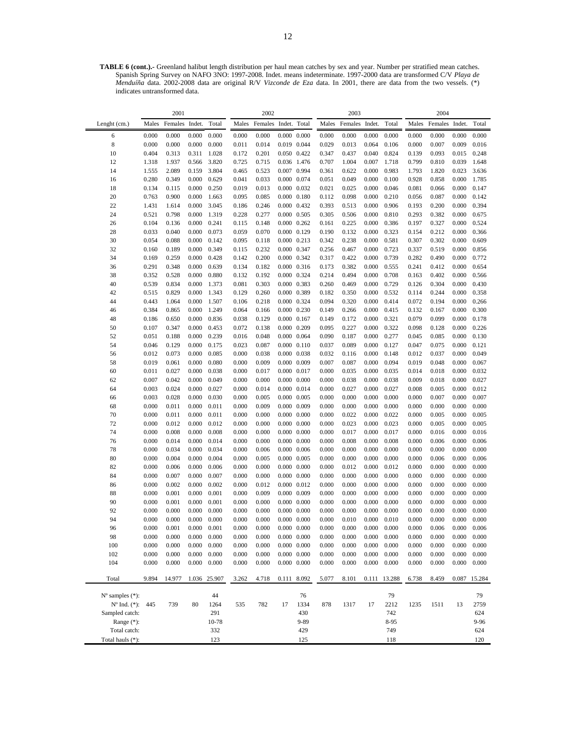**TABLE 6 (cont.).-** Greenland halibut length distribution per haul mean catches by sex and year. Number per stratified mean catches. Spanish Spring Survey on NAFO 3NO: 1997-2008. Indet. means indeterminate. 1997-2000 data are transformed C/V *Playa de Menduíña* data. 2002-2008 data are original R/V *Vizconde de Eza* data. In 2001, there are data from the two vessels. (*) indicates untransformed data.

| | 2001 | | | | 2002 | | | | 2003 | | | | 2004 | | | |
|---|---|---|---|---|---|---|---|---|---|---|---|---|---|---|---|---|
| Lenght (cm.) | Males | Females | Indet. | Total | Males | Females | Indet. | Total | Males | Females | Indet. | Total | Males | Females | Indet. | Total |
| 6 | 0.000 | 0.000 | 0.000 | 0.000 | 0.000 | 0.000 | 0.000 | 0.000 | 0.000 | 0.000 | 0.000 | 0.000 | 0.000 | 0.000 | 0.000 | 0.000 |
| 8 | 0.000 | 0.000 | 0.000 | 0.000 | 0.011 | 0.014 | 0.019 | 0.044 | 0.029 | 0.013 | 0.064 | 0.106 | 0.000 | 0.007 | 0.009 | 0.016 |
| 10 | 0.404 | 0.313 | 0.311 | 1.028 | 0.172 | 0.201 | 0.050 | 0.422 | 0.347 | 0.437 | 0.040 | 0.824 | 0.139 | 0.093 | 0.015 | 0.248 |
| 12 | 1.318 | 1.937 | 0.566 | 3.820 | 0.725 | 0.715 | 0.036 | 1.476 | 0.707 | 1.004 | 0.007 | 1.718 | 0.799 | 0.810 | 0.039 | 1.648 |
| 14 | 1.555 | 2.089 | 0.159 | 3.804 | 0.465 | 0.523 | 0.007 | 0.994 | 0.361 | 0.622 | 0.000 | 0.983 | 1.793 | 1.820 | 0.023 | 3.636 |
| 16 | 0.280 | 0.349 | 0.000 | 0.629 | 0.041 | 0.033 | 0.000 | 0.074 | 0.051 | 0.049 | 0.000 | 0.100 | 0.928 | 0.858 | 0.000 | 1.785 |
| 18 | 0.134 | 0.115 | 0.000 | 0.250 | 0.019 | 0.013 | 0.000 | 0.032 | 0.021 | 0.025 | 0.000 | 0.046 | 0.081 | 0.066 | 0.000 | 0.147 |
| 20 | 0.763 | 0.900 | 0.000 | 1.663 | 0.095 | 0.085 | 0.000 | 0.180 | 0.112 | 0.098 | 0.000 | 0.210 | 0.056 | 0.087 | 0.000 | 0.142 |
| 22 | 1.431 | 1.614 | 0.000 | 3.045 | 0.186 | 0.246 | 0.000 | 0.432 | 0.393 | 0.513 | 0.000 | 0.906 | 0.193 | 0.200 | 0.000 | 0.394 |
| 24 | 0.521 | 0.798 | 0.000 | 1.319 | 0.228 | 0.277 | 0.000 | 0.505 | 0.305 | 0.506 | 0.000 | 0.810 | 0.293 | 0.382 | 0.000 | 0.675 |
| 26 | 0.104 | 0.136 | 0.000 | 0.241 | 0.115 | 0.148 | 0.000 | 0.262 | 0.161 | 0.225 | 0.000 | 0.386 | 0.197 | 0.327 | 0.000 | 0.524 |
| 28 | 0.033 | 0.040 | 0.000 | 0.073 | 0.059 | 0.070 | 0.000 | 0.129 | 0.190 | 0.132 | 0.000 | 0.323 | 0.154 | 0.212 | 0.000 | 0.366 |
| 30 | 0.054 | 0.088 | 0.000 | 0.142 | 0.095 | 0.118 | 0.000 | 0.213 | 0.342 | 0.238 | 0.000 | 0.581 | 0.307 | 0.302 | 0.000 | 0.609 |
| 32 | 0.160 | 0.189 | 0.000 | 0.349 | 0.115 | 0.232 | 0.000 | 0.347 | 0.256 | 0.467 | 0.000 | 0.723 | 0.337 | 0.519 | 0.000 | 0.856 |
| 34 | 0.169 | 0.259 | 0.000 | 0.428 | 0.142 | 0.200 | 0.000 | 0.342 | 0.317 | 0.422 | 0.000 | 0.739 | 0.282 | 0.490 | 0.000 | 0.772 |
| 36 | 0.291 | 0.348 | 0.000 | 0.639 | 0.134 | 0.182 | 0.000 | 0.316 | 0.173 | 0.382 | 0.000 | 0.555 | 0.241 | 0.412 | 0.000 | 0.654 |
| 38 | 0.352 | 0.528 | 0.000 | 0.880 | 0.132 | 0.192 | 0.000 | 0.324 | 0.214 | 0.494 | 0.000 | 0.708 | 0.163 | 0.402 | 0.000 | 0.566 |
| 40 | 0.539 | 0.834 | 0.000 | 1.373 | 0.081 | 0.303 | 0.000 | 0.383 | 0.260 | 0.469 | 0.000 | 0.729 | 0.126 | 0.304 | 0.000 | 0.430 |
| 42 | 0.515 | 0.829 | 0.000 | 1.343 | 0.129 | 0.260 | 0.000 | 0.389 | 0.182 | 0.350 | 0.000 | 0.532 | 0.114 | 0.244 | 0.000 | 0.358 |
| 44 | 0.443 | 1.064 | 0.000 | 1.507 | 0.106 | 0.218 | 0.000 | 0.324 | 0.094 | 0.320 | 0.000 | 0.414 | 0.072 | 0.194 | 0.000 | 0.266 |
| 46 | 0.384 | 0.865 | 0.000 | 1.249 | 0.064 | 0.166 | 0.000 | 0.230 | 0.149 | 0.266 | 0.000 | 0.415 | 0.132 | 0.167 | 0.000 | 0.300 |
| 48 | 0.186 | 0.650 | 0.000 | 0.836 | 0.038 | 0.129 | 0.000 | 0.167 | 0.149 | 0.172 | 0.000 | 0.321 | 0.079 | 0.099 | 0.000 | 0.178 |
| 50 | 0.107 | 0.347 | 0.000 | 0.453 | 0.072 | 0.138 | 0.000 | 0.209 | 0.095 | 0.227 | 0.000 | 0.322 | 0.098 | 0.128 | 0.000 | 0.226 |
| 52 | 0.051 | 0.188 | 0.000 | 0.239 | 0.016 | 0.048 | 0.000 | 0.064 | 0.090 | 0.187 | 0.000 | 0.277 | 0.045 | 0.085 | 0.000 | 0.130 |
| 54 | 0.046 | 0.129 | 0.000 | 0.175 | 0.023 | 0.087 | 0.000 | 0.110 | 0.037 | 0.089 | 0.000 | 0.127 | 0.047 | 0.075 | 0.000 | 0.121 |
| 56 | 0.012 | 0.073 | 0.000 | 0.085 | 0.000 | 0.038 | 0.000 | 0.038 | 0.032 | 0.116 | 0.000 | 0.148 | 0.012 | 0.037 | 0.000 | 0.049 |
| 58 | 0.019 | 0.061 | 0.000 | 0.080 | 0.000 | 0.009 | 0.000 | 0.009 | 0.007 | 0.087 | 0.000 | 0.094 | 0.019 | 0.048 | 0.000 | 0.067 |
| 60 | 0.011 | 0.027 | 0.000 | 0.038 | 0.000 | 0.017 | 0.000 | 0.017 | 0.000 | 0.035 | 0.000 | 0.035 | 0.014 | 0.018 | 0.000 | 0.032 |
| 62 | 0.007 | 0.042 | 0.000 | 0.049 | 0.000 | 0.000 | 0.000 | 0.000 | 0.000 | 0.038 | 0.000 | 0.038 | 0.009 | 0.018 | 0.000 | 0.027 |
| 64 | 0.003 | 0.024 | 0.000 | 0.027 | 0.000 | 0.014 | 0.000 | 0.014 | 0.000 | 0.027 | 0.000 | 0.027 | 0.008 | 0.005 | 0.000 | 0.012 |
| 66 | 0.003 | 0.028 | 0.000 | 0.030 | 0.000 | 0.005 | 0.000 | 0.005 | 0.000 | 0.000 | 0.000 | 0.000 | 0.000 | 0.007 | 0.000 | 0.007 |
| 68 | 0.000 | 0.011 | 0.000 | 0.011 | 0.000 | 0.009 | 0.000 | 0.009 | 0.000 | 0.000 | 0.000 | 0.000 | 0.000 | 0.000 | 0.000 | 0.000 |
| 70 | 0.000 | 0.011 | 0.000 | 0.011 | 0.000 | 0.000 | 0.000 | 0.000 | 0.000 | 0.022 | 0.000 | 0.022 | 0.000 | 0.005 | 0.000 | 0.005 |
| 72 | 0.000 | 0.012 | 0.000 | 0.012 | 0.000 | 0.000 | 0.000 | 0.000 | 0.000 | 0.023 | 0.000 | 0.023 | 0.000 | 0.005 | 0.000 | 0.005 |
| 74 | 0.000 | 0.008 | 0.000 | 0.008 | 0.000 | 0.000 | 0.000 | 0.000 | 0.000 | 0.017 | 0.000 | 0.017 | 0.000 | 0.016 | 0.000 | 0.016 |
| 76 | 0.000 | 0.014 | 0.000 | 0.014 | 0.000 | 0.000 | 0.000 | 0.000 | 0.000 | 0.008 | 0.000 | 0.008 | 0.000 | 0.006 | 0.000 | 0.006 |
| 78 | 0.000 | 0.034 | 0.000 | 0.034 | 0.000 | 0.006 | 0.000 | 0.006 | 0.000 | 0.000 | 0.000 | 0.000 | 0.000 | 0.000 | 0.000 | 0.000 |
| 80 | 0.000 | 0.004 | 0.000 | 0.004 | 0.000 | 0.005 | 0.000 | 0.005 | 0.000 | 0.000 | 0.000 | 0.000 | 0.000 | 0.006 | 0.000 | 0.006 |
| 82 | 0.000 | 0.006 | 0.000 | 0.006 | 0.000 | 0.000 | 0.000 | 0.000 | 0.000 | 0.012 | 0.000 | 0.012 | 0.000 | 0.000 | 0.000 | 0.000 |
| 84 | 0.000 | 0.007 | 0.000 | 0.007 | 0.000 | 0.000 | 0.000 | 0.000 | 0.000 | 0.000 | 0.000 | 0.000 | 0.000 | 0.000 | 0.000 | 0.000 |
| 86 | 0.000 | 0.002 | 0.000 | 0.002 | 0.000 | 0.012 | 0.000 | 0.012 | 0.000 | 0.000 | 0.000 | 0.000 | 0.000 | 0.000 | 0.000 | 0.000 |
| 88 | 0.000 | 0.001 | 0.000 | 0.001 | 0.000 | 0.009 | 0.000 | 0.009 | 0.000 | 0.000 | 0.000 | 0.000 | 0.000 | 0.000 | 0.000 | 0.000 |
| 90 | 0.000 | 0.001 | 0.000 | 0.001 | 0.000 | 0.000 | 0.000 | 0.000 | 0.000 | 0.000 | 0.000 | 0.000 | 0.000 | 0.000 | 0.000 | 0.000 |
| 92 | 0.000 | 0.000 | 0.000 | 0.000 | 0.000 | 0.000 | 0.000 | 0.000 | 0.000 | 0.000 | 0.000 | 0.000 | 0.000 | 0.000 | 0.000 | 0.000 |
| 94 | 0.000 | 0.000 | 0.000 | 0.000 | 0.000 | 0.000 | 0.000 | 0.000 | 0.000 | 0.010 | 0.000 | 0.010 | 0.000 | 0.000 | 0.000 | 0.000 |
| 96 | 0.000 | 0.001 | 0.000 | 0.001 | 0.000 | 0.000 | 0.000 | 0.000 | 0.000 | 0.000 | 0.000 | 0.000 | 0.000 | 0.006 | 0.000 | 0.006 |
| 98 | 0.000 | 0.000 | 0.000 | 0.000 | 0.000 | 0.000 | 0.000 | 0.000 | 0.000 | 0.000 | 0.000 | 0.000 | 0.000 | 0.000 | 0.000 | 0.000 |
| 100 | 0.000 | 0.000 | 0.000 | 0.000 | 0.000 | 0.000 | 0.000 | 0.000 | 0.000 | 0.000 | 0.000 | 0.000 | 0.000 | 0.000 | 0.000 | 0.000 |
| 102 | 0.000 | 0.000 | 0.000 | 0.000 | 0.000 | 0.000 | 0.000 | 0.000 | 0.000 | 0.000 | 0.000 | 0.000 | 0.000 | 0.000 | 0.000 | 0.000 |
| 104 | 0.000 | 0.000 | 0.000 | 0.000 | 0.000 | 0.000 | 0.000 | 0.000 | 0.000 | 0.000 | 0.000 | 0.000 | 0.000 | 0.000 | 0.000 | 0.000 |
| Total | 9.894 | 14.977 | 1.036 | 25.907 | 3.262 | 4.718 | 0.111 | 8.092 | 5.077 | 8.101 | 0.111 | 13.288 | 6.738 | 8.459 | 0.087 | 15.284 |
| Nº samples (*): | | | | 44 | | | | 76 | | | | 79 | | | | 79 |
| Nº Ind. (*): | 445 | 739 | 80 | 1264 | 535 | 782 | 17 | 1334 | 878 | 1317 | 17 | 2212 | 1235 | 1511 | 13 | 2759 |
| Sampled catch: | | | | 291 | | | | 430 | | | | 742 | | | | 624 |
| Range (*): | | | | 10-78 | | | | 9-89 | | | | 8-95 | | | | 9-96 |
| Total catch: | | | | 332 | | | | 429 | | | | 749 | | | | 624 |
| Total hauls (*): | | | | 123 | | | | 125 | | | | 118 | | | | 120 |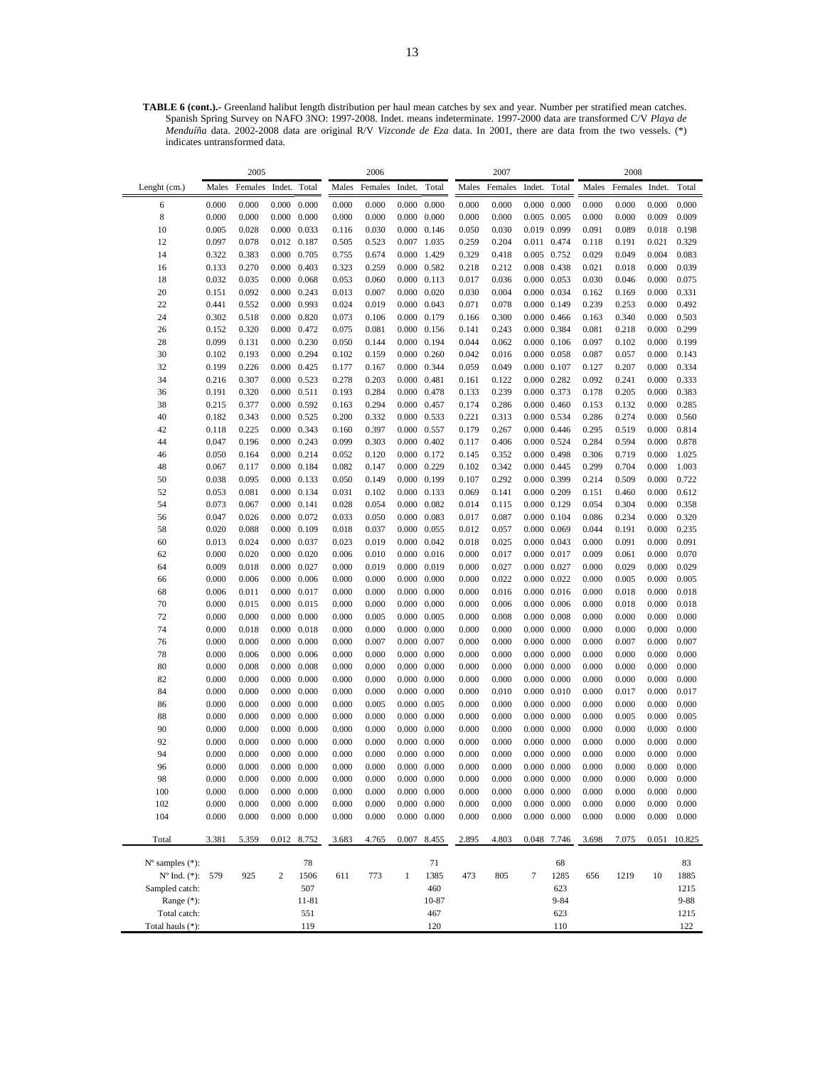**TABLE 6 (cont.).-** Greenland halibut length distribution per haul mean catches by sex and year. Number per stratified mean catches. Spanish Spring Survey on NAFO 3NO: 1997-2008. Indet. means indeterminate. 1997-2000 data are transformed C/V *Playa de Menduíña* data. 2002-2008 data are original R/V *Vizconde de Eza* data. In 2001, there are data from the two vessels. (*) indicates untransformed data.

| | 2005 | | | | 2006 | | | | 2007 | | | | 2008 | | | |
|---|---|---|---|---|---|---|---|---|---|---|---|---|---|---|---|---|
| Lenght (cm.) | Males | Females | Indet. | Total | Males | Females | Indet. | Total | Males | Females | Indet. | Total | Males | Females | Indet. | Total |
| 6 | 0.000 | 0.000 | 0.000 | 0.000 | 0.000 | 0.000 | 0.000 | 0.000 | 0.000 | 0.000 | 0.000 | 0.000 | 0.000 | 0.000 | 0.000 | 0.000 |
| 8 | 0.000 | 0.000 | 0.000 | 0.000 | 0.000 | 0.000 | 0.000 | 0.000 | 0.000 | 0.000 | 0.005 | 0.005 | 0.000 | 0.000 | 0.009 | 0.009 |
| 10 | 0.005 | 0.028 | 0.000 | 0.033 | 0.116 | 0.030 | 0.000 | 0.146 | 0.050 | 0.030 | 0.019 | 0.099 | 0.091 | 0.089 | 0.018 | 0.198 |
| 12 | 0.097 | 0.078 | 0.012 | 0.187 | 0.505 | 0.523 | 0.007 | 1.035 | 0.259 | 0.204 | 0.011 | 0.474 | 0.118 | 0.191 | 0.021 | 0.329 |
| 14 | 0.322 | 0.383 | 0.000 | 0.705 | 0.755 | 0.674 | 0.000 | 1.429 | 0.329 | 0.418 | 0.005 | 0.752 | 0.029 | 0.049 | 0.004 | 0.083 |
| 16 | 0.133 | 0.270 | 0.000 | 0.403 | 0.323 | 0.259 | 0.000 | 0.582 | 0.218 | 0.212 | 0.008 | 0.438 | 0.021 | 0.018 | 0.000 | 0.039 |
| 18 | 0.032 | 0.035 | 0.000 | 0.068 | 0.053 | 0.060 | 0.000 | 0.113 | 0.017 | 0.036 | 0.000 | 0.053 | 0.030 | 0.046 | 0.000 | 0.075 |
| 20 | 0.151 | 0.092 | 0.000 | 0.243 | 0.013 | 0.007 | 0.000 | 0.020 | 0.030 | 0.004 | 0.000 | 0.034 | 0.162 | 0.169 | 0.000 | 0.331 |
| 22 | 0.441 | 0.552 | 0.000 | 0.993 | 0.024 | 0.019 | 0.000 | 0.043 | 0.071 | 0.078 | 0.000 | 0.149 | 0.239 | 0.253 | 0.000 | 0.492 |
| 24 | 0.302 | 0.518 | 0.000 | 0.820 | 0.073 | 0.106 | 0.000 | 0.179 | 0.166 | 0.300 | 0.000 | 0.466 | 0.163 | 0.340 | 0.000 | 0.503 |
| 26 | 0.152 | 0.320 | 0.000 | 0.472 | 0.075 | 0.081 | 0.000 | 0.156 | 0.141 | 0.243 | 0.000 | 0.384 | 0.081 | 0.218 | 0.000 | 0.299 |
| 28 | 0.099 | 0.131 | 0.000 | 0.230 | 0.050 | 0.144 | 0.000 | 0.194 | 0.044 | 0.062 | 0.000 | 0.106 | 0.097 | 0.102 | 0.000 | 0.199 |
| 30 | 0.102 | 0.193 | 0.000 | 0.294 | 0.102 | 0.159 | 0.000 | 0.260 | 0.042 | 0.016 | 0.000 | 0.058 | 0.087 | 0.057 | 0.000 | 0.143 |
| 32 | 0.199 | 0.226 | 0.000 | 0.425 | 0.177 | 0.167 | 0.000 | 0.344 | 0.059 | 0.049 | 0.000 | 0.107 | 0.127 | 0.207 | 0.000 | 0.334 |
| 34 | 0.216 | 0.307 | 0.000 | 0.523 | 0.278 | 0.203 | 0.000 | 0.481 | 0.161 | 0.122 | 0.000 | 0.282 | 0.092 | 0.241 | 0.000 | 0.333 |
| 36 | 0.191 | 0.320 | 0.000 | 0.511 | 0.193 | 0.284 | 0.000 | 0.478 | 0.133 | 0.239 | 0.000 | 0.373 | 0.178 | 0.205 | 0.000 | 0.383 |
| 38 | 0.215 | 0.377 | 0.000 | 0.592 | 0.163 | 0.294 | 0.000 | 0.457 | 0.174 | 0.286 | 0.000 | 0.460 | 0.153 | 0.132 | 0.000 | 0.285 |
| 40 | 0.182 | 0.343 | 0.000 | 0.525 | 0.200 | 0.332 | 0.000 | 0.533 | 0.221 | 0.313 | 0.000 | 0.534 | 0.286 | 0.274 | 0.000 | 0.560 |
| 42 | 0.118 | 0.225 | 0.000 | 0.343 | 0.160 | 0.397 | 0.000 | 0.557 | 0.179 | 0.267 | 0.000 | 0.446 | 0.295 | 0.519 | 0.000 | 0.814 |
| 44 | 0.047 | 0.196 | 0.000 | 0.243 | 0.099 | 0.303 | 0.000 | 0.402 | 0.117 | 0.406 | 0.000 | 0.524 | 0.284 | 0.594 | 0.000 | 0.878 |
| 46 | 0.050 | 0.164 | 0.000 | 0.214 | 0.052 | 0.120 | 0.000 | 0.172 | 0.145 | 0.352 | 0.000 | 0.498 | 0.306 | 0.719 | 0.000 | 1.025 |
| 48 | 0.067 | 0.117 | 0.000 | 0.184 | 0.082 | 0.147 | 0.000 | 0.229 | 0.102 | 0.342 | 0.000 | 0.445 | 0.299 | 0.704 | 0.000 | 1.003 |
| 50 | 0.038 | 0.095 | 0.000 | 0.133 | 0.050 | 0.149 | 0.000 | 0.199 | 0.107 | 0.292 | 0.000 | 0.399 | 0.214 | 0.509 | 0.000 | 0.722 |
| 52 | 0.053 | 0.081 | 0.000 | 0.134 | 0.031 | 0.102 | 0.000 | 0.133 | 0.069 | 0.141 | 0.000 | 0.209 | 0.151 | 0.460 | 0.000 | 0.612 |
| 54 | 0.073 | 0.067 | 0.000 | 0.141 | 0.028 | 0.054 | 0.000 | 0.082 | 0.014 | 0.115 | 0.000 | 0.129 | 0.054 | 0.304 | 0.000 | 0.358 |
| 56 | 0.047 | 0.026 | 0.000 | 0.072 | 0.033 | 0.050 | 0.000 | 0.083 | 0.017 | 0.087 | 0.000 | 0.104 | 0.086 | 0.234 | 0.000 | 0.320 |
| 58 | 0.020 | 0.088 | 0.000 | 0.109 | 0.018 | 0.037 | 0.000 | 0.055 | 0.012 | 0.057 | 0.000 | 0.069 | 0.044 | 0.191 | 0.000 | 0.235 |
| 60 | 0.013 | 0.024 | 0.000 | 0.037 | 0.023 | 0.019 | 0.000 | 0.042 | 0.018 | 0.025 | 0.000 | 0.043 | 0.000 | 0.091 | 0.000 | 0.091 |
| 62 | 0.000 | 0.020 | 0.000 | 0.020 | 0.006 | 0.010 | 0.000 | 0.016 | 0.000 | 0.017 | 0.000 | 0.017 | 0.009 | 0.061 | 0.000 | 0.070 |
| 64 | 0.009 | 0.018 | 0.000 | 0.027 | 0.000 | 0.019 | 0.000 | 0.019 | 0.000 | 0.027 | 0.000 | 0.027 | 0.000 | 0.029 | 0.000 | 0.029 |
| 66 | 0.000 | 0.006 | 0.000 | 0.006 | 0.000 | 0.000 | 0.000 | 0.000 | 0.000 | 0.022 | 0.000 | 0.022 | 0.000 | 0.005 | 0.000 | 0.005 |
| 68 | 0.006 | 0.011 | 0.000 | 0.017 | 0.000 | 0.000 | 0.000 | 0.000 | 0.000 | 0.016 | 0.000 | 0.016 | 0.000 | 0.018 | 0.000 | 0.018 |
| 70 | 0.000 | 0.015 | 0.000 | 0.015 | 0.000 | 0.000 | 0.000 | 0.000 | 0.000 | 0.006 | 0.000 | 0.006 | 0.000 | 0.018 | 0.000 | 0.018 |
| 72 | 0.000 | 0.000 | 0.000 | 0.000 | 0.000 | 0.005 | 0.000 | 0.005 | 0.000 | 0.008 | 0.000 | 0.008 | 0.000 | 0.000 | 0.000 | 0.000 |
| 74 | 0.000 | 0.018 | 0.000 | 0.018 | 0.000 | 0.000 | 0.000 | 0.000 | 0.000 | 0.000 | 0.000 | 0.000 | 0.000 | 0.000 | 0.000 | 0.000 |
| 76 | 0.000 | 0.000 | 0.000 | 0.000 | 0.000 | 0.007 | 0.000 | 0.007 | 0.000 | 0.000 | 0.000 | 0.000 | 0.000 | 0.007 | 0.000 | 0.007 |
| 78 | 0.000 | 0.006 | 0.000 | 0.006 | 0.000 | 0.000 | 0.000 | 0.000 | 0.000 | 0.000 | 0.000 | 0.000 | 0.000 | 0.000 | 0.000 | 0.000 |
| 80 | 0.000 | 0.008 | 0.000 | 0.008 | 0.000 | 0.000 | 0.000 | 0.000 | 0.000 | 0.000 | 0.000 | 0.000 | 0.000 | 0.000 | 0.000 | 0.000 |
| 82 | 0.000 | 0.000 | 0.000 | 0.000 | 0.000 | 0.000 | 0.000 | 0.000 | 0.000 | 0.000 | 0.000 | 0.000 | 0.000 | 0.000 | 0.000 | 0.000 |
| 84 | 0.000 | 0.000 | 0.000 | 0.000 | 0.000 | 0.000 | 0.000 | 0.000 | 0.000 | 0.010 | 0.000 | 0.010 | 0.000 | 0.017 | 0.000 | 0.017 |
| 86 | 0.000 | 0.000 | 0.000 | 0.000 | 0.000 | 0.005 | 0.000 | 0.005 | 0.000 | 0.000 | 0.000 | 0.000 | 0.000 | 0.000 | 0.000 | 0.000 |
| 88 | 0.000 | 0.000 | 0.000 | 0.000 | 0.000 | 0.000 | 0.000 | 0.000 | 0.000 | 0.000 | 0.000 | 0.000 | 0.000 | 0.005 | 0.000 | 0.005 |
| 90 | 0.000 | 0.000 | 0.000 | 0.000 | 0.000 | 0.000 | 0.000 | 0.000 | 0.000 | 0.000 | 0.000 | 0.000 | 0.000 | 0.000 | 0.000 | 0.000 |
| 92 | 0.000 | 0.000 | 0.000 | 0.000 | 0.000 | 0.000 | 0.000 | 0.000 | 0.000 | 0.000 | 0.000 | 0.000 | 0.000 | 0.000 | 0.000 | 0.000 |
| 94 | 0.000 | 0.000 | 0.000 | 0.000 | 0.000 | 0.000 | 0.000 | 0.000 | 0.000 | 0.000 | 0.000 | 0.000 | 0.000 | 0.000 | 0.000 | 0.000 |
| 96 | 0.000 | 0.000 | 0.000 | 0.000 | 0.000 | 0.000 | 0.000 | 0.000 | 0.000 | 0.000 | 0.000 | 0.000 | 0.000 | 0.000 | 0.000 | 0.000 |
| 98 | 0.000 | 0.000 | 0.000 | 0.000 | 0.000 | 0.000 | 0.000 | 0.000 | 0.000 | 0.000 | 0.000 | 0.000 | 0.000 | 0.000 | 0.000 | 0.000 |
| 100 | 0.000 | 0.000 | 0.000 | 0.000 | 0.000 | 0.000 | 0.000 | 0.000 | 0.000 | 0.000 | 0.000 | 0.000 | 0.000 | 0.000 | 0.000 | 0.000 |
| 102 | 0.000 | 0.000 | 0.000 | 0.000 | 0.000 | 0.000 | 0.000 | 0.000 | 0.000 | 0.000 | 0.000 | 0.000 | 0.000 | 0.000 | 0.000 | 0.000 |
| 104 | 0.000 | 0.000 | 0.000 | 0.000 | 0.000 | 0.000 | 0.000 | 0.000 | 0.000 | 0.000 | 0.000 | 0.000 | 0.000 | 0.000 | 0.000 | 0.000 |
| Total | 3.381 | 5.359 | 0.012 | 8.752 | 3.683 | 4.765 | 0.007 | 8.455 | 2.895 | 4.803 | 0.048 | 7.746 | 3.698 | 7.075 | 0.051 | 10.825 |
| Nº samples (*): | | | | 78 | | | | 71 | | | | 68 | | | | 83 |
| Nº Ind. (*): | 579 | 925 | 2 | 1506 | 611 | 773 | 1 | 1385 | 473 | 805 | 7 | 1285 | 656 | 1219 | 10 | 1885 |
| Sampled catch: | | | | 507 | | | | 460 | | | | 623 | | | | 1215 |
| Range (*): | | | | 11-81 | | | | 10-87 | | | | 9-84 | | | | 9-88 |
| Total catch: | | | | 551 | | | | 467 | | | | 623 | | | | 1215 |
| Total hauls (*): | | | | 119 | | | | 120 | | | | 110 | | | | 122 |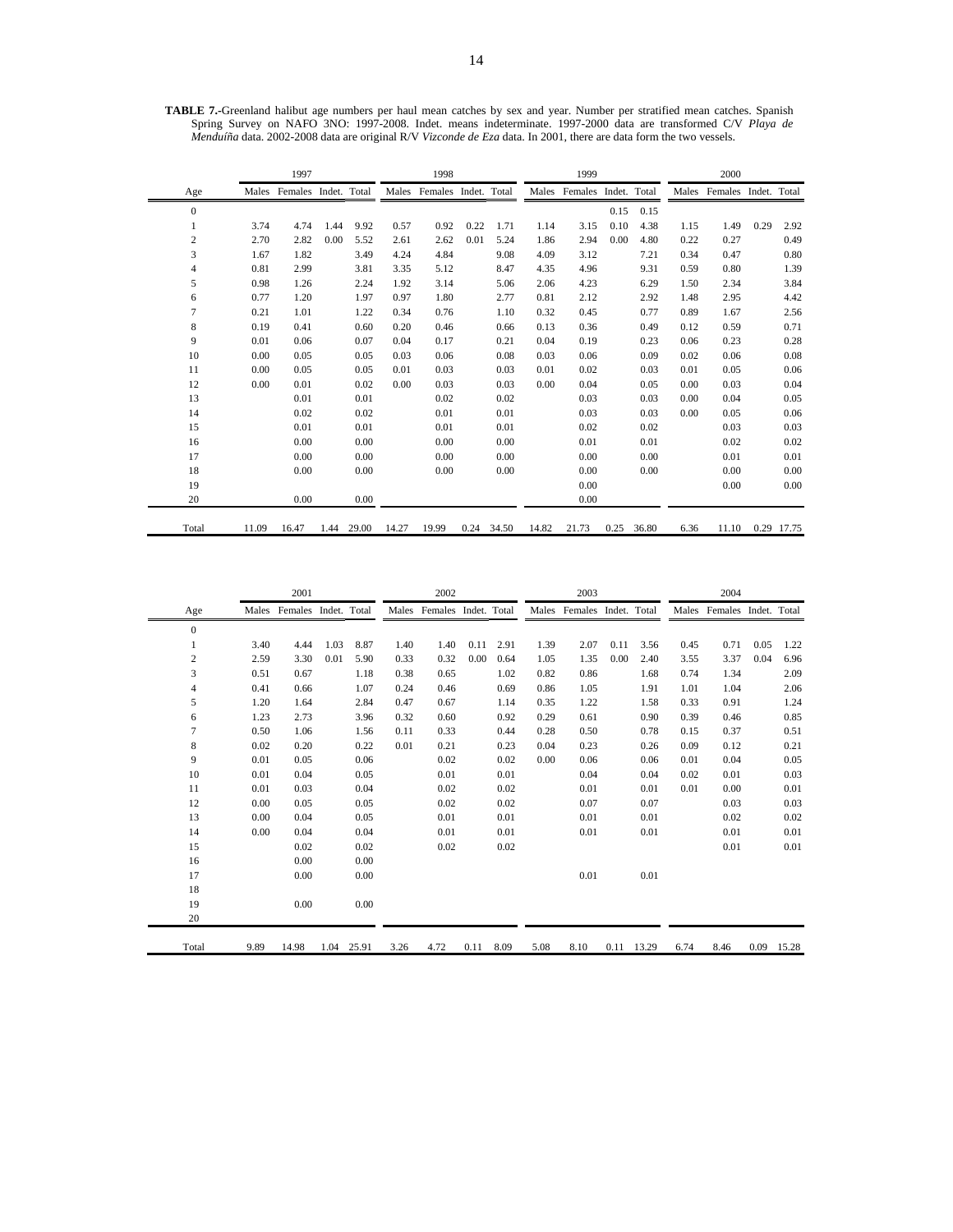**TABLE 7.-**Greenland halibut age numbers per haul mean catches by sex and year. Number per stratified mean catches. Spanish Spring Survey on NAFO 3NO: 1997-2008. Indet. means indeterminate. 1997-2000 data are transformed C/V *Playa de Menduíña* data. 2002-2008 data are original R/V *Vizconde de Eza* data. In 2001, there are data form the two vessels.

| | 1997 | | | | 1998 | | | | 1999 | | | | 2000 | | | |
|---|---|---|---|---|---|---|---|---|---|---|---|---|---|---|---|---|
| Age | Males | Females | Indet. | Total | Males | Females | Indet. | Total | Males | Females | Indet. | Total | Males | Females | Indet. | Total |
| 0 | | | | | | | | | | | 0.15 | 0.15 | | | | |
| 1 | 3.74 | 4.74 | 1.44 | 9.92 | 0.57 | 0.92 | 0.22 | 1.71 | 1.14 | 3.15 | 0.10 | 4.38 | 1.15 | 1.49 | 0.29 | 2.92 |
| 2 | 2.70 | 2.82 | 0.00 | 5.52 | 2.61 | 2.62 | 0.01 | 5.24 | 1.86 | 2.94 | 0.00 | 4.80 | 0.22 | 0.27 | | 0.49 |
| 3 | 1.67 | 1.82 | | 3.49 | 4.24 | 4.84 | | 9.08 | 4.09 | 3.12 | | 7.21 | 0.34 | 0.47 | | 0.80 |
| 4 | 0.81 | 2.99 | | 3.81 | 3.35 | 5.12 | | 8.47 | 4.35 | 4.96 | | 9.31 | 0.59 | 0.80 | | 1.39 |
| 5 | 0.98 | 1.26 | | 2.24 | 1.92 | 3.14 | | 5.06 | 2.06 | 4.23 | | 6.29 | 1.50 | 2.34 | | 3.84 |
| 6 | 0.77 | 1.20 | | 1.97 | 0.97 | 1.80 | | 2.77 | 0.81 | 2.12 | | 2.92 | 1.48 | 2.95 | | 4.42 |
| 7 | 0.21 | 1.01 | | 1.22 | 0.34 | 0.76 | | 1.10 | 0.32 | 0.45 | | 0.77 | 0.89 | 1.67 | | 2.56 |
| 8 | 0.19 | 0.41 | | 0.60 | 0.20 | 0.46 | | 0.66 | 0.13 | 0.36 | | 0.49 | 0.12 | 0.59 | | 0.71 |
| 9 | 0.01 | 0.06 | | 0.07 | 0.04 | 0.17 | | 0.21 | 0.04 | 0.19 | | 0.23 | 0.06 | 0.23 | | 0.28 |
| 10 | 0.00 | 0.05 | | 0.05 | 0.03 | 0.06 | | 0.08 | 0.03 | 0.06 | | 0.09 | 0.02 | 0.06 | | 0.08 |
| 11 | 0.00 | 0.05 | | 0.05 | 0.01 | 0.03 | | 0.03 | 0.01 | 0.02 | | 0.03 | 0.01 | 0.05 | | 0.06 |
| 12 | 0.00 | 0.01 | | 0.02 | 0.00 | 0.03 | | 0.03 | 0.00 | 0.04 | | 0.05 | 0.00 | 0.03 | | 0.04 |
| 13 | | 0.01 | | 0.01 | | 0.02 | | 0.02 | | 0.03 | | 0.03 | 0.00 | 0.04 | | 0.05 |
| 14 | | 0.02 | | 0.02 | | 0.01 | | 0.01 | | 0.03 | | 0.03 | 0.00 | 0.05 | | 0.06 |
| 15 | | 0.01 | | 0.01 | | 0.01 | | 0.01 | | 0.02 | | 0.02 | | 0.03 | | 0.03 |
| 16 | | 0.00 | | 0.00 | | 0.00 | | 0.00 | | 0.01 | | 0.01 | | 0.02 | | 0.02 |
| 17 | | 0.00 | | 0.00 | | 0.00 | | 0.00 | | 0.00 | | 0.00 | | 0.01 | | 0.01 |
| 18 | | 0.00 | | 0.00 | | 0.00 | | 0.00 | | 0.00 | | 0.00 | | 0.00 | | 0.00 |
| 19 | | | | | | | | | | 0.00 | | | | 0.00 | | 0.00 |
| 20 | | 0.00 | | 0.00 | | | | | | 0.00 | | | | | | |
| Total | 11.09 | 16.47 | 1.44 | 29.00 | 14.27 | 19.99 | 0.24 | 34.50 | 14.82 | 21.73 | 0.25 | 36.80 | 6.36 | 11.10 | 0.29 | 17.75 |

| | 2001 | | | | 2002 | | | | 2003 | | | | 2004 | | | |
|---|---|---|---|---|---|---|---|---|---|---|---|---|---|---|---|---|
| Age | Males | Females | Indet. | Total | Males | Females | Indet. | Total | Males | Females | Indet. | Total | Males | Females | Indet. | Total |
| 0 | | | | | | | | | | | | | | | | |
| 1 | 3.40 | 4.44 | 1.03 | 8.87 | 1.40 | 1.40 | 0.11 | 2.91 | 1.39 | 2.07 | 0.11 | 3.56 | 0.45 | 0.71 | 0.05 | 1.22 |
| 2 | 2.59 | 3.30 | 0.01 | 5.90 | 0.33 | 0.32 | 0.00 | 0.64 | 1.05 | 1.35 | 0.00 | 2.40 | 3.55 | 3.37 | 0.04 | 6.96 |
| 3 | 0.51 | 0.67 | | 1.18 | 0.38 | 0.65 | | 1.02 | 0.82 | 0.86 | | 1.68 | 0.74 | 1.34 | | 2.09 |
| 4 | 0.41 | 0.66 | | 1.07 | 0.24 | 0.46 | | 0.69 | 0.86 | 1.05 | | 1.91 | 1.01 | 1.04 | | 2.06 |
| 5 | 1.20 | 1.64 | | 2.84 | 0.47 | 0.67 | | 1.14 | 0.35 | 1.22 | | 1.58 | 0.33 | 0.91 | | 1.24 |
| 6 | 1.23 | 2.73 | | 3.96 | 0.32 | 0.60 | | 0.92 | 0.29 | 0.61 | | 0.90 | 0.39 | 0.46 | | 0.85 |
| 7 | 0.50 | 1.06 | | 1.56 | 0.11 | 0.33 | | 0.44 | 0.28 | 0.50 | | 0.78 | 0.15 | 0.37 | | 0.51 |
| 8 | 0.02 | 0.20 | | 0.22 | 0.01 | 0.21 | | 0.23 | 0.04 | 0.23 | | 0.26 | 0.09 | 0.12 | | 0.21 |
| 9 | 0.01 | 0.05 | | 0.06 | | 0.02 | | 0.02 | 0.00 | 0.06 | | 0.06 | 0.01 | 0.04 | | 0.05 |
| 10 | 0.01 | 0.04 | | 0.05 | | 0.01 | | 0.01 | | 0.04 | | 0.04 | 0.02 | 0.01 | | 0.03 |
| 11 | 0.01 | 0.03 | | 0.04 | | 0.02 | | 0.02 | | 0.01 | | 0.01 | 0.01 | 0.00 | | 0.01 |
| 12 | 0.00 | 0.05 | | 0.05 | | 0.02 | | 0.02 | | 0.07 | | 0.07 | | 0.03 | | 0.03 |
| 13 | 0.00 | 0.04 | | 0.05 | | 0.01 | | 0.01 | | 0.01 | | 0.01 | | 0.02 | | 0.02 |
| 14 | 0.00 | 0.04 | | 0.04 | | 0.01 | | 0.01 | | 0.01 | | 0.01 | | 0.01 | | 0.01 |
| 15 | | 0.02 | | 0.02 | | 0.02 | | 0.02 | | | | | | 0.01 | | 0.01 |
| 16 | | 0.00 | | 0.00 | | | | | | | | | | | | |
| 17 | | 0.00 | | 0.00 | | | | | | 0.01 | | 0.01 | | | | |
| 18 | | | | | | | | | | | | | | | | |
| 19 | | 0.00 | | 0.00 | | | | | | | | | | | | |
| 20 | | | | | | | | | | | | | | | | |
| Total | 9.89 | 14.98 | 1.04 | 25.91 | 3.26 | 4.72 | 0.11 | 8.09 | 5.08 | 8.10 | 0.11 | 13.29 | 6.74 | 8.46 | 0.09 | 15.28 |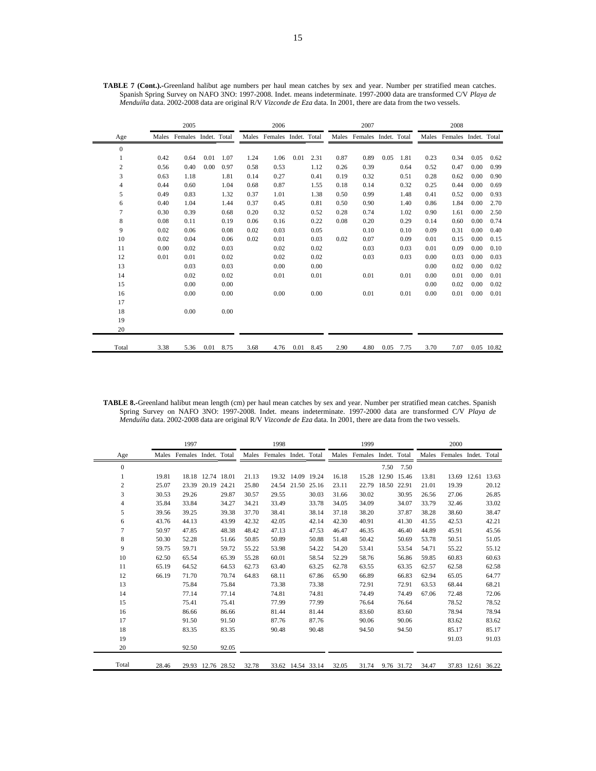**TABLE 7 (Cont.).**-Greenland halibut age numbers per haul mean catches by sex and year. Number per stratified mean catches. Spanish Spring Survey on NAFO 3NO: 1997-2008. Indet. means indeterminate. 1997-2000 data are transformed C/V *Playa de Menduíña* data. 2002-2008 data are original R/V *Vizconde de Eza* data. In 2001, there are data from the two vessels.

| | 2005 | | | | 2006 | | | | 2007 | | | | 2008 | | | |
|---|---|---|---|---|---|---|---|---|---|---|---|---|---|---|---|---|
| Age | Males | Females | Indet. | Total | Males | Females | Indet. | Total | Males | Females | Indet. | Total | Males | Females | Indet. | Total |
| 0 | | | | | | | | | | | | | | | | |
| 1 | 0.42 | 0.64 | 0.01 | 1.07 | 1.24 | 1.06 | 0.01 | 2.31 | 0.87 | 0.89 | 0.05 | 1.81 | 0.23 | 0.34 | 0.05 | 0.62 |
| 2 | 0.56 | 0.40 | 0.00 | 0.97 | 0.58 | 0.53 | | 1.12 | 0.26 | 0.39 | | 0.64 | 0.52 | 0.47 | 0.00 | 0.99 |
| 3 | 0.63 | 1.18 | | 1.81 | 0.14 | 0.27 | | 0.41 | 0.19 | 0.32 | | 0.51 | 0.28 | 0.62 | 0.00 | 0.90 |
| 4 | 0.44 | 0.60 | | 1.04 | 0.68 | 0.87 | | 1.55 | 0.18 | 0.14 | | 0.32 | 0.25 | 0.44 | 0.00 | 0.69 |
| 5 | 0.49 | 0.83 | | 1.32 | 0.37 | 1.01 | | 1.38 | 0.50 | 0.99 | | 1.48 | 0.41 | 0.52 | 0.00 | 0.93 |
| 6 | 0.40 | 1.04 | | 1.44 | 0.37 | 0.45 | | 0.81 | 0.50 | 0.90 | | 1.40 | 0.86 | 1.84 | 0.00 | 2.70 |
| 7 | 0.30 | 0.39 | | 0.68 | 0.20 | 0.32 | | 0.52 | 0.28 | 0.74 | | 1.02 | 0.90 | 1.61 | 0.00 | 2.50 |
| 8 | 0.08 | 0.11 | | 0.19 | 0.06 | 0.16 | | 0.22 | 0.08 | 0.20 | | 0.29 | 0.14 | 0.60 | 0.00 | 0.74 |
| 9 | 0.02 | 0.06 | | 0.08 | 0.02 | 0.03 | | 0.05 | | 0.10 | | 0.10 | 0.09 | 0.31 | 0.00 | 0.40 |
| 10 | 0.02 | 0.04 | | 0.06 | 0.02 | 0.01 | | 0.03 | 0.02 | 0.07 | | 0.09 | 0.01 | 0.15 | 0.00 | 0.15 |
| 11 | 0.00 | 0.02 | | 0.03 | | 0.02 | | 0.02 | | 0.03 | | 0.03 | 0.01 | 0.09 | 0.00 | 0.10 |
| 12 | 0.01 | 0.01 | | 0.02 | | 0.02 | | 0.02 | | 0.03 | | 0.03 | 0.00 | 0.03 | 0.00 | 0.03 |
| 13 | | 0.03 | | 0.03 | | 0.00 | | 0.00 | | | | | 0.00 | 0.02 | 0.00 | 0.02 |
| 14 | | 0.02 | | 0.02 | | 0.01 | | 0.01 | | 0.01 | | 0.01 | 0.00 | 0.01 | 0.00 | 0.01 |
| 15 | | 0.00 | | 0.00 | | | | | | | | | 0.00 | 0.02 | 0.00 | 0.02 |
| 16 | | 0.00 | | 0.00 | | 0.00 | | 0.00 | | 0.01 | | 0.01 | 0.00 | 0.01 | 0.00 | 0.01 |
| 17 | | | | | | | | | | | | | | | | |
| 18 | | 0.00 | | 0.00 | | | | | | | | | | | | |
| 19 | | | | | | | | | | | | | | | | |
| 20 | | | | | | | | | | | | | | | | |
| Total | 3.38 | 5.36 | 0.01 | 8.75 | 3.68 | 4.76 | 0.01 | 8.45 | 2.90 | 4.80 | 0.05 | 7.75 | 3.70 | 7.07 | 0.05 | 10.82 |

**TABLE 8.**-Greenland halibut mean length (cm) per haul mean catches by sex and year. Number per stratified mean catches. Spanish Spring Survey on NAFO 3NO: 1997-2008. Indet. means indeterminate. 1997-2000 data are transformed C/V *Playa de Menduíña* data. 2002-2008 data are original R/V *Vizconde de Eza* data. In 2001, there are data from the two vessels.

| | 1997 | | | | 1998 | | | | 1999 | | | | 2000 | | | |
|---|---|---|---|---|---|---|---|---|---|---|---|---|---|---|---|---|
| Age | Males | Females | Indet. | Total | Males | Females | Indet. | Total | Males | Females | Indet. | Total | Males | Females | Indet. | Total |
| 0 | | | | | | | | | | | 7.50 | 7.50 | | | | |
| 1 | 19.81 | 18.18 | 12.74 | 18.01 | 21.13 | 19.32 | 14.09 | 19.24 | 16.18 | 15.28 | 12.90 | 15.46 | 13.81 | 13.69 | 12.61 | 13.63 |
| 2 | 25.07 | 23.39 | 20.19 | 24.21 | 25.80 | 24.54 | 21.50 | 25.16 | 23.11 | 22.79 | 18.50 | 22.91 | 21.01 | 19.39 | | 20.12 |
| 3 | 30.53 | 29.26 | | 29.87 | 30.57 | 29.55 | | 30.03 | 31.66 | 30.02 | | 30.95 | 26.56 | 27.06 | | 26.85 |
| 4 | 35.84 | 33.84 | | 34.27 | 34.21 | 33.49 | | 33.78 | 34.05 | 34.09 | | 34.07 | 33.79 | 32.46 | | 33.02 |
| 5 | 39.56 | 39.25 | | 39.38 | 37.70 | 38.41 | | 38.14 | 37.18 | 38.20 | | 37.87 | 38.28 | 38.60 | | 38.47 |
| 6 | 43.76 | 44.13 | | 43.99 | 42.32 | 42.05 | | 42.14 | 42.30 | 40.91 | | 41.30 | 41.55 | 42.53 | | 42.21 |
| 7 | 50.97 | 47.85 | | 48.38 | 48.42 | 47.13 | | 47.53 | 46.47 | 46.35 | | 46.40 | 44.89 | 45.91 | | 45.56 |
| 8 | 50.30 | 52.28 | | 51.66 | 50.85 | 50.89 | | 50.88 | 51.48 | 50.42 | | 50.69 | 53.78 | 50.51 | | 51.05 |
| 9 | 59.75 | 59.71 | | 59.72 | 55.22 | 53.98 | | 54.22 | 54.20 | 53.41 | | 53.54 | 54.71 | 55.22 | | 55.12 |
| 10 | 62.50 | 65.54 | | 65.39 | 55.28 | 60.01 | | 58.54 | 52.29 | 58.76 | | 56.86 | 59.85 | 60.83 | | 60.63 |
| 11 | 65.19 | 64.52 | | 64.53 | 62.73 | 63.40 | | 63.25 | 62.78 | 63.55 | | 63.35 | 62.57 | 62.58 | | 62.58 |
| 12 | 66.19 | 71.70 | | 70.74 | 64.83 | 68.11 | | 67.86 | 65.90 | 66.89 | | 66.83 | 62.94 | 65.05 | | 64.77 |
| 13 | | 75.84 | | 75.84 | | 73.38 | | 73.38 | | 72.91 | | 72.91 | 63.53 | 68.44 | | 68.21 |
| 14 | | 77.14 | | 77.14 | | 74.81 | | 74.81 | | 74.49 | | 74.49 | 67.06 | 72.48 | | 72.06 |
| 15 | | 75.41 | | 75.41 | | 77.99 | | 77.99 | | 76.64 | | 76.64 | | 78.52 | | 78.52 |
| 16 | | 86.66 | | 86.66 | | 81.44 | | 81.44 | | 83.60 | | 83.60 | | 78.94 | | 78.94 |
| 17 | | 91.50 | | 91.50 | | 87.76 | | 87.76 | | 90.06 | | 90.06 | | 83.62 | | 83.62 |
| 18 | | 83.35 | | 83.35 | | 90.48 | | 90.48 | | 94.50 | | 94.50 | | 85.17 | | 85.17 |
| 19 | | | | | | | | | | | | | | 91.03 | | 91.03 |
| 20 | | 92.50 | | 92.05 | | | | | | | | | | | | |
| Total | 28.46 | 29.93 | 12.76 | 28.52 | 32.78 | 33.62 | 14.54 | 33.14 | 32.05 | 31.74 | 9.76 | 31.72 | 34.47 | 37.83 | 12.61 | 36.22 |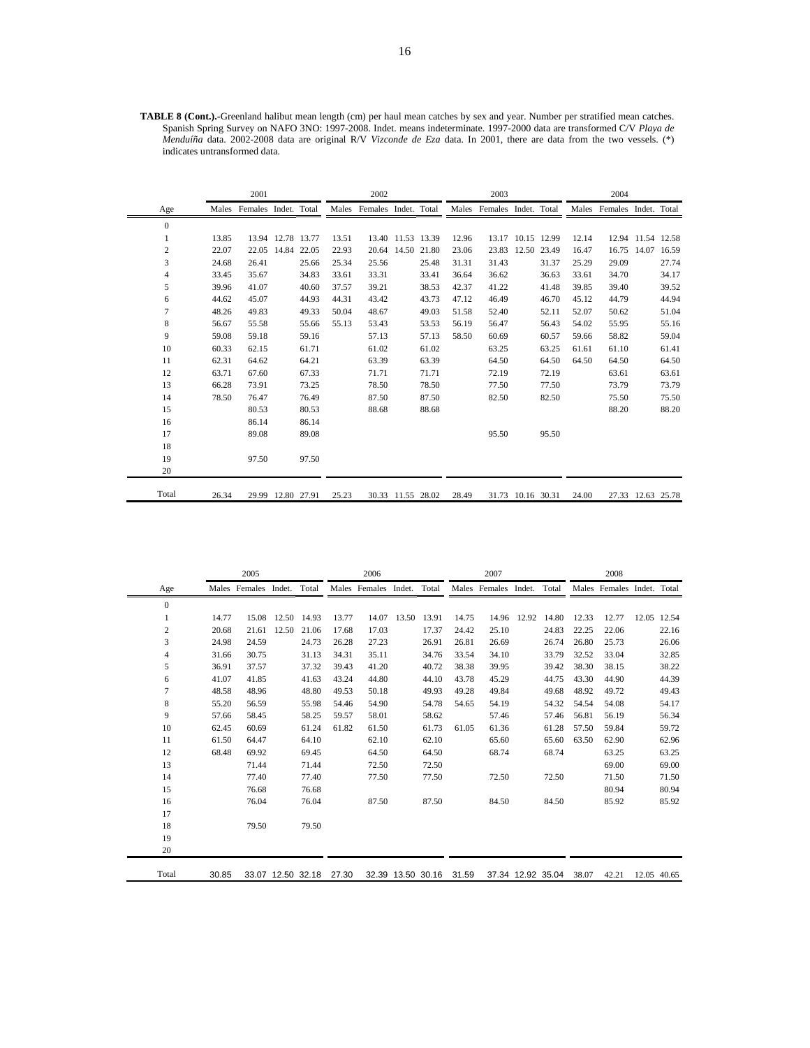**TABLE 8 (Cont.).**-Greenland halibut mean length (cm) per haul mean catches by sex and year. Number per stratified mean catches. Spanish Spring Survey on NAFO 3NO: 1997-2008. Indet. means indeterminate. 1997-2000 data are transformed C/V *Playa de Menduíña* data. 2002-2008 data are original R/V *Vizconde de Eza* data. In 2001, there are data from the two vessels. (*) indicates untransformed data.

| | 2001 | | | | 2002 | | | | 2003 | | | | 2004 | | | |
|---|---|---|---|---|---|---|---|---|---|---|---|---|---|---|---|---|
| Age | Males | Females | Indet. | Total | Males | Females | Indet. | Total | Males | Females | Indet. | Total | Males | Females | Indet. | Total |
| 0 | | | | | | | | | | | | | | | | |
| 1 | 13.85 | 13.94 | 12.78 | 13.77 | 13.51 | 13.40 | 11.53 | 13.39 | 12.96 | 13.17 | 10.15 | 12.99 | 12.14 | 12.94 | 11.54 | 12.58 |
| 2 | 22.07 | 22.05 | 14.84 | 22.05 | 22.93 | 20.64 | 14.50 | 21.80 | 23.06 | 23.83 | 12.50 | 23.49 | 16.47 | 16.75 | 14.07 | 16.59 |
| 3 | 24.68 | 26.41 | | 25.66 | 25.34 | 25.56 | | 25.48 | 31.31 | 31.43 | | 31.37 | 25.29 | 29.09 | | 27.74 |
| 4 | 33.45 | 35.67 | | 34.83 | 33.61 | 33.31 | | 33.41 | 36.64 | 36.62 | | 36.63 | 33.61 | 34.70 | | 34.17 |
| 5 | 39.96 | 41.07 | | 40.60 | 37.57 | 39.21 | | 38.53 | 42.37 | 41.22 | | 41.48 | 39.85 | 39.40 | | 39.52 |
| 6 | 44.62 | 45.07 | | 44.93 | 44.31 | 43.42 | | 43.73 | 47.12 | 46.49 | | 46.70 | 45.12 | 44.79 | | 44.94 |
| 7 | 48.26 | 49.83 | | 49.33 | 50.04 | 48.67 | | 49.03 | 51.58 | 52.40 | | 52.11 | 52.07 | 50.62 | | 51.04 |
| 8 | 56.67 | 55.58 | | 55.66 | 55.13 | 53.43 | | 53.53 | 56.19 | 56.47 | | 56.43 | 54.02 | 55.95 | | 55.16 |
| 9 | 59.08 | 59.18 | | 59.16 | | 57.13 | | 57.13 | 58.50 | 60.69 | | 60.57 | 59.66 | 58.82 | | 59.04 |
| 10 | 60.33 | 62.15 | | 61.71 | | 61.02 | | 61.02 | | 63.25 | | 63.25 | 61.61 | 61.10 | | 61.41 |
| 11 | 62.31 | 64.62 | | 64.21 | | 63.39 | | 63.39 | | 64.50 | | 64.50 | 64.50 | 64.50 | | 64.50 |
| 12 | 63.71 | 67.60 | | 67.33 | | 71.71 | | 71.71 | | 72.19 | | 72.19 | | 63.61 | | 63.61 |
| 13 | 66.28 | 73.91 | | 73.25 | | 78.50 | | 78.50 | | 77.50 | | 77.50 | | 73.79 | | 73.79 |
| 14 | 78.50 | 76.47 | | 76.49 | | 87.50 | | 87.50 | | 82.50 | | 82.50 | | 75.50 | | 75.50 |
| 15 | | 80.53 | | 80.53 | | 88.68 | | 88.68 | | | | | | 88.20 | | 88.20 |
| 16 | | 86.14 | | 86.14 | | | | | | | | | | | | |
| 17 | | 89.08 | | 89.08 | | | | | | 95.50 | | 95.50 | | | | |
| 18 | | | | | | | | | | | | | | | | |
| 19 | | 97.50 | | 97.50 | | | | | | | | | | | | |
| 20 | | | | | | | | | | | | | | | | |
| Total | 26.34 | 29.99 | 12.80 | 27.91 | 25.23 | 30.33 | 11.55 | 28.02 | 28.49 | 31.73 | 10.16 | 30.31 | 24.00 | 27.33 | 12.63 | 25.78 |

| | 2005 | | | | 2006 | | | | 2007 | | | | 2008 | | | |
|---|---|---|---|---|---|---|---|---|---|---|---|---|---|---|---|---|
| Age | Males | Females | Indet. | Total | Males | Females | Indet. | Total | Males | Females | Indet. | Total | Males | Females | Indet. | Total |
| 0 | | | | | | | | | | | | | | | | |
| 1 | 14.77 | 15.08 | 12.50 | 14.93 | 13.77 | 14.07 | 13.50 | 13.91 | 14.75 | 14.96 | 12.92 | 14.80 | 12.33 | 12.77 | 12.05 | 12.54 |
| 2 | 20.68 | 21.61 | 12.50 | 21.06 | 17.68 | 17.03 | | 17.37 | 24.42 | 25.10 | | 24.83 | 22.25 | 22.06 | | 22.16 |
| 3 | 24.98 | 24.59 | | 24.73 | 26.28 | 27.23 | | 26.91 | 26.81 | 26.69 | | 26.74 | 26.80 | 25.73 | | 26.06 |
| 4 | 31.66 | 30.75 | | 31.13 | 34.31 | 35.11 | | 34.76 | 33.54 | 34.10 | | 33.79 | 32.52 | 33.04 | | 32.85 |
| 5 | 36.91 | 37.57 | | 37.32 | 39.43 | 41.20 | | 40.72 | 38.38 | 39.95 | | 39.42 | 38.30 | 38.15 | | 38.22 |
| 6 | 41.07 | 41.85 | | 41.63 | 43.24 | 44.80 | | 44.10 | 43.78 | 45.29 | | 44.75 | 43.30 | 44.90 | | 44.39 |
| 7 | 48.58 | 48.96 | | 48.80 | 49.53 | 50.18 | | 49.93 | 49.28 | 49.84 | | 49.68 | 48.92 | 49.72 | | 49.43 |
| 8 | 55.20 | 56.59 | | 55.98 | 54.46 | 54.90 | | 54.78 | 54.65 | 54.19 | | 54.32 | 54.54 | 54.08 | | 54.17 |
| 9 | 57.66 | 58.45 | | 58.25 | 59.57 | 58.01 | | 58.62 | | 57.46 | | 57.46 | 56.81 | 56.19 | | 56.34 |
| 10 | 62.45 | 60.69 | | 61.24 | 61.82 | 61.50 | | 61.73 | 61.05 | 61.36 | | 61.28 | 57.50 | 59.84 | | 59.72 |
| 11 | 61.50 | 64.47 | | 64.10 | | 62.10 | | 62.10 | | 65.60 | | 65.60 | 63.50 | 62.90 | | 62.96 |
| 12 | 68.48 | 69.92 | | 69.45 | | 64.50 | | 64.50 | | 68.74 | | 68.74 | | 63.25 | | 63.25 |
| 13 | | 71.44 | | 71.44 | | 72.50 | | 72.50 | | | | | | 69.00 | | 69.00 |
| 14 | | 77.40 | | 77.40 | | 77.50 | | 77.50 | | 72.50 | | 72.50 | | 71.50 | | 71.50 |
| 15 | | 76.68 | | 76.68 | | | | | | | | | | 80.94 | | 80.94 |
| 16 | | 76.04 | | 76.04 | | 87.50 | | 87.50 | | 84.50 | | 84.50 | | 85.92 | | 85.92 |
| 17 | | | | | | | | | | | | | | | | |
| 18 | | 79.50 | | 79.50 | | | | | | | | | | | | |
| 19 | | | | | | | | | | | | | | | | |
| 20 | | | | | | | | | | | | | | | | |
| Total | 30.85 | 33.07 | 12.50 | 32.18 | 27.30 | 32.39 | 13.50 | 30.16 | 31.59 | 37.34 | 12.92 | 35.04 | 38.07 | 42.21 | 12.05 | 40.65 |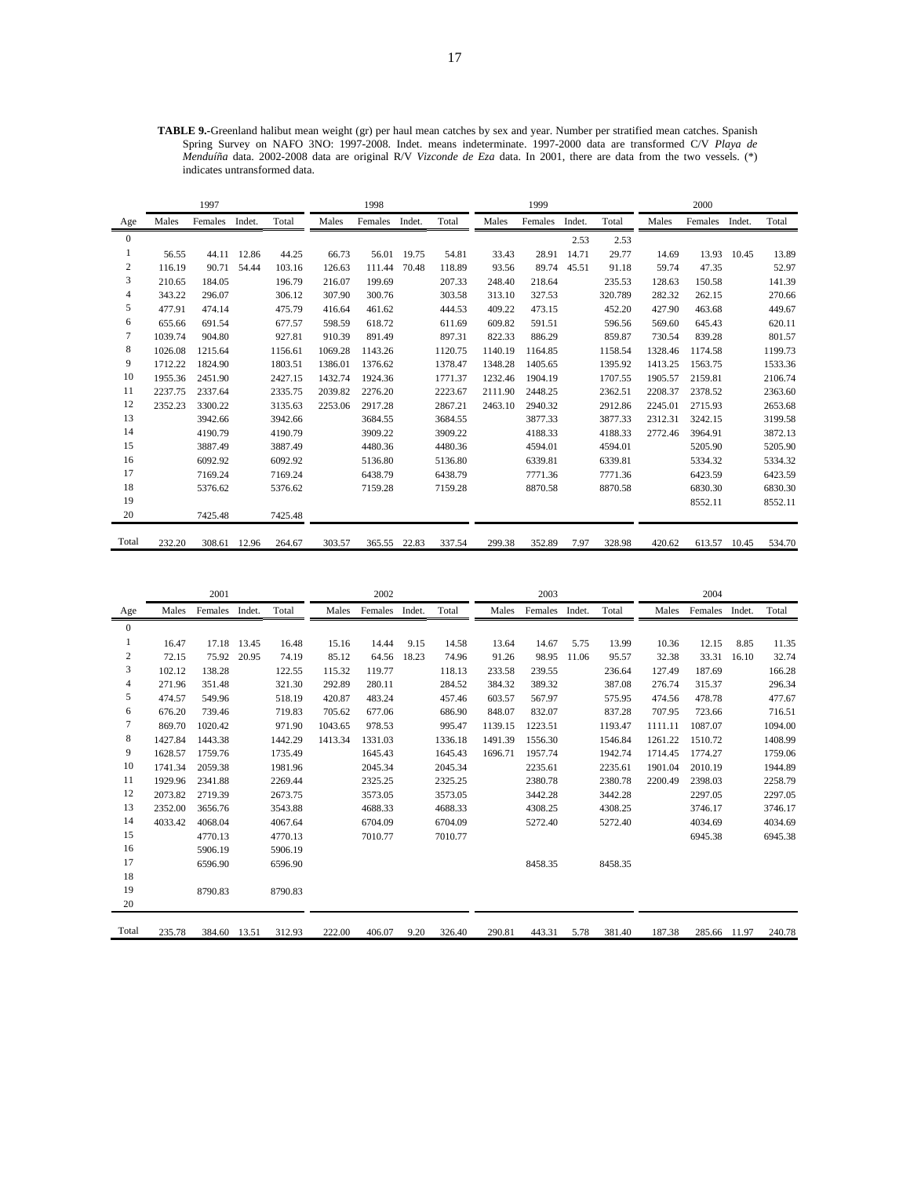**TABLE 9.**-Greenland halibut mean weight (gr) per haul mean catches by sex and year. Number per stratified mean catches. Spanish Spring Survey on NAFO 3NO: 1997-2008. Indet. means indeterminate. 1997-2000 data are transformed C/V *Playa de Menduíña* data. 2002-2008 data are original R/V *Vizconde de Eza* data. In 2001, there are data from the two vessels. (*) indicates untransformed data.

| | 1997 | | | | 1998 | | | | 1999 | | | | 2000 | | | |
|---|---|---|---|---|---|---|---|---|---|---|---|---|---|---|---|---|
| Age | Males | Females | Indet. | Total | Males | Females | Indet. | Total | Males | Females | Indet. | Total | Males | Females | Indet. | Total |
| 0 | | | | | | | | | | | 2.53 | 2.53 | | | | |
| 1 | 56.55 | 44.11 | 12.86 | 44.25 | 66.73 | 56.01 | 19.75 | 54.81 | 33.43 | 28.91 | 14.71 | 29.77 | 14.69 | 13.93 | 10.45 | 13.89 |
| 2 | 116.19 | 90.71 | 54.44 | 103.16 | 126.63 | 111.44 | 70.48 | 118.89 | 93.56 | 89.74 | 45.51 | 91.18 | 59.74 | 47.35 | | 52.97 |
| 3 | 210.65 | 184.05 | | 196.79 | 216.07 | 199.69 | | 207.33 | 248.40 | 218.64 | | 235.53 | 128.63 | 150.58 | | 141.39 |
| 4 | 343.22 | 296.07 | | 306.12 | 307.90 | 300.76 | | 303.58 | 313.10 | 327.53 | | 320.789 | 282.32 | 262.15 | | 270.66 |
| 5 | 477.91 | 474.14 | | 475.79 | 416.64 | 461.62 | | 444.53 | 409.22 | 473.15 | | 452.20 | 427.90 | 463.68 | | 449.67 |
| 6 | 655.66 | 691.54 | | 677.57 | 598.59 | 618.72 | | 611.69 | 609.82 | 591.51 | | 596.56 | 569.60 | 645.43 | | 620.11 |
| 7 | 1039.74 | 904.80 | | 927.81 | 910.39 | 891.49 | | 897.31 | 822.33 | 886.29 | | 859.87 | 730.54 | 839.28 | | 801.57 |
| 8 | 1026.08 | 1215.64 | | 1156.61 | 1069.28 | 1143.26 | | 1120.75 | 1140.19 | 1164.85 | | 1158.54 | 1328.46 | 1174.58 | | 1199.73 |
| 9 | 1712.22 | 1824.90 | | 1803.51 | 1386.01 | 1376.62 | | 1378.47 | 1348.28 | 1405.65 | | 1395.92 | 1413.25 | 1563.75 | | 1533.36 |
| 10 | 1955.36 | 2451.90 | | 2427.15 | 1432.74 | 1924.36 | | 1771.37 | 1232.46 | 1904.19 | | 1707.55 | 1905.57 | 2159.81 | | 2106.74 |
| 11 | 2237.75 | 2337.64 | | 2335.75 | 2039.82 | 2276.20 | | 2223.67 | 2111.90 | 2448.25 | | 2362.51 | 2208.37 | 2378.52 | | 2363.60 |
| 12 | 2352.23 | 3300.22 | | 3135.63 | 2253.06 | 2917.28 | | 2867.21 | 2463.10 | 2940.32 | | 2912.86 | 2245.01 | 2715.93 | | 2653.68 |
| 13 | | 3942.66 | | 3942.66 | | 3684.55 | | 3684.55 | | 3877.33 | | 3877.33 | 2312.31 | 3242.15 | | 3199.58 |
| 14 | | 4190.79 | | 4190.79 | | 3909.22 | | 3909.22 | | 4188.33 | | 4188.33 | 2772.46 | 3964.91 | | 3872.13 |
| 15 | | 3887.49 | | 3887.49 | | 4480.36 | | 4480.36 | | 4594.01 | | 4594.01 | | 5205.90 | | 5205.90 |
| 16 | | 6092.92 | | 6092.92 | | 5136.80 | | 5136.80 | | 6339.81 | | 6339.81 | | 5334.32 | | 5334.32 |
| 17 | | 7169.24 | | 7169.24 | | 6438.79 | | 6438.79 | | 7771.36 | | 7771.36 | | 6423.59 | | 6423.59 |
| 18 | | 5376.62 | | 5376.62 | | 7159.28 | | 7159.28 | | 8870.58 | | 8870.58 | | 6830.30 | | 6830.30 |
| 19 | | | | | | | | | | | | | | 8552.11 | | 8552.11 |
| 20 | | 7425.48 | | 7425.48 | | | | | | | | | | | | |
| Total | 232.20 | 308.61 | 12.96 | 264.67 | 303.57 | 365.55 | 22.83 | 337.54 | 299.38 | 352.89 | 7.97 | 328.98 | 420.62 | 613.57 | 10.45 | 534.70 |

| | 2001 | | | | 2002 | | | | 2003 | | | | 2004 | | | |
|---|---|---|---|---|---|---|---|---|---|---|---|---|---|---|---|---|
| Age | Males | Females | Indet. | Total | Males | Females | Indet. | Total | Males | Females | Indet. | Total | Males | Females | Indet. | Total |
| 0 | | | | | | | | | | | | | | | | |
| 1 | 16.47 | 17.18 | 13.45 | 16.48 | 15.16 | 14.44 | 9.15 | 14.58 | 13.64 | 14.67 | 5.75 | 13.99 | 10.36 | 12.15 | 8.85 | 11.35 |
| 2 | 72.15 | 75.92 | 20.95 | 74.19 | 85.12 | 64.56 | 18.23 | 74.96 | 91.26 | 98.95 | 11.06 | 95.57 | 32.38 | 33.31 | 16.10 | 32.74 |
| 3 | 102.12 | 138.28 | | 122.55 | 115.32 | 119.77 | | 118.13 | 233.58 | 239.55 | | 236.64 | 127.49 | 187.69 | | 166.28 |
| 4 | 271.96 | 351.48 | | 321.30 | 292.89 | 280.11 | | 284.52 | 384.32 | 389.32 | | 387.08 | 276.74 | 315.37 | | 296.34 |
| 5 | 474.57 | 549.96 | | 518.19 | 420.87 | 483.24 | | 457.46 | 603.57 | 567.97 | | 575.95 | 474.56 | 478.78 | | 477.67 |
| 6 | 676.20 | 739.46 | | 719.83 | 705.62 | 677.06 | | 686.90 | 848.07 | 832.07 | | 837.28 | 707.95 | 723.66 | | 716.51 |
| 7 | 869.70 | 1020.42 | | 971.90 | 1043.65 | 978.53 | | 995.47 | 1139.15 | 1223.51 | | 1193.47 | 1111.11 | 1087.07 | | 1094.00 |
| 8 | 1427.84 | 1443.38 | | 1442.29 | 1413.34 | 1331.03 | | 1336.18 | 1491.39 | 1556.30 | | 1546.84 | 1261.22 | 1510.72 | | 1408.99 |
| 9 | 1628.57 | 1759.76 | | 1735.49 | | 1645.43 | | 1645.43 | 1696.71 | 1957.74 | | 1942.74 | 1714.45 | 1774.27 | | 1759.06 |
| 10 | 1741.34 | 2059.38 | | 1981.96 | | 2045.34 | | 2045.34 | | 2235.61 | | 2235.61 | 1901.04 | 2010.19 | | 1944.89 |
| 11 | 1929.96 | 2341.88 | | 2269.44 | | 2325.25 | | 2325.25 | | 2380.78 | | 2380.78 | 2200.49 | 2398.03 | | 2258.79 |
| 12 | 2073.82 | 2719.39 | | 2673.75 | | 3573.05 | | 3573.05 | | 3442.28 | | 3442.28 | | 2297.05 | | 2297.05 |
| 13 | 2352.00 | 3656.76 | | 3543.88 | | 4688.33 | | 4688.33 | | 4308.25 | | 4308.25 | | 3746.17 | | 3746.17 |
| 14 | 4033.42 | 4068.04 | | 4067.64 | | 6704.09 | | 6704.09 | | 5272.40 | | 5272.40 | | 4034.69 | | 4034.69 |
| 15 | | 4770.13 | | 4770.13 | | 7010.77 | | 7010.77 | | | | | | 6945.38 | | 6945.38 |
| 16 | | 5906.19 | | 5906.19 | | | | | | | | | | | | |
| 17 | | 6596.90 | | 6596.90 | | | | | | 8458.35 | | 8458.35 | | | | |
| 18 | | | | | | | | | | | | | | | | |
| 19 | | 8790.83 | | 8790.83 | | | | | | | | | | | | |
| 20 | | | | | | | | | | | | | | | | |
| Total | 235.78 | 384.60 | 13.51 | 312.93 | 222.00 | 406.07 | 9.20 | 326.40 | 290.81 | 443.31 | 5.78 | 381.40 | 187.38 | 285.66 | 11.97 | 240.78 |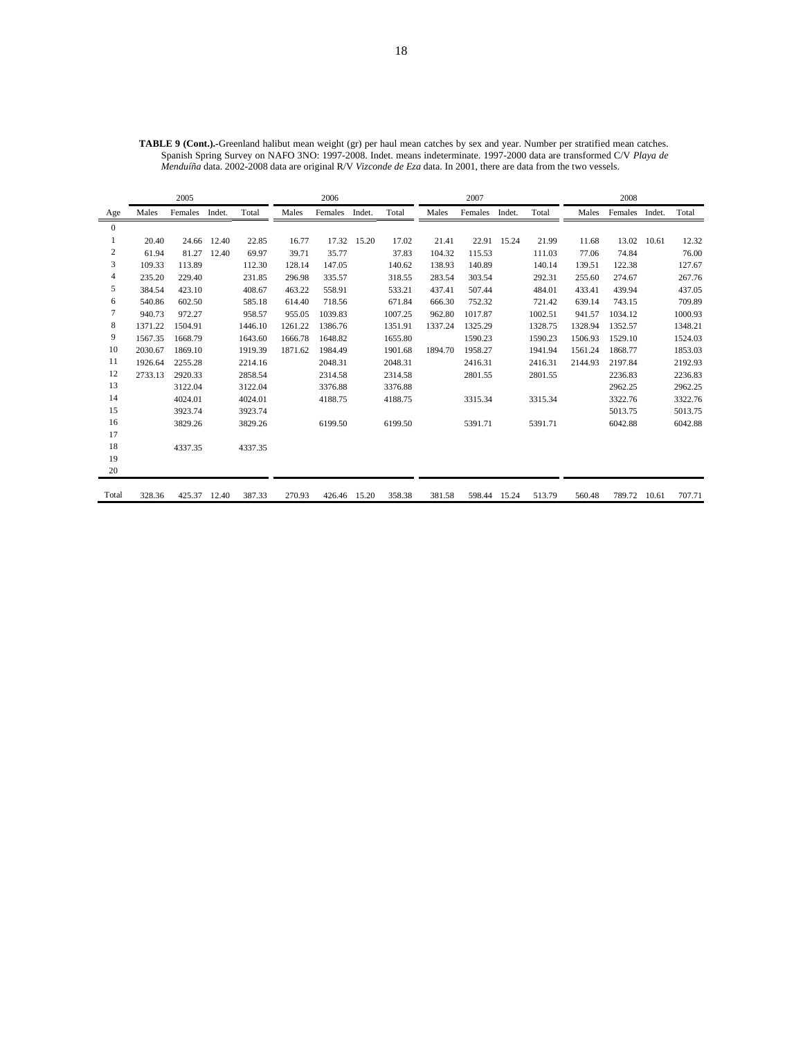**TABLE 9 (Cont.).-**Greenland halibut mean weight (gr) per haul mean catches by sex and year. Number per stratified mean catches. Spanish Spring Survey on NAFO 3NO: 1997-2008. Indet. means indeterminate. 1997-2000 data are transformed C/V *Playa de Menduíña* data. 2002-2008 data are original R/V *Vizconde de Eza* data. In 2001, there are data from the two vessels.

| | 2005 | | | | 2006 | | | | 2007 | | | | 2008 | | | |
|---|---|---|---|---|---|---|---|---|---|---|---|---|---|---|---|---|
| Age | Males | Females | Indet. | Total | Males | Females | Indet. | Total | Males | Females | Indet. | Total | Males | Females | Indet. | Total |
| 0 | | | | | | | | | | | | | | | | |
| 1 | 20.40 | 24.66 | 12.40 | 22.85 | 16.77 | 17.32 | 15.20 | 17.02 | 21.41 | 22.91 | 15.24 | 21.99 | 11.68 | 13.02 | 10.61 | 12.32 |
| 2 | 61.94 | 81.27 | 12.40 | 69.97 | 39.71 | 35.77 | | 37.83 | 104.32 | 115.53 | | 111.03 | 77.06 | 74.84 | | 76.00 |
| 3 | 109.33 | 113.89 | | 112.30 | 128.14 | 147.05 | | 140.62 | 138.93 | 140.89 | | 140.14 | 139.51 | 122.38 | | 127.67 |
| 4 | 235.20 | 229.40 | | 231.85 | 296.98 | 335.57 | | 318.55 | 283.54 | 303.54 | | 292.31 | 255.60 | 274.67 | | 267.76 |
| 5 | 384.54 | 423.10 | | 408.67 | 463.22 | 558.91 | | 533.21 | 437.41 | 507.44 | | 484.01 | 433.41 | 439.94 | | 437.05 |
| 6 | 540.86 | 602.50 | | 585.18 | 614.40 | 718.56 | | 671.84 | 666.30 | 752.32 | | 721.42 | 639.14 | 743.15 | | 709.89 |
| 7 | 940.73 | 972.27 | | 958.57 | 955.05 | 1039.83 | | 1007.25 | 962.80 | 1017.87 | | 1002.51 | 941.57 | 1034.12 | | 1000.93 |
| 8 | 1371.22 | 1504.91 | | 1446.10 | 1261.22 | 1386.76 | | 1351.91 | 1337.24 | 1325.29 | | 1328.75 | 1328.94 | 1352.57 | | 1348.21 |
| 9 | 1567.35 | 1668.79 | | 1643.60 | 1666.78 | 1648.82 | | 1655.80 | | 1590.23 | | 1590.23 | 1506.93 | 1529.10 | | 1524.03 |
| 10 | 2030.67 | 1869.10 | | 1919.39 | 1871.62 | 1984.49 | | 1901.68 | 1894.70 | 1958.27 | | 1941.94 | 1561.24 | 1868.77 | | 1853.03 |
| 11 | 1926.64 | 2255.28 | | 2214.16 | | 2048.31 | | 2048.31 | | 2416.31 | | 2416.31 | 2144.93 | 2197.84 | | 2192.93 |
| 12 | 2733.13 | 2920.33 | | 2858.54 | | 2314.58 | | 2314.58 | | 2801.55 | | 2801.55 | | 2236.83 | | 2236.83 |
| 13 | | 3122.04 | | 3122.04 | | 3376.88 | | 3376.88 | | | | | | 2962.25 | | 2962.25 |
| 14 | | 4024.01 | | 4024.01 | | 4188.75 | | 4188.75 | | 3315.34 | | 3315.34 | | 3322.76 | | 3322.76 |
| 15 | | 3923.74 | | 3923.74 | | | | | | | | | | 5013.75 | | 5013.75 |
| 16 | | 3829.26 | | 3829.26 | | 6199.50 | | 6199.50 | | 5391.71 | | 5391.71 | | 6042.88 | | 6042.88 |
| 17 | | | | | | | | | | | | | | | | |
| 18 | | 4337.35 | | 4337.35 | | | | | | | | | | | | |
| 19 | | | | | | | | | | | | | | | | |
| 20 | | | | | | | | | | | | | | | | |
| Total | 328.36 | 425.37 | 12.40 | 387.33 | 270.93 | 426.46 | 15.20 | 358.38 | 381.58 | 598.44 | 15.24 | 513.79 | 560.48 | 789.72 | 10.61 | 707.71 |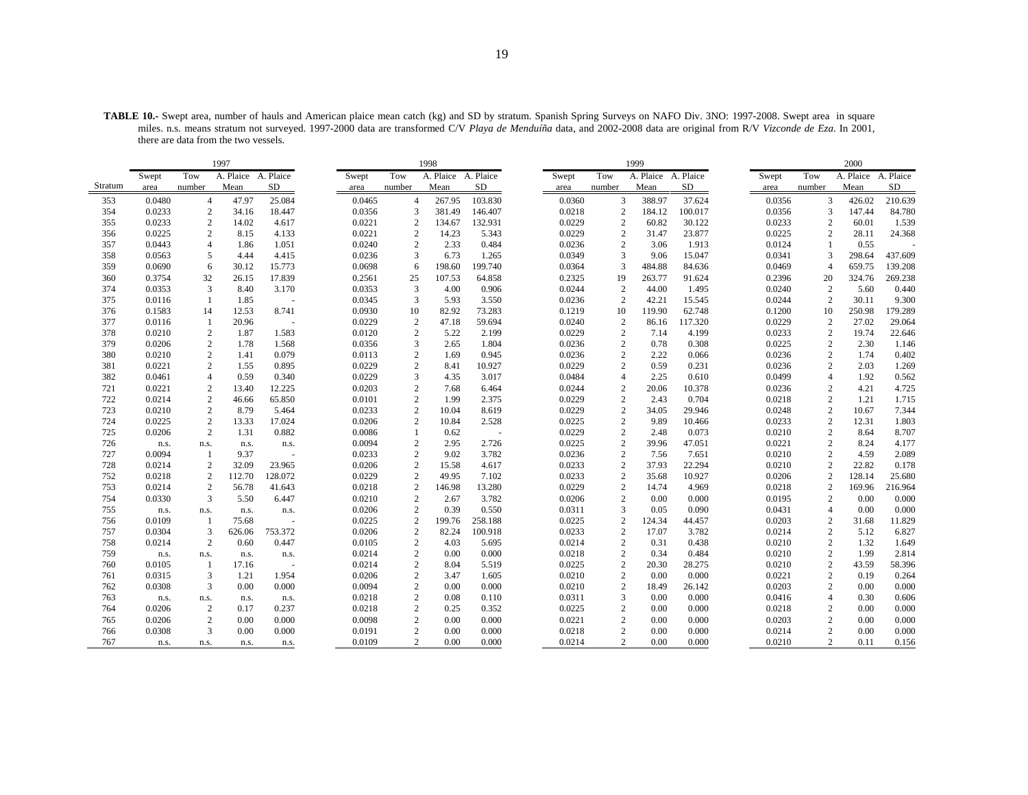**TABLE 10.-** Swept area, number of hauls and American plaice mean catch (kg) and SD by stratum. Spanish Spring Surveys on NAFO Div. 3NO: 1997-2008. Swept area in square miles. n.s. means stratum not surveyed. 1997-2000 data are transformed C/V *Playa de Menduíña* data, and 2002-2008 data are original from R/V *Vizconde de Eza*. In 2001, there are data from the two vessels.

| | 1997 | | | | 1998 | | | | 1999 | | | | 2000 | | | |
|---|---|---|---|---|---|---|---|---|---|---|---|---|---|---|---|---|
| Stratum | Swept area | Tow number | A. Plaice Mean | A. Plaice SD | Swept area | Tow number | A. Plaice Mean | A. Plaice SD | Swept area | Tow number | A. Plaice Mean | A. Plaice SD | Swept area | Tow number | A. Plaice Mean | A. Plaice SD |
| 353 | 0.0480 | 4 | 47.97 | 25.084 | 0.0465 | 4 | 267.95 | 103.830 | 0.0360 | 3 | 388.97 | 37.624 | 0.0356 | 3 | 426.02 | 210.639 |
| 354 | 0.0233 | 2 | 34.16 | 18.447 | 0.0356 | 3 | 381.49 | 146.407 | 0.0218 | 2 | 184.12 | 100.017 | 0.0356 | 3 | 147.44 | 84.780 |
| 355 | 0.0233 | 2 | 14.02 | 4.617 | 0.0221 | 2 | 134.67 | 132.931 | 0.0229 | 2 | 60.82 | 30.122 | 0.0233 | 2 | 60.01 | 1.539 |
| 356 | 0.0225 | 2 | 8.15 | 4.133 | 0.0221 | 2 | 14.23 | 5.343 | 0.0229 | 2 | 31.47 | 23.877 | 0.0225 | 2 | 28.11 | 24.368 |
| 357 | 0.0443 | 4 | 1.86 | 1.051 | 0.0240 | 2 | 2.33 | 0.484 | 0.0236 | 2 | 3.06 | 1.913 | 0.0124 | 1 | 0.55 | - |
| 358 | 0.0563 | 5 | 4.44 | 4.415 | 0.0236 | 3 | 6.73 | 1.265 | 0.0349 | 3 | 9.06 | 15.047 | 0.0341 | 3 | 298.64 | 437.609 |
| 359 | 0.0690 | 6 | 30.12 | 15.773 | 0.0698 | 6 | 198.60 | 199.740 | 0.0364 | 3 | 484.88 | 84.636 | 0.0469 | 4 | 659.75 | 139.208 |
| 360 | 0.3754 | 32 | 26.15 | 17.839 | 0.2561 | 25 | 107.53 | 64.858 | 0.2325 | 19 | 263.77 | 91.624 | 0.2396 | 20 | 324.76 | 269.238 |
| 374 | 0.0353 | 3 | 8.40 | 3.170 | 0.0353 | 3 | 4.00 | 0.906 | 0.0244 | 2 | 44.00 | 1.495 | 0.0240 | 2 | 5.60 | 0.440 |
| 375 | 0.0116 | 1 | 1.85 | - | 0.0345 | 3 | 5.93 | 3.550 | 0.0236 | 2 | 42.21 | 15.545 | 0.0244 | 2 | 30.11 | 9.300 |
| 376 | 0.1583 | 14 | 12.53 | 8.741 | 0.0930 | 10 | 82.92 | 73.283 | 0.1219 | 10 | 119.90 | 62.748 | 0.1200 | 10 | 250.98 | 179.289 |
| 377 | 0.0116 | 1 | 20.96 | - | 0.0229 | 2 | 47.18 | 59.694 | 0.0240 | 2 | 86.16 | 117.320 | 0.0229 | 2 | 27.02 | 29.064 |
| 378 | 0.0210 | 2 | 1.87 | 1.583 | 0.0120 | 2 | 5.22 | 2.199 | 0.0229 | 2 | 7.14 | 4.199 | 0.0233 | 2 | 19.74 | 22.646 |
| 379 | 0.0206 | 2 | 1.78 | 1.568 | 0.0356 | 3 | 2.65 | 1.804 | 0.0236 | 2 | 0.78 | 0.308 | 0.0225 | 2 | 2.30 | 1.146 |
| 380 | 0.0210 | 2 | 1.41 | 0.079 | 0.0113 | 2 | 1.69 | 0.945 | 0.0236 | 2 | 2.22 | 0.066 | 0.0236 | 2 | 1.74 | 0.402 |
| 381 | 0.0221 | 2 | 1.55 | 0.895 | 0.0229 | 2 | 8.41 | 10.927 | 0.0229 | 2 | 0.59 | 0.231 | 0.0236 | 2 | 2.03 | 1.269 |
| 382 | 0.0461 | 4 | 0.59 | 0.340 | 0.0229 | 3 | 4.35 | 3.017 | 0.0484 | 4 | 2.25 | 0.610 | 0.0499 | 4 | 1.92 | 0.562 |
| 721 | 0.0221 | 2 | 13.40 | 12.225 | 0.0203 | 2 | 7.68 | 6.464 | 0.0244 | 2 | 20.06 | 10.378 | 0.0236 | 2 | 4.21 | 4.725 |
| 722 | 0.0214 | 2 | 46.66 | 65.850 | 0.0101 | 2 | 1.99 | 2.375 | 0.0229 | 2 | 2.43 | 0.704 | 0.0218 | 2 | 1.21 | 1.715 |
| 723 | 0.0210 | 2 | 8.79 | 5.464 | 0.0233 | 2 | 10.04 | 8.619 | 0.0229 | 2 | 34.05 | 29.946 | 0.0248 | 2 | 10.67 | 7.344 |
| 724 | 0.0225 | 2 | 13.33 | 17.024 | 0.0206 | 2 | 10.84 | 2.528 | 0.0225 | 2 | 9.89 | 10.466 | 0.0233 | 2 | 12.31 | 1.803 |
| 725 | 0.0206 | 2 | 1.31 | 0.882 | 0.0086 | 1 | 0.62 | - | 0.0229 | 2 | 2.48 | 0.073 | 0.0210 | 2 | 8.64 | 8.707 |
| 726 | n.s. | n.s. | n.s. | n.s. | 0.0094 | 2 | 2.95 | 2.726 | 0.0225 | 2 | 39.96 | 47.051 | 0.0221 | 2 | 8.24 | 4.177 |
| 727 | 0.0094 | 1 | 9.37 | - | 0.0233 | 2 | 9.02 | 3.782 | 0.0236 | 2 | 7.56 | 7.651 | 0.0210 | 2 | 4.59 | 2.089 |
| 728 | 0.0214 | 2 | 32.09 | 23.965 | 0.0206 | 2 | 15.58 | 4.617 | 0.0233 | 2 | 37.93 | 22.294 | 0.0210 | 2 | 22.82 | 0.178 |
| 752 | 0.0218 | 2 | 112.70 | 128.072 | 0.0229 | 2 | 49.95 | 7.102 | 0.0233 | 2 | 35.68 | 10.927 | 0.0206 | 2 | 128.14 | 25.680 |
| 753 | 0.0214 | 2 | 56.78 | 41.643 | 0.0218 | 2 | 146.98 | 13.280 | 0.0229 | 2 | 14.74 | 4.969 | 0.0218 | 2 | 169.96 | 216.964 |
| 754 | 0.0330 | 3 | 5.50 | 6.447 | 0.0210 | 2 | 2.67 | 3.782 | 0.0206 | 2 | 0.00 | 0.000 | 0.0195 | 2 | 0.00 | 0.000 |
| 755 | n.s. | n.s. | n.s. | n.s. | 0.0206 | 2 | 0.39 | 0.550 | 0.0311 | 3 | 0.05 | 0.090 | 0.0431 | 4 | 0.00 | 0.000 |
| 756 | 0.0109 | 1 | 75.68 | - | 0.0225 | 2 | 199.76 | 258.188 | 0.0225 | 2 | 124.34 | 44.457 | 0.0203 | 2 | 31.68 | 11.829 |
| 757 | 0.0304 | 3 | 626.06 | 753.372 | 0.0206 | 2 | 82.24 | 100.918 | 0.0233 | 2 | 17.07 | 3.782 | 0.0214 | 2 | 5.12 | 6.827 |
| 758 | 0.0214 | 2 | 0.60 | 0.447 | 0.0105 | 2 | 4.03 | 5.695 | 0.0214 | 2 | 0.31 | 0.438 | 0.0210 | 2 | 1.32 | 1.649 |
| 759 | n.s. | n.s. | n.s. | n.s. | 0.0214 | 2 | 0.00 | 0.000 | 0.0218 | 2 | 0.34 | 0.484 | 0.0210 | 2 | 1.99 | 2.814 |
| 760 | 0.0105 | 1 | 17.16 | - | 0.0214 | 2 | 8.04 | 5.519 | 0.0225 | 2 | 20.30 | 28.275 | 0.0210 | 2 | 43.59 | 58.396 |
| 761 | 0.0315 | 3 | 1.21 | 1.954 | 0.0206 | 2 | 3.47 | 1.605 | 0.0210 | 2 | 0.00 | 0.000 | 0.0221 | 2 | 0.19 | 0.264 |
| 762 | 0.0308 | 3 | 0.00 | 0.000 | 0.0094 | 2 | 0.00 | 0.000 | 0.0210 | 2 | 18.49 | 26.142 | 0.0203 | 2 | 0.00 | 0.000 |
| 763 | n.s. | n.s. | n.s. | n.s. | 0.0218 | 2 | 0.08 | 0.110 | 0.0311 | 3 | 0.00 | 0.000 | 0.0416 | 4 | 0.30 | 0.606 |
| 764 | 0.0206 | 2 | 0.17 | 0.237 | 0.0218 | 2 | 0.25 | 0.352 | 0.0225 | 2 | 0.00 | 0.000 | 0.0218 | 2 | 0.00 | 0.000 |
| 765 | 0.0206 | 2 | 0.00 | 0.000 | 0.0098 | 2 | 0.00 | 0.000 | 0.0221 | 2 | 0.00 | 0.000 | 0.0203 | 2 | 0.00 | 0.000 |
| 766 | 0.0308 | 3 | 0.00 | 0.000 | 0.0191 | 2 | 0.00 | 0.000 | 0.0218 | 2 | 0.00 | 0.000 | 0.0214 | 2 | 0.00 | 0.000 |
| 767 | n.s. | n.s. | n.s. | n.s. | 0.0109 | 2 | 0.00 | 0.000 | 0.0214 | 2 | 0.00 | 0.000 | 0.0210 | 2 | 0.11 | 0.156 |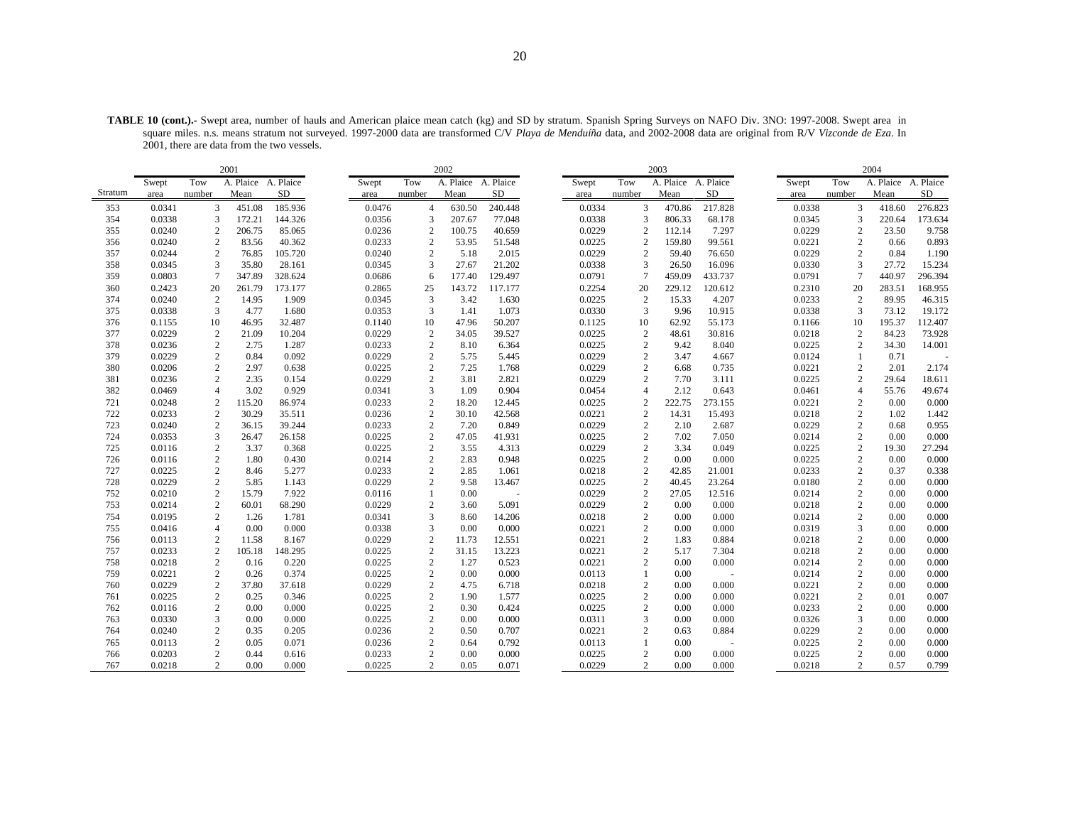**TABLE 10 (cont.).-** Swept area, number of hauls and American plaice mean catch (kg) and SD by stratum. Spanish Spring Surveys on NAFO Div. 3NO: 1997-2008. Swept area in square miles. n.s. means stratum not surveyed. 1997-2000 data are transformed C/V *Playa de Menduíña* data, and 2002-2008 data are original from R/V *Vizconde de Eza*. In 2001, there are data from the two vessels.

| | 2001 | | | | 2002 | | | | 2003 | | | | 2004 | | | |
|---|---|---|---|---|---|---|---|---|---|---|---|---|---|---|---|---|
| Stratum | Swept area | Tow number | A. Plaice Mean | A. Plaice SD | Swept area | Tow number | A. Plaice Mean | A. Plaice SD | Swept area | Tow number | A. Plaice Mean | A. Plaice SD | Swept area | Tow number | A. Plaice Mean | A. Plaice SD |
| 353 | 0.0341 | 3 | 451.08 | 185.936 | 0.0476 | 4 | 630.50 | 240.448 | 0.0334 | 3 | 470.86 | 217.828 | 0.0338 | 3 | 418.60 | 276.823 |
| 354 | 0.0338 | 3 | 172.21 | 144.326 | 0.0356 | 3 | 207.67 | 77.048 | 0.0338 | 3 | 806.33 | 68.178 | 0.0345 | 3 | 220.64 | 173.634 |
| 355 | 0.0240 | 2 | 206.75 | 85.065 | 0.0236 | 2 | 100.75 | 40.659 | 0.0229 | 2 | 112.14 | 7.297 | 0.0229 | 2 | 23.50 | 9.758 |
| 356 | 0.0240 | 2 | 83.56 | 40.362 | 0.0233 | 2 | 53.95 | 51.548 | 0.0225 | 2 | 159.80 | 99.561 | 0.0221 | 2 | 0.66 | 0.893 |
| 357 | 0.0244 | 2 | 76.85 | 105.720 | 0.0240 | 2 | 5.18 | 2.015 | 0.0229 | 2 | 59.40 | 76.650 | 0.0229 | 2 | 0.84 | 1.190 |
| 358 | 0.0345 | 3 | 35.80 | 28.161 | 0.0345 | 3 | 27.67 | 21.202 | 0.0338 | 3 | 26.50 | 16.096 | 0.0330 | 3 | 27.72 | 15.234 |
| 359 | 0.0803 | 7 | 347.89 | 328.624 | 0.0686 | 6 | 177.40 | 129.497 | 0.0791 | 7 | 459.09 | 433.737 | 0.0791 | 7 | 440.97 | 296.394 |
| 360 | 0.2423 | 20 | 261.79 | 173.177 | 0.2865 | 25 | 143.72 | 117.177 | 0.2254 | 20 | 229.12 | 120.612 | 0.2310 | 20 | 283.51 | 168.955 |
| 374 | 0.0240 | 2 | 14.95 | 1.909 | 0.0345 | 3 | 3.42 | 1.630 | 0.0225 | 2 | 15.33 | 4.207 | 0.0233 | 2 | 89.95 | 46.315 |
| 375 | 0.0338 | 3 | 4.77 | 1.680 | 0.0353 | 3 | 1.41 | 1.073 | 0.0330 | 3 | 9.96 | 10.915 | 0.0338 | 3 | 73.12 | 19.172 |
| 376 | 0.1155 | 10 | 46.95 | 32.487 | 0.1140 | 10 | 47.96 | 50.207 | 0.1125 | 10 | 62.92 | 55.173 | 0.1166 | 10 | 195.37 | 112.407 |
| 377 | 0.0229 | 2 | 21.09 | 10.204 | 0.0229 | 2 | 34.05 | 39.527 | 0.0225 | 2 | 48.61 | 30.816 | 0.0218 | 2 | 84.23 | 73.928 |
| 378 | 0.0236 | 2 | 2.75 | 1.287 | 0.0233 | 2 | 8.10 | 6.364 | 0.0225 | 2 | 9.42 | 8.040 | 0.0225 | 2 | 34.30 | 14.001 |
| 379 | 0.0229 | 2 | 0.84 | 0.092 | 0.0229 | 2 | 5.75 | 5.445 | 0.0229 | 2 | 3.47 | 4.667 | 0.0124 | 1 | 0.71 | - |
| 380 | 0.0206 | 2 | 2.97 | 0.638 | 0.0225 | 2 | 7.25 | 1.768 | 0.0229 | 2 | 6.68 | 0.735 | 0.0221 | 2 | 2.01 | 2.174 |
| 381 | 0.0236 | 2 | 2.35 | 0.154 | 0.0229 | 2 | 3.81 | 2.821 | 0.0229 | 2 | 7.70 | 3.111 | 0.0225 | 2 | 29.64 | 18.611 |
| 382 | 0.0469 | 4 | 3.02 | 0.929 | 0.0341 | 3 | 1.09 | 0.904 | 0.0454 | 4 | 2.12 | 0.643 | 0.0461 | 4 | 55.76 | 49.674 |
| 721 | 0.0248 | 2 | 115.20 | 86.974 | 0.0233 | 2 | 18.20 | 12.445 | 0.0225 | 2 | 222.75 | 273.155 | 0.0221 | 2 | 0.00 | 0.000 |
| 722 | 0.0233 | 2 | 30.29 | 35.511 | 0.0236 | 2 | 30.10 | 42.568 | 0.0221 | 2 | 14.31 | 15.493 | 0.0218 | 2 | 1.02 | 1.442 |
| 723 | 0.0240 | 2 | 36.15 | 39.244 | 0.0233 | 2 | 7.20 | 0.849 | 0.0229 | 2 | 2.10 | 2.687 | 0.0229 | 2 | 0.68 | 0.955 |
| 724 | 0.0353 | 3 | 26.47 | 26.158 | 0.0225 | 2 | 47.05 | 41.931 | 0.0225 | 2 | 7.02 | 7.050 | 0.0214 | 2 | 0.00 | 0.000 |
| 725 | 0.0116 | 2 | 3.37 | 0.368 | 0.0225 | 2 | 3.55 | 4.313 | 0.0229 | 2 | 3.34 | 0.049 | 0.0225 | 2 | 19.30 | 27.294 |
| 726 | 0.0116 | 2 | 1.80 | 0.430 | 0.0214 | 2 | 2.83 | 0.948 | 0.0225 | 2 | 0.00 | 0.000 | 0.0225 | 2 | 0.00 | 0.000 |
| 727 | 0.0225 | 2 | 8.46 | 5.277 | 0.0233 | 2 | 2.85 | 1.061 | 0.0218 | 2 | 42.85 | 21.001 | 0.0233 | 2 | 0.37 | 0.338 |
| 728 | 0.0229 | 2 | 5.85 | 1.143 | 0.0229 | 2 | 9.58 | 13.467 | 0.0225 | 2 | 40.45 | 23.264 | 0.0180 | 2 | 0.00 | 0.000 |
| 752 | 0.0210 | 2 | 15.79 | 7.922 | 0.0116 | 1 | 0.00 | - | 0.0229 | 2 | 27.05 | 12.516 | 0.0214 | 2 | 0.00 | 0.000 |
| 753 | 0.0214 | 2 | 60.01 | 68.290 | 0.0229 | 2 | 3.60 | 5.091 | 0.0229 | 2 | 0.00 | 0.000 | 0.0218 | 2 | 0.00 | 0.000 |
| 754 | 0.0195 | 2 | 1.26 | 1.781 | 0.0341 | 3 | 8.60 | 14.206 | 0.0218 | 2 | 0.00 | 0.000 | 0.0214 | 2 | 0.00 | 0.000 |
| 755 | 0.0416 | 4 | 0.00 | 0.000 | 0.0338 | 3 | 0.00 | 0.000 | 0.0221 | 2 | 0.00 | 0.000 | 0.0319 | 3 | 0.00 | 0.000 |
| 756 | 0.0113 | 2 | 11.58 | 8.167 | 0.0229 | 2 | 11.73 | 12.551 | 0.0221 | 2 | 1.83 | 0.884 | 0.0218 | 2 | 0.00 | 0.000 |
| 757 | 0.0233 | 2 | 105.18 | 148.295 | 0.0225 | 2 | 31.15 | 13.223 | 0.0221 | 2 | 5.17 | 7.304 | 0.0218 | 2 | 0.00 | 0.000 |
| 758 | 0.0218 | 2 | 0.16 | 0.220 | 0.0225 | 2 | 1.27 | 0.523 | 0.0221 | 2 | 0.00 | 0.000 | 0.0214 | 2 | 0.00 | 0.000 |
| 759 | 0.0221 | 2 | 0.26 | 0.374 | 0.0225 | 2 | 0.00 | 0.000 | 0.0113 | 1 | 0.00 | - | 0.0214 | 2 | 0.00 | 0.000 |
| 760 | 0.0229 | 2 | 37.80 | 37.618 | 0.0229 | 2 | 4.75 | 6.718 | 0.0218 | 2 | 0.00 | 0.000 | 0.0221 | 2 | 0.00 | 0.000 |
| 761 | 0.0225 | 2 | 0.25 | 0.346 | 0.0225 | 2 | 1.90 | 1.577 | 0.0225 | 2 | 0.00 | 0.000 | 0.0221 | 2 | 0.01 | 0.007 |
| 762 | 0.0116 | 2 | 0.00 | 0.000 | 0.0225 | 2 | 0.30 | 0.424 | 0.0225 | 2 | 0.00 | 0.000 | 0.0233 | 2 | 0.00 | 0.000 |
| 763 | 0.0330 | 3 | 0.00 | 0.000 | 0.0225 | 2 | 0.00 | 0.000 | 0.0311 | 3 | 0.00 | 0.000 | 0.0326 | 3 | 0.00 | 0.000 |
| 764 | 0.0240 | 2 | 0.35 | 0.205 | 0.0236 | 2 | 0.50 | 0.707 | 0.0221 | 2 | 0.63 | 0.884 | 0.0229 | 2 | 0.00 | 0.000 |
| 765 | 0.0113 | 2 | 0.05 | 0.071 | 0.0236 | 2 | 0.64 | 0.792 | 0.0113 | 1 | 0.00 | - | 0.0225 | 2 | 0.00 | 0.000 |
| 766 | 0.0203 | 2 | 0.44 | 0.616 | 0.0233 | 2 | 0.00 | 0.000 | 0.0225 | 2 | 0.00 | 0.000 | 0.0225 | 2 | 0.00 | 0.000 |
| 767 | 0.0218 | 2 | 0.00 | 0.000 | 0.0225 | 2 | 0.05 | 0.071 | 0.0229 | 2 | 0.00 | 0.000 | 0.0218 | 2 | 0.57 | 0.799 |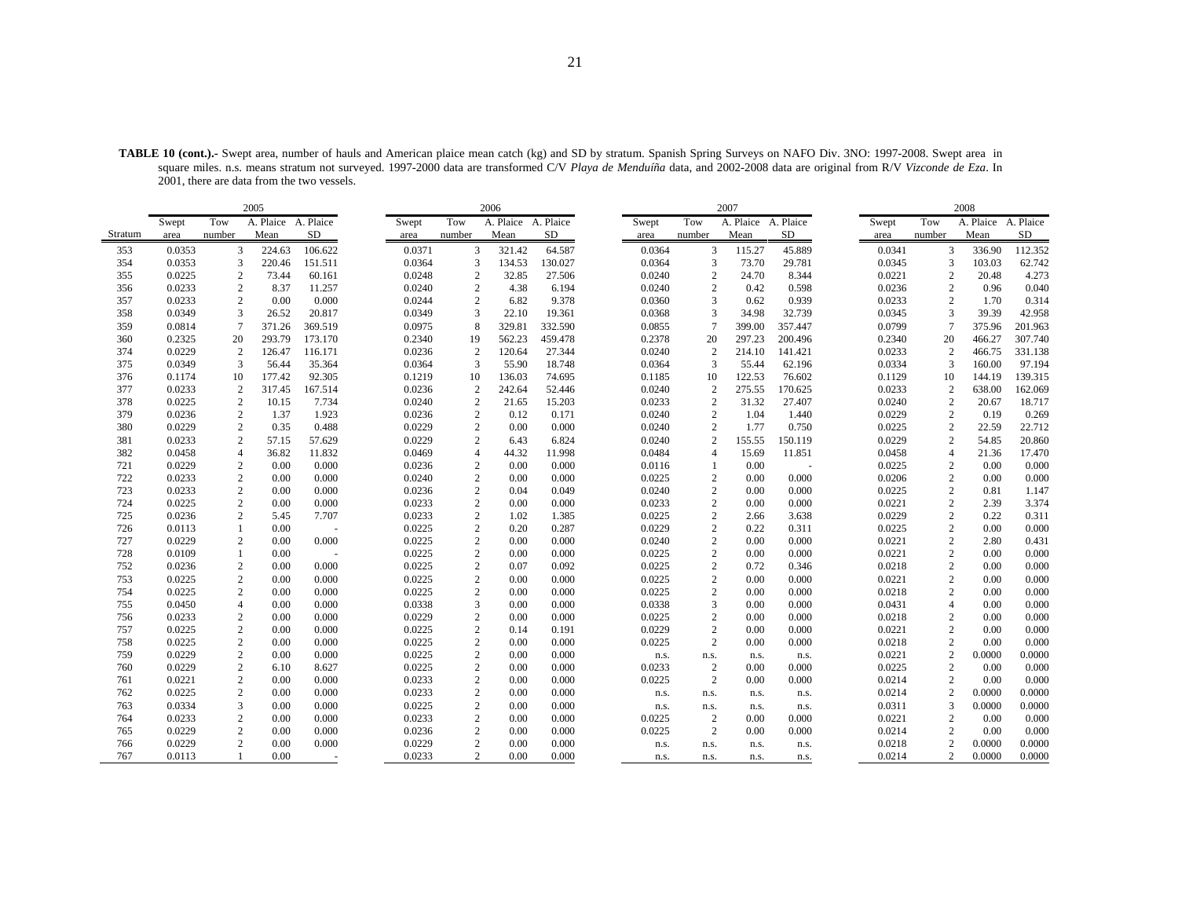**TABLE 10 (cont.).-** Swept area, number of hauls and American plaice mean catch (kg) and SD by stratum. Spanish Spring Surveys on NAFO Div. 3NO: 1997-2008. Swept area in square miles. n.s. means stratum not surveyed. 1997-2000 data are transformed C/V *Playa de Menduíña* data, and 2002-2008 data are original from R/V *Vizconde de Eza*. In 2001, there are data from the two vessels.

| | 2005 | | | | 2006 | | | | 2007 | | | | 2008 | | | |
|---|---|---|---|---|---|---|---|---|---|---|---|---|---|---|---|---|
| Stratum | Swept area | Tow number | A. Plaice Mean | A. Plaice SD | Swept area | Tow number | A. Plaice Mean | A. Plaice SD | Swept area | Tow number | A. Plaice Mean | A. Plaice SD | Swept area | Tow number | A. Plaice Mean | A. Plaice SD |
| 353 | 0.0353 | 3 | 224.63 | 106.622 | 0.0371 | 3 | 321.42 | 64.587 | 0.0364 | 3 | 115.27 | 45.889 | 0.0341 | 3 | 336.90 | 112.352 |
| 354 | 0.0353 | 3 | 220.46 | 151.511 | 0.0364 | 3 | 134.53 | 130.027 | 0.0364 | 3 | 73.70 | 29.781 | 0.0345 | 3 | 103.03 | 62.742 |
| 355 | 0.0225 | 2 | 73.44 | 60.161 | 0.0248 | 2 | 32.85 | 27.506 | 0.0240 | 2 | 24.70 | 8.344 | 0.0221 | 2 | 20.48 | 4.273 |
| 356 | 0.0233 | 2 | 8.37 | 11.257 | 0.0240 | 2 | 4.38 | 6.194 | 0.0240 | 2 | 0.42 | 0.598 | 0.0236 | 2 | 0.96 | 0.040 |
| 357 | 0.0233 | 2 | 0.00 | 0.000 | 0.0244 | 2 | 6.82 | 9.378 | 0.0360 | 3 | 0.62 | 0.939 | 0.0233 | 2 | 1.70 | 0.314 |
| 358 | 0.0349 | 3 | 26.52 | 20.817 | 0.0349 | 3 | 22.10 | 19.361 | 0.0368 | 3 | 34.98 | 32.739 | 0.0345 | 3 | 39.39 | 42.958 |
| 359 | 0.0814 | 7 | 371.26 | 369.519 | 0.0975 | 8 | 329.81 | 332.590 | 0.0855 | 7 | 399.00 | 357.447 | 0.0799 | 7 | 375.96 | 201.963 |
| 360 | 0.2325 | 20 | 293.79 | 173.170 | 0.2340 | 19 | 562.23 | 459.478 | 0.2378 | 20 | 297.23 | 200.496 | 0.2340 | 20 | 466.27 | 307.740 |
| 374 | 0.0229 | 2 | 126.47 | 116.171 | 0.0236 | 2 | 120.64 | 27.344 | 0.0240 | 2 | 214.10 | 141.421 | 0.0233 | 2 | 466.75 | 331.138 |
| 375 | 0.0349 | 3 | 56.44 | 35.364 | 0.0364 | 3 | 55.90 | 18.748 | 0.0364 | 3 | 55.44 | 62.196 | 0.0334 | 3 | 160.00 | 97.194 |
| 376 | 0.1174 | 10 | 177.42 | 92.305 | 0.1219 | 10 | 136.03 | 74.695 | 0.1185 | 10 | 122.53 | 76.602 | 0.1129 | 10 | 144.19 | 139.315 |
| 377 | 0.0233 | 2 | 317.45 | 167.514 | 0.0236 | 2 | 242.64 | 52.446 | 0.0240 | 2 | 275.55 | 170.625 | 0.0233 | 2 | 638.00 | 162.069 |
| 378 | 0.0225 | 2 | 10.15 | 7.734 | 0.0240 | 2 | 21.65 | 15.203 | 0.0233 | 2 | 31.32 | 27.407 | 0.0240 | 2 | 20.67 | 18.717 |
| 379 | 0.0236 | 2 | 1.37 | 1.923 | 0.0236 | 2 | 0.12 | 0.171 | 0.0240 | 2 | 1.04 | 1.440 | 0.0229 | 2 | 0.19 | 0.269 |
| 380 | 0.0229 | 2 | 0.35 | 0.488 | 0.0229 | 2 | 0.00 | 0.000 | 0.0240 | 2 | 1.77 | 0.750 | 0.0225 | 2 | 22.59 | 22.712 |
| 381 | 0.0233 | 2 | 57.15 | 57.629 | 0.0229 | 2 | 6.43 | 6.824 | 0.0240 | 2 | 155.55 | 150.119 | 0.0229 | 2 | 54.85 | 20.860 |
| 382 | 0.0458 | 4 | 36.82 | 11.832 | 0.0469 | 4 | 44.32 | 11.998 | 0.0484 | 4 | 15.69 | 11.851 | 0.0458 | 4 | 21.36 | 17.470 |
| 721 | 0.0229 | 2 | 0.00 | 0.000 | 0.0236 | 2 | 0.00 | 0.000 | 0.0116 | 1 | 0.00 | - | 0.0225 | 2 | 0.00 | 0.000 |
| 722 | 0.0233 | 2 | 0.00 | 0.000 | 0.0240 | 2 | 0.00 | 0.000 | 0.0225 | 2 | 0.00 | 0.000 | 0.0206 | 2 | 0.00 | 0.000 |
| 723 | 0.0233 | 2 | 0.00 | 0.000 | 0.0236 | 2 | 0.04 | 0.049 | 0.0240 | 2 | 0.00 | 0.000 | 0.0225 | 2 | 0.81 | 1.147 |
| 724 | 0.0225 | 2 | 0.00 | 0.000 | 0.0233 | 2 | 0.00 | 0.000 | 0.0233 | 2 | 0.00 | 0.000 | 0.0221 | 2 | 2.39 | 3.374 |
| 725 | 0.0236 | 2 | 5.45 | 7.707 | 0.0233 | 2 | 1.02 | 1.385 | 0.0225 | 2 | 2.66 | 3.638 | 0.0229 | 2 | 0.22 | 0.311 |
| 726 | 0.0113 | 1 | 0.00 | - | 0.0225 | 2 | 0.20 | 0.287 | 0.0229 | 2 | 0.22 | 0.311 | 0.0225 | 2 | 0.00 | 0.000 |
| 727 | 0.0229 | 2 | 0.00 | 0.000 | 0.0225 | 2 | 0.00 | 0.000 | 0.0240 | 2 | 0.00 | 0.000 | 0.0221 | 2 | 2.80 | 0.431 |
| 728 | 0.0109 | 1 | 0.00 | - | 0.0225 | 2 | 0.00 | 0.000 | 0.0225 | 2 | 0.00 | 0.000 | 0.0221 | 2 | 0.00 | 0.000 |
| 752 | 0.0236 | 2 | 0.00 | 0.000 | 0.0225 | 2 | 0.07 | 0.092 | 0.0225 | 2 | 0.72 | 0.346 | 0.0218 | 2 | 0.00 | 0.000 |
| 753 | 0.0225 | 2 | 0.00 | 0.000 | 0.0225 | 2 | 0.00 | 0.000 | 0.0225 | 2 | 0.00 | 0.000 | 0.0221 | 2 | 0.00 | 0.000 |
| 754 | 0.0225 | 2 | 0.00 | 0.000 | 0.0225 | 2 | 0.00 | 0.000 | 0.0225 | 2 | 0.00 | 0.000 | 0.0218 | 2 | 0.00 | 0.000 |
| 755 | 0.0450 | 4 | 0.00 | 0.000 | 0.0338 | 3 | 0.00 | 0.000 | 0.0338 | 3 | 0.00 | 0.000 | 0.0431 | 4 | 0.00 | 0.000 |
| 756 | 0.0233 | 2 | 0.00 | 0.000 | 0.0229 | 2 | 0.00 | 0.000 | 0.0225 | 2 | 0.00 | 0.000 | 0.0218 | 2 | 0.00 | 0.000 |
| 757 | 0.0225 | 2 | 0.00 | 0.000 | 0.0225 | 2 | 0.14 | 0.191 | 0.0229 | 2 | 0.00 | 0.000 | 0.0221 | 2 | 0.00 | 0.000 |
| 758 | 0.0225 | 2 | 0.00 | 0.000 | 0.0225 | 2 | 0.00 | 0.000 | 0.0225 | 2 | 0.00 | 0.000 | 0.0218 | 2 | 0.00 | 0.000 |
| 759 | 0.0229 | 2 | 0.00 | 0.000 | 0.0225 | 2 | 0.00 | 0.000 | n.s. | n.s. | n.s. | n.s. | 0.0221 | 2 | 0.0000 | 0.0000 |
| 760 | 0.0229 | 2 | 6.10 | 8.627 | 0.0225 | 2 | 0.00 | 0.000 | 0.0233 | 2 | 0.00 | 0.000 | 0.0225 | 2 | 0.00 | 0.000 |
| 761 | 0.0221 | 2 | 0.00 | 0.000 | 0.0233 | 2 | 0.00 | 0.000 | 0.0225 | 2 | 0.00 | 0.000 | 0.0214 | 2 | 0.00 | 0.000 |
| 762 | 0.0225 | 2 | 0.00 | 0.000 | 0.0233 | 2 | 0.00 | 0.000 | n.s. | n.s. | n.s. | n.s. | 0.0214 | 2 | 0.0000 | 0.0000 |
| 763 | 0.0334 | 3 | 0.00 | 0.000 | 0.0225 | 2 | 0.00 | 0.000 | n.s. | n.s. | n.s. | n.s. | 0.0311 | 3 | 0.0000 | 0.0000 |
| 764 | 0.0233 | 2 | 0.00 | 0.000 | 0.0233 | 2 | 0.00 | 0.000 | 0.0225 | 2 | 0.00 | 0.000 | 0.0221 | 2 | 0.00 | 0.000 |
| 765 | 0.0229 | 2 | 0.00 | 0.000 | 0.0236 | 2 | 0.00 | 0.000 | 0.0225 | 2 | 0.00 | 0.000 | 0.0214 | 2 | 0.00 | 0.000 |
| 766 | 0.0229 | 2 | 0.00 | 0.000 | 0.0229 | 2 | 0.00 | 0.000 | n.s. | n.s. | n.s. | n.s. | 0.0218 | 2 | 0.0000 | 0.0000 |
| 767 | 0.0113 | 1 | 0.00 | - | 0.0233 | 2 | 0.00 | 0.000 | n.s. | n.s. | n.s. | n.s. | 0.0214 | 2 | 0.0000 | 0.0000 |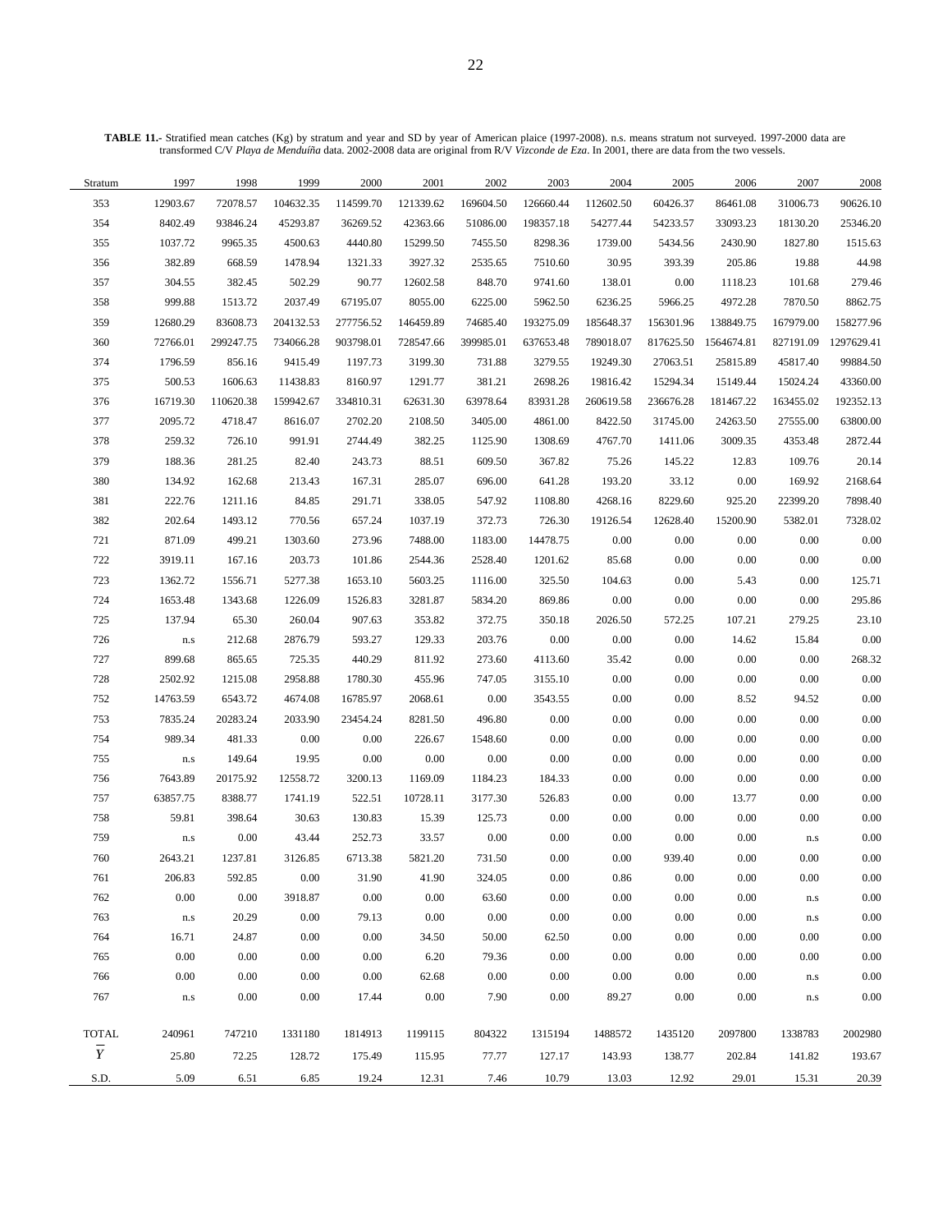**TABLE 11.-** Stratified mean catches (Kg) by stratum and year and SD by year of American plaice (1997-2008). n.s. means stratum not surveyed. 1997-2000 data are transformed C/V *Playa de Menduíña* data. 2002-2008 data are original from R/V *Vizconde de Eza*. In 2001, there are data from the two vessels.

| Stratum | 1997 | 1998 | 1999 | 2000 | 2001 | 2002 | 2003 | 2004 | 2005 | 2006 | 2007 | 2008 |
|---|---|---|---|---|---|---|---|---|---|---|---|---|
| 353 | 12903.67 | 72078.57 | 104632.35 | 114599.70 | 121339.62 | 169604.50 | 126660.44 | 112602.50 | 60426.37 | 86461.08 | 31006.73 | 90626.10 |
| 354 | 8402.49 | 93846.24 | 45293.87 | 36269.52 | 42363.66 | 51086.00 | 198357.18 | 54277.44 | 54233.57 | 33093.23 | 18130.20 | 25346.20 |
| 355 | 1037.72 | 9965.35 | 4500.63 | 4440.80 | 15299.50 | 7455.50 | 8298.36 | 1739.00 | 5434.56 | 2430.90 | 1827.80 | 1515.63 |
| 356 | 382.89 | 668.59 | 1478.94 | 1321.33 | 3927.32 | 2535.65 | 7510.60 | 30.95 | 393.39 | 205.86 | 19.88 | 44.98 |
| 357 | 304.55 | 382.45 | 502.29 | 90.77 | 12602.58 | 848.70 | 9741.60 | 138.01 | 0.00 | 1118.23 | 101.68 | 279.46 |
| 358 | 999.88 | 1513.72 | 2037.49 | 67195.07 | 8055.00 | 6225.00 | 5962.50 | 6236.25 | 5966.25 | 4972.28 | 7870.50 | 8862.75 |
| 359 | 12680.29 | 83608.73 | 204132.53 | 277756.52 | 146459.89 | 74685.40 | 193275.09 | 185648.37 | 156301.96 | 138849.75 | 167979.00 | 158277.96 |
| 360 | 72766.01 | 299247.75 | 734066.28 | 903798.01 | 728547.66 | 399985.01 | 637653.48 | 789018.07 | 817625.50 | 1564674.81 | 827191.09 | 1297629.41 |
| 374 | 1796.59 | 856.16 | 9415.49 | 1197.73 | 3199.30 | 731.88 | 3279.55 | 19249.30 | 27063.51 | 25815.89 | 45817.40 | 99884.50 |
| 375 | 500.53 | 1606.63 | 11438.83 | 8160.97 | 1291.77 | 381.21 | 2698.26 | 19816.42 | 15294.34 | 15149.44 | 15024.24 | 43360.00 |
| 376 | 16719.30 | 110620.38 | 159942.67 | 334810.31 | 62631.30 | 63978.64 | 83931.28 | 260619.58 | 236676.28 | 181467.22 | 163455.02 | 192352.13 |
| 377 | 2095.72 | 4718.47 | 8616.07 | 2702.20 | 2108.50 | 3405.00 | 4861.00 | 8422.50 | 31745.00 | 24263.50 | 27555.00 | 63800.00 |
| 378 | 259.32 | 726.10 | 991.91 | 2744.49 | 382.25 | 1125.90 | 1308.69 | 4767.70 | 1411.06 | 3009.35 | 4353.48 | 2872.44 |
| 379 | 188.36 | 281.25 | 82.40 | 243.73 | 88.51 | 609.50 | 367.82 | 75.26 | 145.22 | 12.83 | 109.76 | 20.14 |
| 380 | 134.92 | 162.68 | 213.43 | 167.31 | 285.07 | 696.00 | 641.28 | 193.20 | 33.12 | 0.00 | 169.92 | 2168.64 |
| 381 | 222.76 | 1211.16 | 84.85 | 291.71 | 338.05 | 547.92 | 1108.80 | 4268.16 | 8229.60 | 925.20 | 22399.20 | 7898.40 |
| 382 | 202.64 | 1493.12 | 770.56 | 657.24 | 1037.19 | 372.73 | 726.30 | 19126.54 | 12628.40 | 15200.90 | 5382.01 | 7328.02 |
| 721 | 871.09 | 499.21 | 1303.60 | 273.96 | 7488.00 | 1183.00 | 14478.75 | 0.00 | 0.00 | 0.00 | 0.00 | 0.00 |
| 722 | 3919.11 | 167.16 | 203.73 | 101.86 | 2544.36 | 2528.40 | 1201.62 | 85.68 | 0.00 | 0.00 | 0.00 | 0.00 |
| 723 | 1362.72 | 1556.71 | 5277.38 | 1653.10 | 5603.25 | 1116.00 | 325.50 | 104.63 | 0.00 | 5.43 | 0.00 | 125.71 |
| 724 | 1653.48 | 1343.68 | 1226.09 | 1526.83 | 3281.87 | 5834.20 | 869.86 | 0.00 | 0.00 | 0.00 | 0.00 | 295.86 |
| 725 | 137.94 | 65.30 | 260.04 | 907.63 | 353.82 | 372.75 | 350.18 | 2026.50 | 572.25 | 107.21 | 279.25 | 23.10 |
| 726 | n.s | 212.68 | 2876.79 | 593.27 | 129.33 | 203.76 | 0.00 | 0.00 | 0.00 | 14.62 | 15.84 | 0.00 |
| 727 | 899.68 | 865.65 | 725.35 | 440.29 | 811.92 | 273.60 | 4113.60 | 35.42 | 0.00 | 0.00 | 0.00 | 268.32 |
| 728 | 2502.92 | 1215.08 | 2958.88 | 1780.30 | 455.96 | 747.05 | 3155.10 | 0.00 | 0.00 | 0.00 | 0.00 | 0.00 |
| 752 | 14763.59 | 6543.72 | 4674.08 | 16785.97 | 2068.61 | 0.00 | 3543.55 | 0.00 | 0.00 | 8.52 | 94.52 | 0.00 |
| 753 | 7835.24 | 20283.24 | 2033.90 | 23454.24 | 8281.50 | 496.80 | 0.00 | 0.00 | 0.00 | 0.00 | 0.00 | 0.00 |
| 754 | 989.34 | 481.33 | 0.00 | 0.00 | 226.67 | 1548.60 | 0.00 | 0.00 | 0.00 | 0.00 | 0.00 | 0.00 |
| 755 | n.s | 149.64 | 19.95 | 0.00 | 0.00 | 0.00 | 0.00 | 0.00 | 0.00 | 0.00 | 0.00 | 0.00 |
| 756 | 7643.89 | 20175.92 | 12558.72 | 3200.13 | 1169.09 | 1184.23 | 184.33 | 0.00 | 0.00 | 0.00 | 0.00 | 0.00 |
| 757 | 63857.75 | 8388.77 | 1741.19 | 522.51 | 10728.11 | 3177.30 | 526.83 | 0.00 | 0.00 | 13.77 | 0.00 | 0.00 |
| 758 | 59.81 | 398.64 | 30.63 | 130.83 | 15.39 | 125.73 | 0.00 | 0.00 | 0.00 | 0.00 | 0.00 | 0.00 |
| 759 | n.s | 0.00 | 43.44 | 252.73 | 33.57 | 0.00 | 0.00 | 0.00 | 0.00 | 0.00 | n.s | 0.00 |
| 760 | 2643.21 | 1237.81 | 3126.85 | 6713.38 | 5821.20 | 731.50 | 0.00 | 0.00 | 939.40 | 0.00 | 0.00 | 0.00 |
| 761 | 206.83 | 592.85 | 0.00 | 31.90 | 41.90 | 324.05 | 0.00 | 0.86 | 0.00 | 0.00 | 0.00 | 0.00 |
| 762 | 0.00 | 0.00 | 3918.87 | 0.00 | 0.00 | 63.60 | 0.00 | 0.00 | 0.00 | 0.00 | n.s | 0.00 |
| 763 | n.s | 20.29 | 0.00 | 79.13 | 0.00 | 0.00 | 0.00 | 0.00 | 0.00 | 0.00 | n.s | 0.00 |
| 764 | 16.71 | 24.87 | 0.00 | 0.00 | 34.50 | 50.00 | 62.50 | 0.00 | 0.00 | 0.00 | 0.00 | 0.00 |
| 765 | 0.00 | 0.00 | 0.00 | 0.00 | 6.20 | 79.36 | 0.00 | 0.00 | 0.00 | 0.00 | 0.00 | 0.00 |
| 766 | 0.00 | 0.00 | 0.00 | 0.00 | 62.68 | 0.00 | 0.00 | 0.00 | 0.00 | 0.00 | n.s | 0.00 |
| 767 | n.s | 0.00 | 0.00 | 17.44 | 0.00 | 7.90 | 0.00 | 89.27 | 0.00 | 0.00 | n.s | 0.00 |
| TOTAL | 240961 | 747210 | 1331180 | 1814913 | 1199115 | 804322 | 1315194 | 1488572 | 1435120 | 2097800 | 1338783 | 2002980 |
| $\overline{Y}$ | 25.80 | 72.25 | 128.72 | 175.49 | 115.95 | 77.77 | 127.17 | 143.93 | 138.77 | 202.84 | 141.82 | 193.67 |
| S.D. | 5.09 | 6.51 | 6.85 | 19.24 | 12.31 | 7.46 | 10.79 | 13.03 | 12.92 | 29.01 | 15.31 | 20.39 |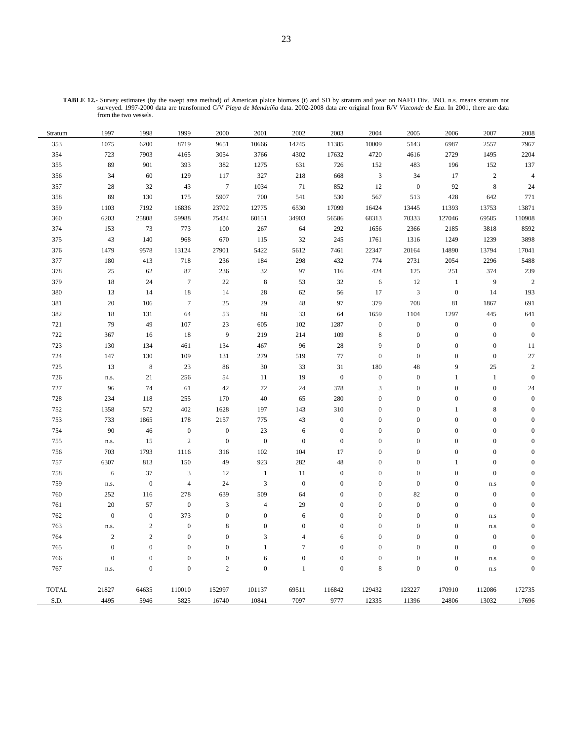**TABLE 12.-** Survey estimates (by the swept area method) of American plaice biomass (t) and SD by stratum and year on NAFO Div. 3NO. n.s. means stratum not surveyed. 1997-2000 data are transformed C/V *Playa de Menduíña* data. 2002-2008 data are original from R/V *Vizconde de Eza*. In 2001, there are data from the two vessels.

| Stratum | 1997 | 1998 | 1999 | 2000 | 2001 | 2002 | 2003 | 2004 | 2005 | 2006 | 2007 | 2008 |
|---|---|---|---|---|---|---|---|---|---|---|---|---|
| 353 | 1075 | 6200 | 8719 | 9651 | 10666 | 14245 | 11385 | 10009 | 5143 | 6987 | 2557 | 7967 |
| 354 | 723 | 7903 | 4165 | 3054 | 3766 | 4302 | 17632 | 4720 | 4616 | 2729 | 1495 | 2204 |
| 355 | 89 | 901 | 393 | 382 | 1275 | 631 | 726 | 152 | 483 | 196 | 152 | 137 |
| 356 | 34 | 60 | 129 | 117 | 327 | 218 | 668 | 3 | 34 | 17 | 2 | 4 |
| 357 | 28 | 32 | 43 | 7 | 1034 | 71 | 852 | 12 | 0 | 92 | 8 | 24 |
| 358 | 89 | 130 | 175 | 5907 | 700 | 541 | 530 | 567 | 513 | 428 | 642 | 771 |
| 359 | 1103 | 7192 | 16836 | 23702 | 12775 | 6530 | 17099 | 16424 | 13445 | 11393 | 13753 | 13871 |
| 360 | 6203 | 25808 | 59988 | 75434 | 60151 | 34903 | 56586 | 68313 | 70333 | 127046 | 69585 | 110908 |
| 374 | 153 | 73 | 773 | 100 | 267 | 64 | 292 | 1656 | 2366 | 2185 | 3818 | 8592 |
| 375 | 43 | 140 | 968 | 670 | 115 | 32 | 245 | 1761 | 1316 | 1249 | 1239 | 3898 |
| 376 | 1479 | 9578 | 13124 | 27901 | 5422 | 5612 | 7461 | 22347 | 20164 | 14890 | 13794 | 17041 |
| 377 | 180 | 413 | 718 | 236 | 184 | 298 | 432 | 774 | 2731 | 2054 | 2296 | 5488 |
| 378 | 25 | 62 | 87 | 236 | 32 | 97 | 116 | 424 | 125 | 251 | 374 | 239 |
| 379 | 18 | 24 | 7 | 22 | 8 | 53 | 32 | 6 | 12 | 1 | 9 | 2 |
| 380 | 13 | 14 | 18 | 14 | 28 | 62 | 56 | 17 | 3 | 0 | 14 | 193 |
| 381 | 20 | 106 | 7 | 25 | 29 | 48 | 97 | 379 | 708 | 81 | 1867 | 691 |
| 382 | 18 | 131 | 64 | 53 | 88 | 33 | 64 | 1659 | 1104 | 1297 | 445 | 641 |
| 721 | 79 | 49 | 107 | 23 | 605 | 102 | 1287 | 0 | 0 | 0 | 0 | 0 |
| 722 | 367 | 16 | 18 | 9 | 219 | 214 | 109 | 8 | 0 | 0 | 0 | 0 |
| 723 | 130 | 134 | 461 | 134 | 467 | 96 | 28 | 9 | 0 | 0 | 0 | 11 |
| 724 | 147 | 130 | 109 | 131 | 279 | 519 | 77 | 0 | 0 | 0 | 0 | 27 |
| 725 | 13 | 8 | 23 | 86 | 30 | 33 | 31 | 180 | 48 | 9 | 25 | 2 |
| 726 | n.s. | 21 | 256 | 54 | 11 | 19 | 0 | 0 | 0 | 1 | 1 | 0 |
| 727 | 96 | 74 | 61 | 42 | 72 | 24 | 378 | 3 | 0 | 0 | 0 | 24 |
| 728 | 234 | 118 | 255 | 170 | 40 | 65 | 280 | 0 | 0 | 0 | 0 | 0 |
| 752 | 1358 | 572 | 402 | 1628 | 197 | 143 | 310 | 0 | 0 | 1 | 8 | 0 |
| 753 | 733 | 1865 | 178 | 2157 | 775 | 43 | 0 | 0 | 0 | 0 | 0 | 0 |
| 754 | 90 | 46 | 0 | 0 | 23 | 6 | 0 | 0 | 0 | 0 | 0 | 0 |
| 755 | n.s. | 15 | 2 | 0 | 0 | 0 | 0 | 0 | 0 | 0 | 0 | 0 |
| 756 | 703 | 1793 | 1116 | 316 | 102 | 104 | 17 | 0 | 0 | 0 | 0 | 0 |
| 757 | 6307 | 813 | 150 | 49 | 923 | 282 | 48 | 0 | 0 | 1 | 0 | 0 |
| 758 | 6 | 37 | 3 | 12 | 1 | 11 | 0 | 0 | 0 | 0 | 0 | 0 |
| 759 | n.s. | 0 | 4 | 24 | 3 | 0 | 0 | 0 | 0 | 0 | n.s | 0 |
| 760 | 252 | 116 | 278 | 639 | 509 | 64 | 0 | 0 | 82 | 0 | 0 | 0 |
| 761 | 20 | 57 | 0 | 3 | 4 | 29 | 0 | 0 | 0 | 0 | 0 | 0 |
| 762 | 0 | 0 | 373 | 0 | 0 | 6 | 0 | 0 | 0 | 0 | n.s | 0 |
| 763 | n.s. | 2 | 0 | 8 | 0 | 0 | 0 | 0 | 0 | 0 | n.s | 0 |
| 764 | 2 | 2 | 0 | 0 | 3 | 4 | 6 | 0 | 0 | 0 | 0 | 0 |
| 765 | 0 | 0 | 0 | 0 | 1 | 7 | 0 | 0 | 0 | 0 | 0 | 0 |
| 766 | 0 | 0 | 0 | 0 | 6 | 0 | 0 | 0 | 0 | 0 | n.s | 0 |
| 767 | n.s. | 0 | 0 | 2 | 0 | 1 | 0 | 8 | 0 | 0 | n.s | 0 |
| TOTAL | 21827 | 64635 | 110010 | 152997 | 101137 | 69511 | 116842 | 129432 | 123227 | 170910 | 112086 | 172735 |
| S.D. | 4495 | 5946 | 5825 | 16740 | 10841 | 7097 | 9777 | 12335 | 11396 | 24806 | 13032 | 17696 |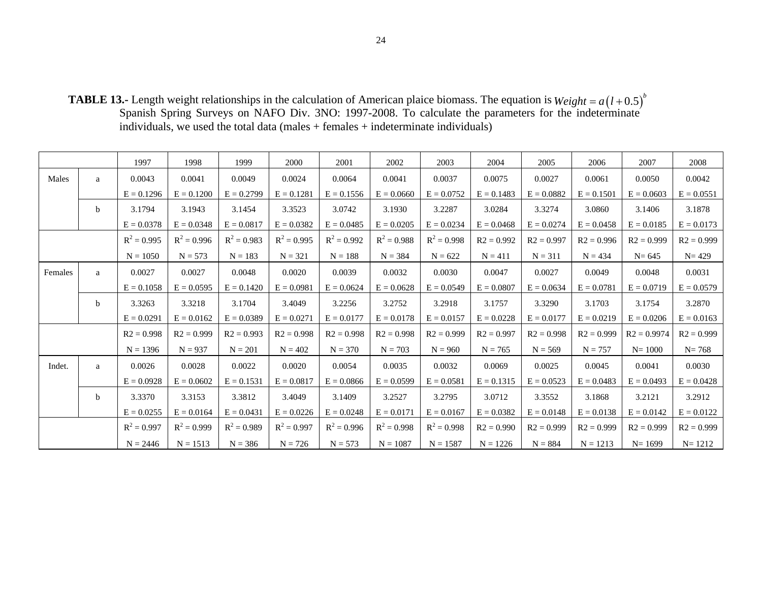**TABLE 13.-** Length weight relationships in the calculation of American plaice biomass. The equation is $Weight = a(l + 0.5)^b$ Spanish Spring Surveys on NAFO Div. 3NO: 1997-2008. To calculate the parameters for the indeterminate individuals, we used the total data (males + females + indeterminate individuals)

| | | 1997 | 1998 | 1999 | 2000 | 2001 | 2002 | 2003 | 2004 | 2005 | 2006 | 2007 | 2008 |
|---|---|---|---|---|---|---|---|---|---|---|---|---|---|
| Males | a | 0.0043 | 0.0041 | 0.0049 | 0.0024 | 0.0064 | 0.0041 | 0.0037 | 0.0075 | 0.0027 | 0.0061 | 0.0050 | 0.0042 |
| | | E = 0.1296 | E = 0.1200 | E = 0.2799 | E = 0.1281 | E = 0.1556 | E = 0.0660 | E = 0.0752 | E = 0.1483 | E = 0.0882 | E = 0.1501 | E = 0.0603 | E = 0.0551 |
| | b | 3.1794 | 3.1943 | 3.1454 | 3.3523 | 3.0742 | 3.1930 | 3.2287 | 3.0284 | 3.3274 | 3.0860 | 3.1406 | 3.1878 |
| | | E = 0.0378 | E = 0.0348 | E = 0.0817 | E = 0.0382 | E = 0.0485 | E = 0.0205 | E = 0.0234 | E = 0.0468 | E = 0.0274 | E = 0.0458 | E = 0.0185 | E = 0.0173 |
| | | $R^2$ = 0.995 | $R^2$ = 0.996 | $R^2$ = 0.983 | $R^2$ = 0.995 | $R^2$ = 0.992 | $R^2$ = 0.988 | $R^2$ = 0.998 | R2 = 0.992 | R2 = 0.997 | R2 = 0.996 | R2 = 0.999 | R2 = 0.999 |
| | | N = 1050 | N = 573 | N = 183 | N = 321 | N = 188 | N = 384 | N = 622 | N = 411 | N = 311 | N = 434 | N= 645 | N= 429 |
| Females | a | 0.0027 | 0.0027 | 0.0048 | 0.0020 | 0.0039 | 0.0032 | 0.0030 | 0.0047 | 0.0027 | 0.0049 | 0.0048 | 0.0031 |
| | | E = 0.1058 | E = 0.0595 | E = 0.1420 | E = 0.0981 | E = 0.0624 | E = 0.0628 | E = 0.0549 | E = 0.0807 | E = 0.0634 | E = 0.0781 | E = 0.0719 | E = 0.0579 |
| | b | 3.3263 | 3.3218 | 3.1704 | 3.4049 | 3.2256 | 3.2752 | 3.2918 | 3.1757 | 3.3290 | 3.1703 | 3.1754 | 3.2870 |
| | | E = 0.0291 | E = 0.0162 | E = 0.0389 | E = 0.0271 | E = 0.0177 | E = 0.0178 | E = 0.0157 | E = 0.0228 | E = 0.0177 | E = 0.0219 | E = 0.0206 | E = 0.0163 |
| | | R2 = 0.998 | R2 = 0.999 | R2 = 0.993 | R2 = 0.998 | R2 = 0.998 | R2 = 0.998 | R2 = 0.999 | R2 = 0.997 | R2 = 0.998 | R2 = 0.999 | R2 = 0.9974 | R2 = 0.999 |
| | | N = 1396 | N = 937 | N = 201 | N = 402 | N = 370 | N = 703 | N = 960 | N = 765 | N = 569 | N = 757 | N= 1000 | N= 768 |
| Indet. | a | 0.0026 | 0.0028 | 0.0022 | 0.0020 | 0.0054 | 0.0035 | 0.0032 | 0.0069 | 0.0025 | 0.0045 | 0.0041 | 0.0030 |
| | | E = 0.0928 | E = 0.0602 | E = 0.1531 | E = 0.0817 | E = 0.0866 | E = 0.0599 | E = 0.0581 | E = 0.1315 | E = 0.0523 | E = 0.0483 | E = 0.0493 | E = 0.0428 |
| | b | 3.3370 | 3.3153 | 3.3812 | 3.4049 | 3.1409 | 3.2527 | 3.2795 | 3.0712 | 3.3552 | 3.1868 | 3.2121 | 3.2912 |
| | | E = 0.0255 | E = 0.0164 | E = 0.0431 | E = 0.0226 | E = 0.0248 | E = 0.0171 | E = 0.0167 | E = 0.0382 | E = 0.0148 | E = 0.0138 | E = 0.0142 | E = 0.0122 |
| | | $R^2$ = 0.997 | $R^2$ = 0.999 | $R^2$ = 0.989 | $R^2$ = 0.997 | $R^2$ = 0.996 | $R^2$ = 0.998 | $R^2$ = 0.998 | R2 = 0.990 | R2 = 0.999 | R2 = 0.999 | R2 = 0.999 | R2 = 0.999 |
| | | N = 2446 | N = 1513 | N = 386 | N = 726 | N = 573 | N = 1087 | N = 1587 | N = 1226 | N = 884 | N = 1213 | N= 1699 | N= 1212 |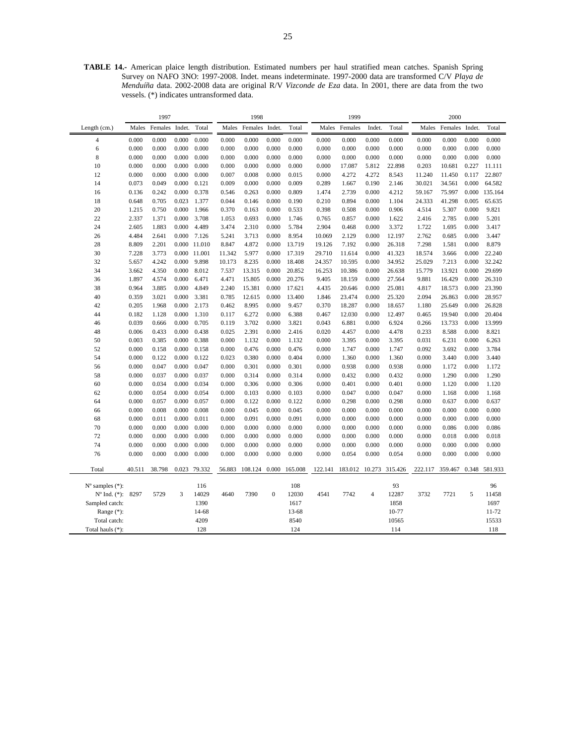**TABLE 14.-** American plaice length distribution. Estimated numbers per haul stratified mean catches. Spanish Spring Survey on NAFO 3NO: 1997-2008. Indet. means indeterminate. 1997-2000 data are transformed C/V *Playa de Menduíña* data. 2002-2008 data are original R/V *Vizconde de Eza* data. In 2001, there are data from the two vessels. (*) indicates untransformed data.

| | 1997 | | | | 1998 | | | | 1999 | | | | 2000 | | | |
|---|---|---|---|---|---|---|---|---|---|---|---|---|---|---|---|---|
| Length (cm.) | Males | Females | Indet. | Total | Males | Females | Indet. | Total | Males | Females | Indet. | Total | Males | Females | Indet. | Total |
| 4 | 0.000 | 0.000 | 0.000 | 0.000 | 0.000 | 0.000 | 0.000 | 0.000 | 0.000 | 0.000 | 0.000 | 0.000 | 0.000 | 0.000 | 0.000 | 0.000 |
| 6 | 0.000 | 0.000 | 0.000 | 0.000 | 0.000 | 0.000 | 0.000 | 0.000 | 0.000 | 0.000 | 0.000 | 0.000 | 0.000 | 0.000 | 0.000 | 0.000 |
| 8 | 0.000 | 0.000 | 0.000 | 0.000 | 0.000 | 0.000 | 0.000 | 0.000 | 0.000 | 0.000 | 0.000 | 0.000 | 0.000 | 0.000 | 0.000 | 0.000 |
| 10 | 0.000 | 0.000 | 0.000 | 0.000 | 0.000 | 0.000 | 0.000 | 0.000 | 0.000 | 17.087 | 5.812 | 22.898 | 0.203 | 10.681 | 0.227 | 11.111 |
| 12 | 0.000 | 0.000 | 0.000 | 0.000 | 0.007 | 0.008 | 0.000 | 0.015 | 0.000 | 4.272 | 4.272 | 8.543 | 11.240 | 11.450 | 0.117 | 22.807 |
| 14 | 0.073 | 0.049 | 0.000 | 0.121 | 0.009 | 0.000 | 0.000 | 0.009 | 0.289 | 1.667 | 0.190 | 2.146 | 30.021 | 34.561 | 0.000 | 64.582 |
| 16 | 0.136 | 0.242 | 0.000 | 0.378 | 0.546 | 0.263 | 0.000 | 0.809 | 1.474 | 2.739 | 0.000 | 4.212 | 59.167 | 75.997 | 0.000 | 135.164 |
| 18 | 0.648 | 0.705 | 0.023 | 1.377 | 0.044 | 0.146 | 0.000 | 0.190 | 0.210 | 0.894 | 0.000 | 1.104 | 24.333 | 41.298 | 0.005 | 65.635 |
| 20 | 1.215 | 0.750 | 0.000 | 1.966 | 0.370 | 0.163 | 0.000 | 0.533 | 0.398 | 0.508 | 0.000 | 0.906 | 4.514 | 5.307 | 0.000 | 9.821 |
| 22 | 2.337 | 1.371 | 0.000 | 3.708 | 1.053 | 0.693 | 0.000 | 1.746 | 0.765 | 0.857 | 0.000 | 1.622 | 2.416 | 2.785 | 0.000 | 5.201 |
| 24 | 2.605 | 1.883 | 0.000 | 4.489 | 3.474 | 2.310 | 0.000 | 5.784 | 2.904 | 0.468 | 0.000 | 3.372 | 1.722 | 1.695 | 0.000 | 3.417 |
| 26 | 4.484 | 2.641 | 0.000 | 7.126 | 5.241 | 3.713 | 0.000 | 8.954 | 10.069 | 2.129 | 0.000 | 12.197 | 2.762 | 0.685 | 0.000 | 3.447 |
| 28 | 8.809 | 2.201 | 0.000 | 11.010 | 8.847 | 4.872 | 0.000 | 13.719 | 19.126 | 7.192 | 0.000 | 26.318 | 7.298 | 1.581 | 0.000 | 8.879 |
| 30 | 7.228 | 3.773 | 0.000 | 11.001 | 11.342 | 5.977 | 0.000 | 17.319 | 29.710 | 11.614 | 0.000 | 41.323 | 18.574 | 3.666 | 0.000 | 22.240 |
| 32 | 5.657 | 4.242 | 0.000 | 9.898 | 10.173 | 8.235 | 0.000 | 18.408 | 24.357 | 10.595 | 0.000 | 34.952 | 25.029 | 7.213 | 0.000 | 32.242 |
| 34 | 3.662 | 4.350 | 0.000 | 8.012 | 7.537 | 13.315 | 0.000 | 20.852 | 16.253 | 10.386 | 0.000 | 26.638 | 15.779 | 13.921 | 0.000 | 29.699 |
| 36 | 1.897 | 4.574 | 0.000 | 6.471 | 4.471 | 15.805 | 0.000 | 20.276 | 9.405 | 18.159 | 0.000 | 27.564 | 9.881 | 16.429 | 0.000 | 26.310 |
| 38 | 0.964 | 3.885 | 0.000 | 4.849 | 2.240 | 15.381 | 0.000 | 17.621 | 4.435 | 20.646 | 0.000 | 25.081 | 4.817 | 18.573 | 0.000 | 23.390 |
| 40 | 0.359 | 3.021 | 0.000 | 3.381 | 0.785 | 12.615 | 0.000 | 13.400 | 1.846 | 23.474 | 0.000 | 25.320 | 2.094 | 26.863 | 0.000 | 28.957 |
| 42 | 0.205 | 1.968 | 0.000 | 2.173 | 0.462 | 8.995 | 0.000 | 9.457 | 0.370 | 18.287 | 0.000 | 18.657 | 1.180 | 25.649 | 0.000 | 26.828 |
| 44 | 0.182 | 1.128 | 0.000 | 1.310 | 0.117 | 6.272 | 0.000 | 6.388 | 0.467 | 12.030 | 0.000 | 12.497 | 0.465 | 19.940 | 0.000 | 20.404 |
| 46 | 0.039 | 0.666 | 0.000 | 0.705 | 0.119 | 3.702 | 0.000 | 3.821 | 0.043 | 6.881 | 0.000 | 6.924 | 0.266 | 13.733 | 0.000 | 13.999 |
| 48 | 0.006 | 0.433 | 0.000 | 0.438 | 0.025 | 2.391 | 0.000 | 2.416 | 0.020 | 4.457 | 0.000 | 4.478 | 0.233 | 8.588 | 0.000 | 8.821 |
| 50 | 0.003 | 0.385 | 0.000 | 0.388 | 0.000 | 1.132 | 0.000 | 1.132 | 0.000 | 3.395 | 0.000 | 3.395 | 0.031 | 6.231 | 0.000 | 6.263 |
| 52 | 0.000 | 0.158 | 0.000 | 0.158 | 0.000 | 0.476 | 0.000 | 0.476 | 0.000 | 1.747 | 0.000 | 1.747 | 0.092 | 3.692 | 0.000 | 3.784 |
| 54 | 0.000 | 0.122 | 0.000 | 0.122 | 0.023 | 0.380 | 0.000 | 0.404 | 0.000 | 1.360 | 0.000 | 1.360 | 0.000 | 3.440 | 0.000 | 3.440 |
| 56 | 0.000 | 0.047 | 0.000 | 0.047 | 0.000 | 0.301 | 0.000 | 0.301 | 0.000 | 0.938 | 0.000 | 0.938 | 0.000 | 1.172 | 0.000 | 1.172 |
| 58 | 0.000 | 0.037 | 0.000 | 0.037 | 0.000 | 0.314 | 0.000 | 0.314 | 0.000 | 0.432 | 0.000 | 0.432 | 0.000 | 1.290 | 0.000 | 1.290 |
| 60 | 0.000 | 0.034 | 0.000 | 0.034 | 0.000 | 0.306 | 0.000 | 0.306 | 0.000 | 0.401 | 0.000 | 0.401 | 0.000 | 1.120 | 0.000 | 1.120 |
| 62 | 0.000 | 0.054 | 0.000 | 0.054 | 0.000 | 0.103 | 0.000 | 0.103 | 0.000 | 0.047 | 0.000 | 0.047 | 0.000 | 1.168 | 0.000 | 1.168 |
| 64 | 0.000 | 0.057 | 0.000 | 0.057 | 0.000 | 0.122 | 0.000 | 0.122 | 0.000 | 0.298 | 0.000 | 0.298 | 0.000 | 0.637 | 0.000 | 0.637 |
| 66 | 0.000 | 0.008 | 0.000 | 0.008 | 0.000 | 0.045 | 0.000 | 0.045 | 0.000 | 0.000 | 0.000 | 0.000 | 0.000 | 0.000 | 0.000 | 0.000 |
| 68 | 0.000 | 0.011 | 0.000 | 0.011 | 0.000 | 0.091 | 0.000 | 0.091 | 0.000 | 0.000 | 0.000 | 0.000 | 0.000 | 0.000 | 0.000 | 0.000 |
| 70 | 0.000 | 0.000 | 0.000 | 0.000 | 0.000 | 0.000 | 0.000 | 0.000 | 0.000 | 0.000 | 0.000 | 0.000 | 0.000 | 0.086 | 0.000 | 0.086 |
| 72 | 0.000 | 0.000 | 0.000 | 0.000 | 0.000 | 0.000 | 0.000 | 0.000 | 0.000 | 0.000 | 0.000 | 0.000 | 0.000 | 0.018 | 0.000 | 0.018 |
| 74 | 0.000 | 0.000 | 0.000 | 0.000 | 0.000 | 0.000 | 0.000 | 0.000 | 0.000 | 0.000 | 0.000 | 0.000 | 0.000 | 0.000 | 0.000 | 0.000 |
| 76 | 0.000 | 0.000 | 0.000 | 0.000 | 0.000 | 0.000 | 0.000 | 0.000 | 0.000 | 0.054 | 0.000 | 0.054 | 0.000 | 0.000 | 0.000 | 0.000 |
| Total | 40.511 | 38.798 | 0.023 | 79.332 | 56.883 | 108.124 | 0.000 | 165.008 | 122.141 | 183.012 | 10.273 | 315.426 | 222.117 | 359.467 | 0.348 | 581.933 |
| Nº samples (*): | | | | 116 | | | | 108 | | | | 93 | | | | 96 |
| Nº Ind. (*): | 8297 | 5729 | 3 | 14029 | 4640 | 7390 | 0 | 12030 | 4541 | 7742 | 4 | 12287 | 3732 | 7721 | 5 | 11458 |
| Sampled catch: | | | | 1390 | | | | 1617 | | | | 1858 | | | | 1697 |
| Range (*): | | | | 14-68 | | | | 13-68 | | | | 10-77 | | | | 11-72 |
| Total catch: | | | | 4209 | | | | 8540 | | | | 10565 | | | | 15533 |
| Total hauls (*): | | | | 128 | | | | 124 | | | | 114 | | | | 118 |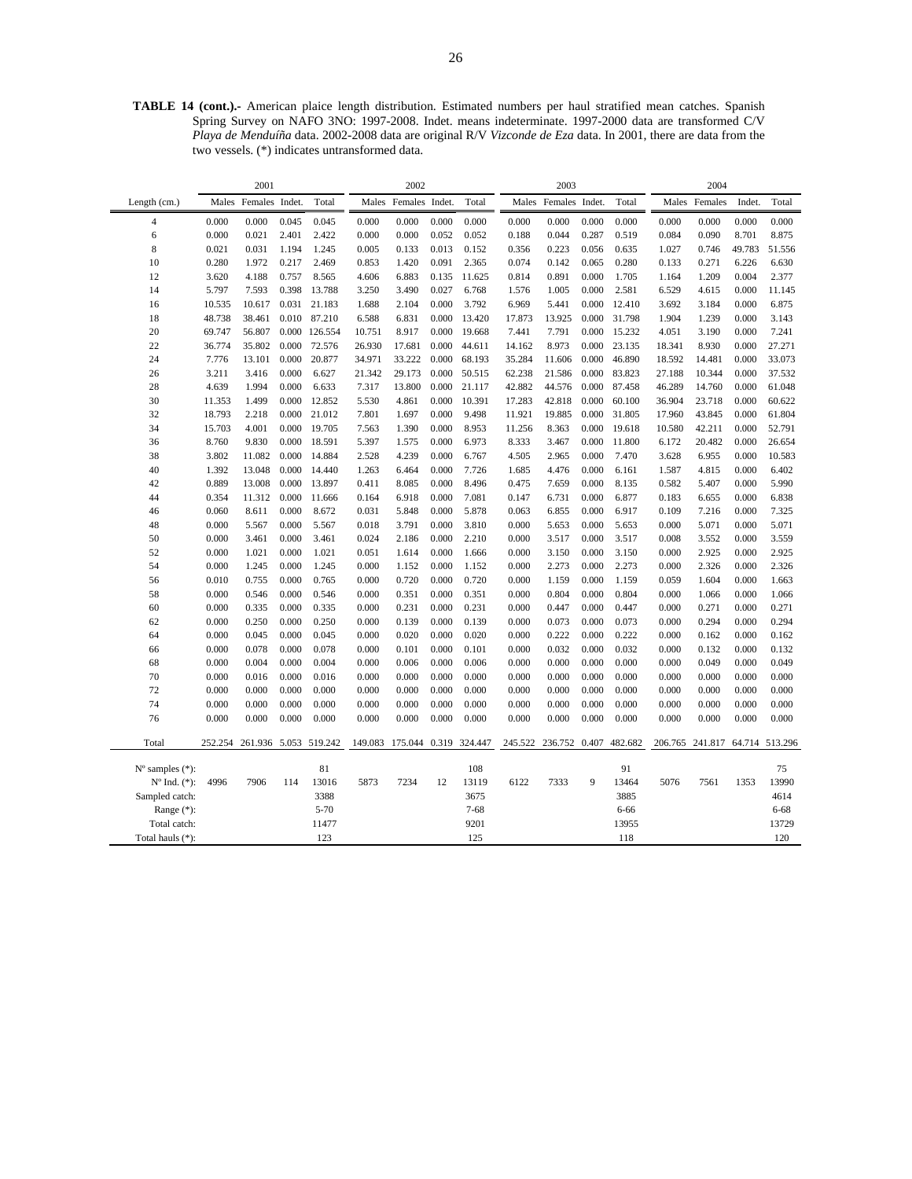**TABLE 14 (cont.).-** American plaice length distribution. Estimated numbers per haul stratified mean catches. Spanish Spring Survey on NAFO 3NO: 1997-2008. Indet. means indeterminate. 1997-2000 data are transformed C/V *Playa de Menduíña* data. 2002-2008 data are original R/V *Vizconde de Eza* data. In 2001, there are data from the two vessels. (*) indicates untransformed data.

| | 2001 | | | | 2002 | | | | 2003 | | | | 2004 | | | |
|---|---|---|---|---|---|---|---|---|---|---|---|---|---|---|---|---|
| Length (cm.) | Males | Females | Indet. | Total | Males | Females | Indet. | Total | Males | Females | Indet. | Total | Males | Females | Indet. | Total |
| 4 | 0.000 | 0.000 | 0.045 | 0.045 | 0.000 | 0.000 | 0.000 | 0.000 | 0.000 | 0.000 | 0.000 | 0.000 | 0.000 | 0.000 | 0.000 | 0.000 |
| 6 | 0.000 | 0.021 | 2.401 | 2.422 | 0.000 | 0.000 | 0.052 | 0.052 | 0.188 | 0.044 | 0.287 | 0.519 | 0.084 | 0.090 | 8.701 | 8.875 |
| 8 | 0.021 | 0.031 | 1.194 | 1.245 | 0.005 | 0.133 | 0.013 | 0.152 | 0.356 | 0.223 | 0.056 | 0.635 | 1.027 | 0.746 | 49.783 | 51.556 |
| 10 | 0.280 | 1.972 | 0.217 | 2.469 | 0.853 | 1.420 | 0.091 | 2.365 | 0.074 | 0.142 | 0.065 | 0.280 | 0.133 | 0.271 | 6.226 | 6.630 |
| 12 | 3.620 | 4.188 | 0.757 | 8.565 | 4.606 | 6.883 | 0.135 | 11.625 | 0.814 | 0.891 | 0.000 | 1.705 | 1.164 | 1.209 | 0.004 | 2.377 |
| 14 | 5.797 | 7.593 | 0.398 | 13.788 | 3.250 | 3.490 | 0.027 | 6.768 | 1.576 | 1.005 | 0.000 | 2.581 | 6.529 | 4.615 | 0.000 | 11.145 |
| 16 | 10.535 | 10.617 | 0.031 | 21.183 | 1.688 | 2.104 | 0.000 | 3.792 | 6.969 | 5.441 | 0.000 | 12.410 | 3.692 | 3.184 | 0.000 | 6.875 |
| 18 | 48.738 | 38.461 | 0.010 | 87.210 | 6.588 | 6.831 | 0.000 | 13.420 | 17.873 | 13.925 | 0.000 | 31.798 | 1.904 | 1.239 | 0.000 | 3.143 |
| 20 | 69.747 | 56.807 | 0.000 | 126.554 | 10.751 | 8.917 | 0.000 | 19.668 | 7.441 | 7.791 | 0.000 | 15.232 | 4.051 | 3.190 | 0.000 | 7.241 |
| 22 | 36.774 | 35.802 | 0.000 | 72.576 | 26.930 | 17.681 | 0.000 | 44.611 | 14.162 | 8.973 | 0.000 | 23.135 | 18.341 | 8.930 | 0.000 | 27.271 |
| 24 | 7.776 | 13.101 | 0.000 | 20.877 | 34.971 | 33.222 | 0.000 | 68.193 | 35.284 | 11.606 | 0.000 | 46.890 | 18.592 | 14.481 | 0.000 | 33.073 |
| 26 | 3.211 | 3.416 | 0.000 | 6.627 | 21.342 | 29.173 | 0.000 | 50.515 | 62.238 | 21.586 | 0.000 | 83.823 | 27.188 | 10.344 | 0.000 | 37.532 |
| 28 | 4.639 | 1.994 | 0.000 | 6.633 | 7.317 | 13.800 | 0.000 | 21.117 | 42.882 | 44.576 | 0.000 | 87.458 | 46.289 | 14.760 | 0.000 | 61.048 |
| 30 | 11.353 | 1.499 | 0.000 | 12.852 | 5.530 | 4.861 | 0.000 | 10.391 | 17.283 | 42.818 | 0.000 | 60.100 | 36.904 | 23.718 | 0.000 | 60.622 |
| 32 | 18.793 | 2.218 | 0.000 | 21.012 | 7.801 | 1.697 | 0.000 | 9.498 | 11.921 | 19.885 | 0.000 | 31.805 | 17.960 | 43.845 | 0.000 | 61.804 |
| 34 | 15.703 | 4.001 | 0.000 | 19.705 | 7.563 | 1.390 | 0.000 | 8.953 | 11.256 | 8.363 | 0.000 | 19.618 | 10.580 | 42.211 | 0.000 | 52.791 |
| 36 | 8.760 | 9.830 | 0.000 | 18.591 | 5.397 | 1.575 | 0.000 | 6.973 | 8.333 | 3.467 | 0.000 | 11.800 | 6.172 | 20.482 | 0.000 | 26.654 |
| 38 | 3.802 | 11.082 | 0.000 | 14.884 | 2.528 | 4.239 | 0.000 | 6.767 | 4.505 | 2.965 | 0.000 | 7.470 | 3.628 | 6.955 | 0.000 | 10.583 |
| 40 | 1.392 | 13.048 | 0.000 | 14.440 | 1.263 | 6.464 | 0.000 | 7.726 | 1.685 | 4.476 | 0.000 | 6.161 | 1.587 | 4.815 | 0.000 | 6.402 |
| 42 | 0.889 | 13.008 | 0.000 | 13.897 | 0.411 | 8.085 | 0.000 | 8.496 | 0.475 | 7.659 | 0.000 | 8.135 | 0.582 | 5.407 | 0.000 | 5.990 |
| 44 | 0.354 | 11.312 | 0.000 | 11.666 | 0.164 | 6.918 | 0.000 | 7.081 | 0.147 | 6.731 | 0.000 | 6.877 | 0.183 | 6.655 | 0.000 | 6.838 |
| 46 | 0.060 | 8.611 | 0.000 | 8.672 | 0.031 | 5.848 | 0.000 | 5.878 | 0.063 | 6.855 | 0.000 | 6.917 | 0.109 | 7.216 | 0.000 | 7.325 |
| 48 | 0.000 | 5.567 | 0.000 | 5.567 | 0.018 | 3.791 | 0.000 | 3.810 | 0.000 | 5.653 | 0.000 | 5.653 | 0.000 | 5.071 | 0.000 | 5.071 |
| 50 | 0.000 | 3.461 | 0.000 | 3.461 | 0.024 | 2.186 | 0.000 | 2.210 | 0.000 | 3.517 | 0.000 | 3.517 | 0.008 | 3.552 | 0.000 | 3.559 |
| 52 | 0.000 | 1.021 | 0.000 | 1.021 | 0.051 | 1.614 | 0.000 | 1.666 | 0.000 | 3.150 | 0.000 | 3.150 | 0.000 | 2.925 | 0.000 | 2.925 |
| 54 | 0.000 | 1.245 | 0.000 | 1.245 | 0.000 | 1.152 | 0.000 | 1.152 | 0.000 | 2.273 | 0.000 | 2.273 | 0.000 | 2.326 | 0.000 | 2.326 |
| 56 | 0.010 | 0.755 | 0.000 | 0.765 | 0.000 | 0.720 | 0.000 | 0.720 | 0.000 | 1.159 | 0.000 | 1.159 | 0.059 | 1.604 | 0.000 | 1.663 |
| 58 | 0.000 | 0.546 | 0.000 | 0.546 | 0.000 | 0.351 | 0.000 | 0.351 | 0.000 | 0.804 | 0.000 | 0.804 | 0.000 | 1.066 | 0.000 | 1.066 |
| 60 | 0.000 | 0.335 | 0.000 | 0.335 | 0.000 | 0.231 | 0.000 | 0.231 | 0.000 | 0.447 | 0.000 | 0.447 | 0.000 | 0.271 | 0.000 | 0.271 |
| 62 | 0.000 | 0.250 | 0.000 | 0.250 | 0.000 | 0.139 | 0.000 | 0.139 | 0.000 | 0.073 | 0.000 | 0.073 | 0.000 | 0.294 | 0.000 | 0.294 |
| 64 | 0.000 | 0.045 | 0.000 | 0.045 | 0.000 | 0.020 | 0.000 | 0.020 | 0.000 | 0.222 | 0.000 | 0.222 | 0.000 | 0.162 | 0.000 | 0.162 |
| 66 | 0.000 | 0.078 | 0.000 | 0.078 | 0.000 | 0.101 | 0.000 | 0.101 | 0.000 | 0.032 | 0.000 | 0.032 | 0.000 | 0.132 | 0.000 | 0.132 |
| 68 | 0.000 | 0.004 | 0.000 | 0.004 | 0.000 | 0.006 | 0.000 | 0.006 | 0.000 | 0.000 | 0.000 | 0.000 | 0.000 | 0.049 | 0.000 | 0.049 |
| 70 | 0.000 | 0.016 | 0.000 | 0.016 | 0.000 | 0.000 | 0.000 | 0.000 | 0.000 | 0.000 | 0.000 | 0.000 | 0.000 | 0.000 | 0.000 | 0.000 |
| 72 | 0.000 | 0.000 | 0.000 | 0.000 | 0.000 | 0.000 | 0.000 | 0.000 | 0.000 | 0.000 | 0.000 | 0.000 | 0.000 | 0.000 | 0.000 | 0.000 |
| 74 | 0.000 | 0.000 | 0.000 | 0.000 | 0.000 | 0.000 | 0.000 | 0.000 | 0.000 | 0.000 | 0.000 | 0.000 | 0.000 | 0.000 | 0.000 | 0.000 |
| 76 | 0.000 | 0.000 | 0.000 | 0.000 | 0.000 | 0.000 | 0.000 | 0.000 | 0.000 | 0.000 | 0.000 | 0.000 | 0.000 | 0.000 | 0.000 | 0.000 |
| Total | 252.254 | 261.936 | 5.053 | 519.242 | 149.083 | 175.044 | 0.319 | 324.447 | 245.522 | 236.752 | 0.407 | 482.682 | 206.765 | 241.817 | 64.714 | 513.296 |
| Nº samples (*): | | | | 81 | | | | 108 | | | | 91 | | | | 75 |
| Nº Ind. (*): | 4996 | 7906 | 114 | 13016 | 5873 | 7234 | 12 | 13119 | 6122 | 7333 | 9 | 13464 | 5076 | 7561 | 1353 | 13990 |
| Sampled catch: | | | | 3388 | | | | 3675 | | | | 3885 | | | | 4614 |
| Range (*): | | | | 5-70 | | | | 7-68 | | | | 6-66 | | | | 6-68 |
| Total catch: | | | | 11477 | | | | 9201 | | | | 13955 | | | | 13729 |
| Total hauls (*): | | | | 123 | | | | 125 | | | | 118 | | | | 120 |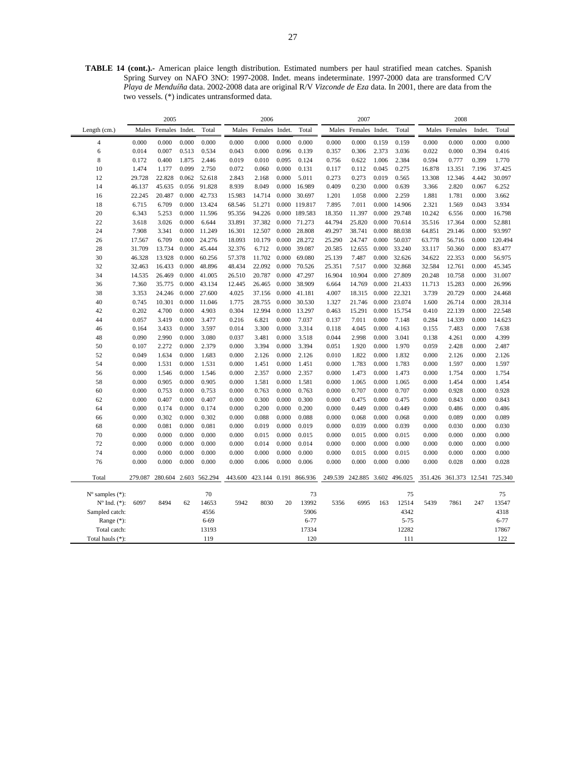**TABLE 14 (cont.).-** American plaice length distribution. Estimated numbers per haul stratified mean catches. Spanish Spring Survey on NAFO 3NO: 1997-2008. Indet. means indeterminate. 1997-2000 data are transformed C/V *Playa de Menduíña* data. 2002-2008 data are original R/V *Vizconde de Eza* data. In 2001, there are data from the two vessels. (*) indicates untransformed data.

| | 2005 | | | | 2006 | | | | 2007 | | | | 2008 | | | |
|---|---|---|---|---|---|---|---|---|---|---|---|---|---|---|---|---|
| Length (cm.) | Males | Females | Indet. | Total | Males | Females | Indet. | Total | Males | Females | Indet. | Total | Males | Females | Indet. | Total |
| 4 | 0.000 | 0.000 | 0.000 | 0.000 | 0.000 | 0.000 | 0.000 | 0.000 | 0.000 | 0.000 | 0.159 | 0.159 | 0.000 | 0.000 | 0.000 | 0.000 |
| 6 | 0.014 | 0.007 | 0.513 | 0.534 | 0.043 | 0.000 | 0.096 | 0.139 | 0.357 | 0.306 | 2.373 | 3.036 | 0.022 | 0.000 | 0.394 | 0.416 |
| 8 | 0.172 | 0.400 | 1.875 | 2.446 | 0.019 | 0.010 | 0.095 | 0.124 | 0.756 | 0.622 | 1.006 | 2.384 | 0.594 | 0.777 | 0.399 | 1.770 |
| 10 | 1.474 | 1.177 | 0.099 | 2.750 | 0.072 | 0.060 | 0.000 | 0.131 | 0.117 | 0.112 | 0.045 | 0.275 | 16.878 | 13.351 | 7.196 | 37.425 |
| 12 | 29.728 | 22.828 | 0.062 | 52.618 | 2.843 | 2.168 | 0.000 | 5.011 | 0.273 | 0.273 | 0.019 | 0.565 | 13.308 | 12.346 | 4.442 | 30.097 |
| 14 | 46.137 | 45.635 | 0.056 | 91.828 | 8.939 | 8.049 | 0.000 | 16.989 | 0.409 | 0.230 | 0.000 | 0.639 | 3.366 | 2.820 | 0.067 | 6.252 |
| 16 | 22.245 | 20.487 | 0.000 | 42.733 | 15.983 | 14.714 | 0.000 | 30.697 | 1.201 | 1.058 | 0.000 | 2.259 | 1.881 | 1.781 | 0.000 | 3.662 |
| 18 | 6.715 | 6.709 | 0.000 | 13.424 | 68.546 | 51.271 | 0.000 | 119.817 | 7.895 | 7.011 | 0.000 | 14.906 | 2.321 | 1.569 | 0.043 | 3.934 |
| 20 | 6.343 | 5.253 | 0.000 | 11.596 | 95.356 | 94.226 | 0.000 | 189.583 | 18.350 | 11.397 | 0.000 | 29.748 | 10.242 | 6.556 | 0.000 | 16.798 |
| 22 | 3.618 | 3.026 | 0.000 | 6.644 | 33.891 | 37.382 | 0.000 | 71.273 | 44.794 | 25.820 | 0.000 | 70.614 | 35.516 | 17.364 | 0.000 | 52.881 |
| 24 | 7.908 | 3.341 | 0.000 | 11.249 | 16.301 | 12.507 | 0.000 | 28.808 | 49.297 | 38.741 | 0.000 | 88.038 | 64.851 | 29.146 | 0.000 | 93.997 |
| 26 | 17.567 | 6.709 | 0.000 | 24.276 | 18.093 | 10.179 | 0.000 | 28.272 | 25.290 | 24.747 | 0.000 | 50.037 | 63.778 | 56.716 | 0.000 | 120.494 |
| 28 | 31.709 | 13.734 | 0.000 | 45.444 | 32.376 | 6.712 | 0.000 | 39.087 | 20.585 | 12.655 | 0.000 | 33.240 | 33.117 | 50.360 | 0.000 | 83.477 |
| 30 | 46.328 | 13.928 | 0.000 | 60.256 | 57.378 | 11.702 | 0.000 | 69.080 | 25.139 | 7.487 | 0.000 | 32.626 | 34.622 | 22.353 | 0.000 | 56.975 |
| 32 | 32.463 | 16.433 | 0.000 | 48.896 | 48.434 | 22.092 | 0.000 | 70.526 | 25.351 | 7.517 | 0.000 | 32.868 | 32.584 | 12.761 | 0.000 | 45.345 |
| 34 | 14.535 | 26.469 | 0.000 | 41.005 | 26.510 | 20.787 | 0.000 | 47.297 | 16.904 | 10.904 | 0.000 | 27.809 | 20.248 | 10.758 | 0.000 | 31.007 |
| 36 | 7.360 | 35.775 | 0.000 | 43.134 | 12.445 | 26.465 | 0.000 | 38.909 | 6.664 | 14.769 | 0.000 | 21.433 | 11.713 | 15.283 | 0.000 | 26.996 |
| 38 | 3.353 | 24.246 | 0.000 | 27.600 | 4.025 | 37.156 | 0.000 | 41.181 | 4.007 | 18.315 | 0.000 | 22.321 | 3.739 | 20.729 | 0.000 | 24.468 |
| 40 | 0.745 | 10.301 | 0.000 | 11.046 | 1.775 | 28.755 | 0.000 | 30.530 | 1.327 | 21.746 | 0.000 | 23.074 | 1.600 | 26.714 | 0.000 | 28.314 |
| 42 | 0.202 | 4.700 | 0.000 | 4.903 | 0.304 | 12.994 | 0.000 | 13.297 | 0.463 | 15.291 | 0.000 | 15.754 | 0.410 | 22.139 | 0.000 | 22.548 |
| 44 | 0.057 | 3.419 | 0.000 | 3.477 | 0.216 | 6.821 | 0.000 | 7.037 | 0.137 | 7.011 | 0.000 | 7.148 | 0.284 | 14.339 | 0.000 | 14.623 |
| 46 | 0.164 | 3.433 | 0.000 | 3.597 | 0.014 | 3.300 | 0.000 | 3.314 | 0.118 | 4.045 | 0.000 | 4.163 | 0.155 | 7.483 | 0.000 | 7.638 |
| 48 | 0.090 | 2.990 | 0.000 | 3.080 | 0.037 | 3.481 | 0.000 | 3.518 | 0.044 | 2.998 | 0.000 | 3.041 | 0.138 | 4.261 | 0.000 | 4.399 |
| 50 | 0.107 | 2.272 | 0.000 | 2.379 | 0.000 | 3.394 | 0.000 | 3.394 | 0.051 | 1.920 | 0.000 | 1.970 | 0.059 | 2.428 | 0.000 | 2.487 |
| 52 | 0.049 | 1.634 | 0.000 | 1.683 | 0.000 | 2.126 | 0.000 | 2.126 | 0.010 | 1.822 | 0.000 | 1.832 | 0.000 | 2.126 | 0.000 | 2.126 |
| 54 | 0.000 | 1.531 | 0.000 | 1.531 | 0.000 | 1.451 | 0.000 | 1.451 | 0.000 | 1.783 | 0.000 | 1.783 | 0.000 | 1.597 | 0.000 | 1.597 |
| 56 | 0.000 | 1.546 | 0.000 | 1.546 | 0.000 | 2.357 | 0.000 | 2.357 | 0.000 | 1.473 | 0.000 | 1.473 | 0.000 | 1.754 | 0.000 | 1.754 |
| 58 | 0.000 | 0.905 | 0.000 | 0.905 | 0.000 | 1.581 | 0.000 | 1.581 | 0.000 | 1.065 | 0.000 | 1.065 | 0.000 | 1.454 | 0.000 | 1.454 |
| 60 | 0.000 | 0.753 | 0.000 | 0.753 | 0.000 | 0.763 | 0.000 | 0.763 | 0.000 | 0.707 | 0.000 | 0.707 | 0.000 | 0.928 | 0.000 | 0.928 |
| 62 | 0.000 | 0.407 | 0.000 | 0.407 | 0.000 | 0.300 | 0.000 | 0.300 | 0.000 | 0.475 | 0.000 | 0.475 | 0.000 | 0.843 | 0.000 | 0.843 |
| 64 | 0.000 | 0.174 | 0.000 | 0.174 | 0.000 | 0.200 | 0.000 | 0.200 | 0.000 | 0.449 | 0.000 | 0.449 | 0.000 | 0.486 | 0.000 | 0.486 |
| 66 | 0.000 | 0.302 | 0.000 | 0.302 | 0.000 | 0.088 | 0.000 | 0.088 | 0.000 | 0.068 | 0.000 | 0.068 | 0.000 | 0.089 | 0.000 | 0.089 |
| 68 | 0.000 | 0.081 | 0.000 | 0.081 | 0.000 | 0.019 | 0.000 | 0.019 | 0.000 | 0.039 | 0.000 | 0.039 | 0.000 | 0.030 | 0.000 | 0.030 |
| 70 | 0.000 | 0.000 | 0.000 | 0.000 | 0.000 | 0.015 | 0.000 | 0.015 | 0.000 | 0.015 | 0.000 | 0.015 | 0.000 | 0.000 | 0.000 | 0.000 |
| 72 | 0.000 | 0.000 | 0.000 | 0.000 | 0.000 | 0.014 | 0.000 | 0.014 | 0.000 | 0.000 | 0.000 | 0.000 | 0.000 | 0.000 | 0.000 | 0.000 |
| 74 | 0.000 | 0.000 | 0.000 | 0.000 | 0.000 | 0.000 | 0.000 | 0.000 | 0.000 | 0.015 | 0.000 | 0.015 | 0.000 | 0.000 | 0.000 | 0.000 |
| 76 | 0.000 | 0.000 | 0.000 | 0.000 | 0.000 | 0.006 | 0.000 | 0.006 | 0.000 | 0.000 | 0.000 | 0.000 | 0.000 | 0.028 | 0.000 | 0.028 |
| Total | 279.087 | 280.604 | 2.603 | 562.294 | 443.600 | 423.144 | 0.191 | 866.936 | 249.539 | 242.885 | 3.602 | 496.025 | 351.426 | 361.373 | 12.541 | 725.340 |
| Nº samples (*): | | | | 70 | | | | 73 | | | | 75 | | | | 75 |
| Nº Ind. (*): | 6097 | 8494 | 62 | 14653 | 5942 | 8030 | 20 | 13992 | 5356 | 6995 | 163 | 12514 | 5439 | 7861 | 247 | 13547 |
| Sampled catch: | | | | 4556 | | | | 5906 | | | | 4342 | | | | 4318 |
| Range (*): | | | | 6-69 | | | | 6-77 | | | | 5-75 | | | | 6-77 |
| Total catch: | | | | 13193 | | | | 17334 | | | | 12282 | | | | 17867 |
| Total hauls (*): | | | | 119 | | | | 120 | | | | 111 | | | | 122 |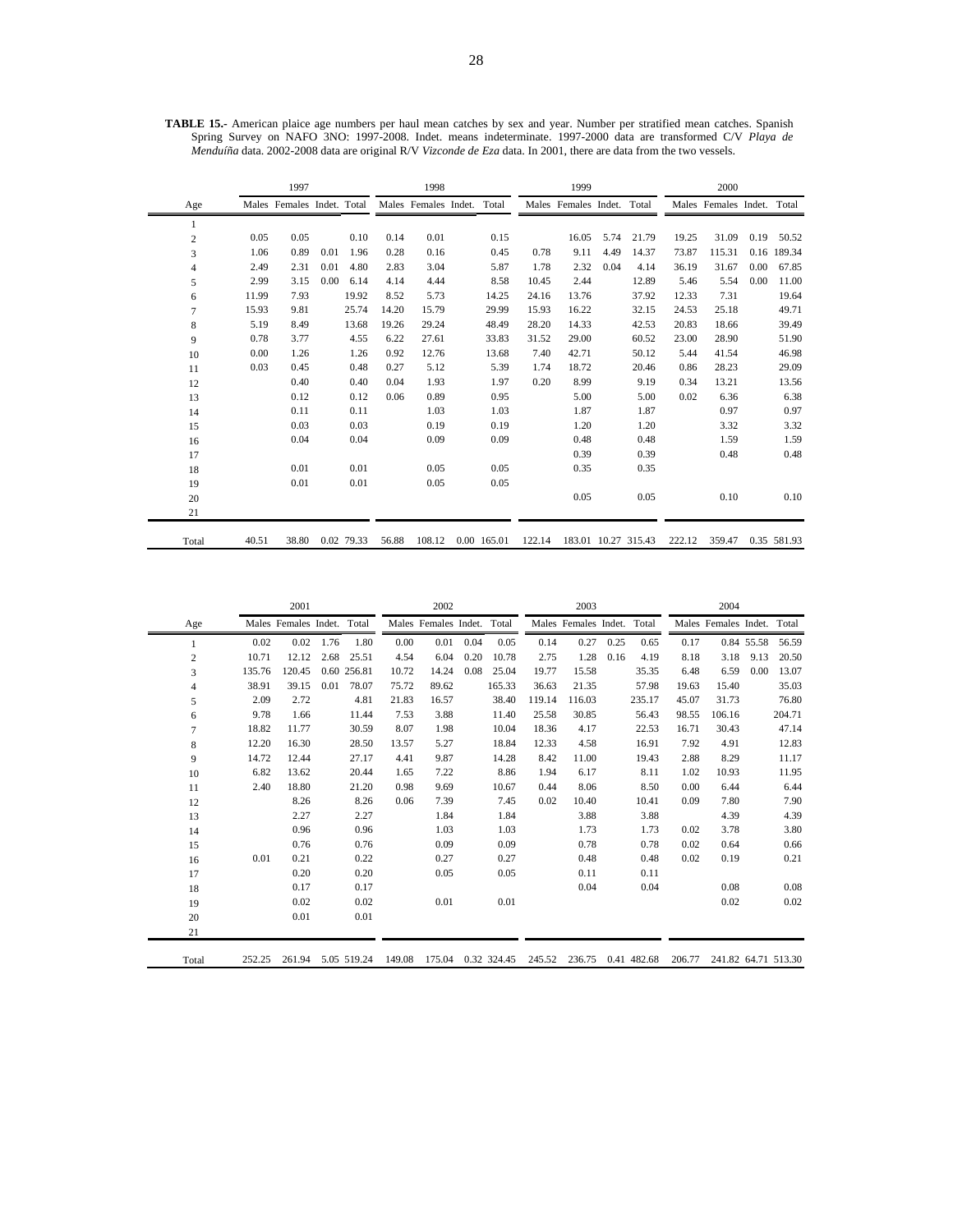**TABLE 15.-** American plaice age numbers per haul mean catches by sex and year. Number per stratified mean catches. Spanish Spring Survey on NAFO 3NO: 1997-2008. Indet. means indeterminate. 1997-2000 data are transformed C/V *Playa de Menduíña* data. 2002-2008 data are original R/V *Vizconde de Eza* data. In 2001, there are data from the two vessels.

| | 1997 | | | | 1998 | | | | 1999 | | | | 2000 | | | |
|---|---|---|---|---|---|---|---|---|---|---|---|---|---|---|---|---|
| Age | Males | Females | Indet. | Total | Males | Females | Indet. | Total | Males | Females | Indet. | Total | Males | Females | Indet. | Total |
| 1 | | | | | | | | | | | | | | | | |
| 2 | 0.05 | 0.05 | | 0.10 | 0.14 | 0.01 | | 0.15 | | 16.05 | 5.74 | 21.79 | 19.25 | 31.09 | 0.19 | 50.52 |
| 3 | 1.06 | 0.89 | 0.01 | 1.96 | 0.28 | 0.16 | | 0.45 | 0.78 | 9.11 | 4.49 | 14.37 | 73.87 | 115.31 | 0.16 | 189.34 |
| 4 | 2.49 | 2.31 | 0.01 | 4.80 | 2.83 | 3.04 | | 5.87 | 1.78 | 2.32 | 0.04 | 4.14 | 36.19 | 31.67 | 0.00 | 67.85 |
| 5 | 2.99 | 3.15 | 0.00 | 6.14 | 4.14 | 4.44 | | 8.58 | 10.45 | 2.44 | | 12.89 | 5.46 | 5.54 | 0.00 | 11.00 |
| 6 | 11.99 | 7.93 | | 19.92 | 8.52 | 5.73 | | 14.25 | 24.16 | 13.76 | | 37.92 | 12.33 | 7.31 | | 19.64 |
| 7 | 15.93 | 9.81 | | 25.74 | 14.20 | 15.79 | | 29.99 | 15.93 | 16.22 | | 32.15 | 24.53 | 25.18 | | 49.71 |
| 8 | 5.19 | 8.49 | | 13.68 | 19.26 | 29.24 | | 48.49 | 28.20 | 14.33 | | 42.53 | 20.83 | 18.66 | | 39.49 |
| 9 | 0.78 | 3.77 | | 4.55 | 6.22 | 27.61 | | 33.83 | 31.52 | 29.00 | | 60.52 | 23.00 | 28.90 | | 51.90 |
| 10 | 0.00 | 1.26 | | 1.26 | 0.92 | 12.76 | | 13.68 | 7.40 | 42.71 | | 50.12 | 5.44 | 41.54 | | 46.98 |
| 11 | 0.03 | 0.45 | | 0.48 | 0.27 | 5.12 | | 5.39 | 1.74 | 18.72 | | 20.46 | 0.86 | 28.23 | | 29.09 |
| 12 | | 0.40 | | 0.40 | 0.04 | 1.93 | | 1.97 | 0.20 | 8.99 | | 9.19 | 0.34 | 13.21 | | 13.56 |
| 13 | | 0.12 | | 0.12 | 0.06 | 0.89 | | 0.95 | | 5.00 | | 5.00 | 0.02 | 6.36 | | 6.38 |
| 14 | | 0.11 | | 0.11 | | 1.03 | | 1.03 | | 1.87 | | 1.87 | | 0.97 | | 0.97 |
| 15 | | 0.03 | | 0.03 | | 0.19 | | 0.19 | | 1.20 | | 1.20 | | 3.32 | | 3.32 |
| 16 | | 0.04 | | 0.04 | | 0.09 | | 0.09 | | 0.48 | | 0.48 | | 1.59 | | 1.59 |
| 17 | | | | | | | | | | 0.39 | | 0.39 | | 0.48 | | 0.48 |
| 18 | | 0.01 | | 0.01 | | 0.05 | | 0.05 | | 0.35 | | 0.35 | | | | |
| 19 | | 0.01 | | 0.01 | | 0.05 | | 0.05 | | | | | | | | |
| 20 | | | | | | | | | | 0.05 | | 0.05 | | 0.10 | | 0.10 |
| 21 | | | | | | | | | | | | | | | | |
| Total | 40.51 | 38.80 | 0.02 | 79.33 | 56.88 | 108.12 | 0.00 | 165.01 | 122.14 | 183.01 | 10.27 | 315.43 | 222.12 | 359.47 | 0.35 | 581.93 |

| | 2001 | | | | 2002 | | | | 2003 | | | | 2004 | | | |
|---|---|---|---|---|---|---|---|---|---|---|---|---|---|---|---|---|
| Age | Males | Females | Indet. | Total | Males | Females | Indet. | Total | Males | Females | Indet. | Total | Males | Females | Indet. | Total |
| 1 | 0.02 | 0.02 | 1.76 | 1.80 | 0.00 | 0.01 | 0.04 | 0.05 | 0.14 | 0.27 | 0.25 | 0.65 | 0.17 | 0.84 | 55.58 | 56.59 |
| 2 | 10.71 | 12.12 | 2.68 | 25.51 | 4.54 | 6.04 | 0.20 | 10.78 | 2.75 | 1.28 | 0.16 | 4.19 | 8.18 | 3.18 | 9.13 | 20.50 |
| 3 | 135.76 | 120.45 | 0.60 | 256.81 | 10.72 | 14.24 | 0.08 | 25.04 | 19.77 | 15.58 | | 35.35 | 6.48 | 6.59 | 0.00 | 13.07 |
| 4 | 38.91 | 39.15 | 0.01 | 78.07 | 75.72 | 89.62 | | 165.33 | 36.63 | 21.35 | | 57.98 | 19.63 | 15.40 | | 35.03 |
| 5 | 2.09 | 2.72 | | 4.81 | 21.83 | 16.57 | | 38.40 | 119.14 | 116.03 | | 235.17 | 45.07 | 31.73 | | 76.80 |
| 6 | 9.78 | 1.66 | | 11.44 | 7.53 | 3.88 | | 11.40 | 25.58 | 30.85 | | 56.43 | 98.55 | 106.16 | | 204.71 |
| 7 | 18.82 | 11.77 | | 30.59 | 8.07 | 1.98 | | 10.04 | 18.36 | 4.17 | | 22.53 | 16.71 | 30.43 | | 47.14 |
| 8 | 12.20 | 16.30 | | 28.50 | 13.57 | 5.27 | | 18.84 | 12.33 | 4.58 | | 16.91 | 7.92 | 4.91 | | 12.83 |
| 9 | 14.72 | 12.44 | | 27.17 | 4.41 | 9.87 | | 14.28 | 8.42 | 11.00 | | 19.43 | 2.88 | 8.29 | | 11.17 |
| 10 | 6.82 | 13.62 | | 20.44 | 1.65 | 7.22 | | 8.86 | 1.94 | 6.17 | | 8.11 | 1.02 | 10.93 | | 11.95 |
| 11 | 2.40 | 18.80 | | 21.20 | 0.98 | 9.69 | | 10.67 | 0.44 | 8.06 | | 8.50 | 0.00 | 6.44 | | 6.44 |
| 12 | | 8.26 | | 8.26 | 0.06 | 7.39 | | 7.45 | 0.02 | 10.40 | | 10.41 | 0.09 | 7.80 | | 7.90 |
| 13 | | 2.27 | | 2.27 | | 1.84 | | 1.84 | | 3.88 | | 3.88 | | 4.39 | | 4.39 |
| 14 | | 0.96 | | 0.96 | | 1.03 | | 1.03 | | 1.73 | | 1.73 | 0.02 | 3.78 | | 3.80 |
| 15 | | 0.76 | | 0.76 | | 0.09 | | 0.09 | | 0.78 | | 0.78 | 0.02 | 0.64 | | 0.66 |
| 16 | 0.01 | 0.21 | | 0.22 | | 0.27 | | 0.27 | | 0.48 | | 0.48 | 0.02 | 0.19 | | 0.21 |
| 17 | | 0.20 | | 0.20 | | 0.05 | | 0.05 | | 0.11 | | 0.11 | | | | |
| 18 | | 0.17 | | 0.17 | | | | | | 0.04 | | 0.04 | | 0.08 | | 0.08 |
| 19 | | 0.02 | | 0.02 | | 0.01 | | 0.01 | | | | | | 0.02 | | 0.02 |
| 20 | | 0.01 | | 0.01 | | | | | | | | | | | | |
| 21 | | | | | | | | | | | | | | | | |
| Total | 252.25 | 261.94 | 5.05 | 519.24 | 149.08 | 175.04 | 0.32 | 324.45 | 245.52 | 236.75 | 0.41 | 482.68 | 206.77 | 241.82 | 64.71 | 513.30 |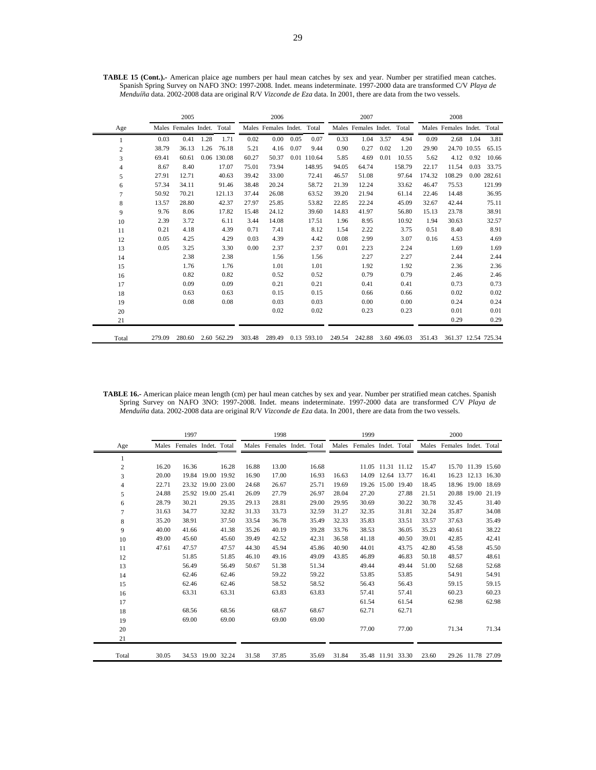**TABLE 15 (Cont.).-** American plaice age numbers per haul mean catches by sex and year. Number per stratified mean catches. Spanish Spring Survey on NAFO 3NO: 1997-2008. Indet. means indeterminate. 1997-2000 data are transformed C/V *Playa de Menduíña* data. 2002-2008 data are original R/V *Vizconde de Eza* data. In 2001, there are data from the two vessels.

| | 2005 | | | | 2006 | | | | 2007 | | | | 2008 | | | |
|---|---|---|---|---|---|---|---|---|---|---|---|---|---|---|---|---|
| Age | Males | Females | Indet. | Total | Males | Females | Indet. | Total | Males | Females | Indet. | Total | Males | Females | Indet. | Total |
| 1 | 0.03 | 0.41 | 1.28 | 1.71 | 0.02 | 0.00 | 0.05 | 0.07 | 0.33 | 1.04 | 3.57 | 4.94 | 0.09 | 2.68 | 1.04 | 3.81 |
| 2 | 38.79 | 36.13 | 1.26 | 76.18 | 5.21 | 4.16 | 0.07 | 9.44 | 0.90 | 0.27 | 0.02 | 1.20 | 29.90 | 24.70 | 10.55 | 65.15 |
| 3 | 69.41 | 60.61 | 0.06 | 130.08 | 60.27 | 50.37 | 0.01 | 110.64 | 5.85 | 4.69 | 0.01 | 10.55 | 5.62 | 4.12 | 0.92 | 10.66 |
| 4 | 8.67 | 8.40 | | 17.07 | 75.01 | 73.94 | | 148.95 | 94.05 | 64.74 | | 158.79 | 22.17 | 11.54 | 0.03 | 33.75 |
| 5 | 27.91 | 12.71 | | 40.63 | 39.42 | 33.00 | | 72.41 | 46.57 | 51.08 | | 97.64 | 174.32 | 108.29 | 0.00 | 282.61 |
| 6 | 57.34 | 34.11 | | 91.46 | 38.48 | 20.24 | | 58.72 | 21.39 | 12.24 | | 33.62 | 46.47 | 75.53 | | 121.99 |
| 7 | 50.92 | 70.21 | | 121.13 | 37.44 | 26.08 | | 63.52 | 39.20 | 21.94 | | 61.14 | 22.46 | 14.48 | | 36.95 |
| 8 | 13.57 | 28.80 | | 42.37 | 27.97 | 25.85 | | 53.82 | 22.85 | 22.24 | | 45.09 | 32.67 | 42.44 | | 75.11 |
| 9 | 9.76 | 8.06 | | 17.82 | 15.48 | 24.12 | | 39.60 | 14.83 | 41.97 | | 56.80 | 15.13 | 23.78 | | 38.91 |
| 10 | 2.39 | 3.72 | | 6.11 | 3.44 | 14.08 | | 17.51 | 1.96 | 8.95 | | 10.92 | 1.94 | 30.63 | | 32.57 |
| 11 | 0.21 | 4.18 | | 4.39 | 0.71 | 7.41 | | 8.12 | 1.54 | 2.22 | | 3.75 | 0.51 | 8.40 | | 8.91 |
| 12 | 0.05 | 4.25 | | 4.29 | 0.03 | 4.39 | | 4.42 | 0.08 | 2.99 | | 3.07 | 0.16 | 4.53 | | 4.69 |
| 13 | 0.05 | 3.25 | | 3.30 | 0.00 | 2.37 | | 2.37 | 0.01 | 2.23 | | 2.24 | | 1.69 | | 1.69 |
| 14 | | 2.38 | | 2.38 | | 1.56 | | 1.56 | | 2.27 | | 2.27 | | 2.44 | | 2.44 |
| 15 | | 1.76 | | 1.76 | | 1.01 | | 1.01 | | 1.92 | | 1.92 | | 2.36 | | 2.36 |
| 16 | | 0.82 | | 0.82 | | 0.52 | | 0.52 | | 0.79 | | 0.79 | | 2.46 | | 2.46 |
| 17 | | 0.09 | | 0.09 | | 0.21 | | 0.21 | | 0.41 | | 0.41 | | 0.73 | | 0.73 |
| 18 | | 0.63 | | 0.63 | | 0.15 | | 0.15 | | 0.66 | | 0.66 | | 0.02 | | 0.02 |
| 19 | | 0.08 | | 0.08 | | 0.03 | | 0.03 | | 0.00 | | 0.00 | | 0.24 | | 0.24 |
| 20 | | | | | | 0.02 | | 0.02 | | 0.23 | | 0.23 | | 0.01 | | 0.01 |
| 21 | | | | | | | | | | | | | | 0.29 | | 0.29 |
| Total | 279.09 | 280.60 | 2.60 | 562.29 | 303.48 | 289.49 | 0.13 | 593.10 | 249.54 | 242.88 | 3.60 | 496.03 | 351.43 | 361.37 | 12.54 | 725.34 |

**TABLE 16.-** American plaice mean length (cm) per haul mean catches by sex and year. Number per stratified mean catches. Spanish Spring Survey on NAFO 3NO: 1997-2008. Indet. means indeterminate. 1997-2000 data are transformed C/V *Playa de Menduíña* data. 2002-2008 data are original R/V *Vizconde de Eza* data. In 2001, there are data from the two vessels.

| | 1997 | | | | 1998 | | | | 1999 | | | | 2000 | | | |
|---|---|---|---|---|---|---|---|---|---|---|---|---|---|---|---|---|
| Age | Males | Females | Indet. | Total | Males | Females | Indet. | Total | Males | Females | Indet. | Total | Males | Females | Indet. | Total |
| 1 | | | | | | | | | | | | | | | | |
| 2 | 16.20 | 16.36 | | 16.28 | 16.88 | 13.00 | | 16.68 | | 11.05 | 11.31 | 11.12 | 15.47 | 15.70 | 11.39 | 15.60 |
| 3 | 20.00 | 19.84 | 19.00 | 19.92 | 16.90 | 17.00 | | 16.93 | 16.63 | 14.09 | 12.64 | 13.77 | 16.41 | 16.23 | 12.13 | 16.30 |
| 4 | 22.71 | 23.32 | 19.00 | 23.00 | 24.68 | 26.67 | | 25.71 | 19.69 | 19.26 | 15.00 | 19.40 | 18.45 | 18.96 | 19.00 | 18.69 |
| 5 | 24.88 | 25.92 | 19.00 | 25.41 | 26.09 | 27.79 | | 26.97 | 28.04 | 27.20 | | 27.88 | 21.51 | 20.88 | 19.00 | 21.19 |
| 6 | 28.79 | 30.21 | | 29.35 | 29.13 | 28.81 | | 29.00 | 29.95 | 30.69 | | 30.22 | 30.78 | 32.45 | | 31.40 |
| 7 | 31.63 | 34.77 | | 32.82 | 31.33 | 33.73 | | 32.59 | 31.27 | 32.35 | | 31.81 | 32.24 | 35.87 | | 34.08 |
| 8 | 35.20 | 38.91 | | 37.50 | 33.54 | 36.78 | | 35.49 | 32.33 | 35.83 | | 33.51 | 33.57 | 37.63 | | 35.49 |
| 9 | 40.00 | 41.66 | | 41.38 | 35.26 | 40.19 | | 39.28 | 33.76 | 38.53 | | 36.05 | 35.23 | 40.61 | | 38.22 |
| 10 | 49.00 | 45.60 | | 45.60 | 39.49 | 42.52 | | 42.31 | 36.58 | 41.18 | | 40.50 | 39.01 | 42.85 | | 42.41 |
| 11 | 47.61 | 47.57 | | 47.57 | 44.30 | 45.94 | | 45.86 | 40.90 | 44.01 | | 43.75 | 42.80 | 45.58 | | 45.50 |
| 12 | | 51.85 | | 51.85 | 46.10 | 49.16 | | 49.09 | 43.85 | 46.89 | | 46.83 | 50.18 | 48.57 | | 48.61 |
| 13 | | 56.49 | | 56.49 | 50.67 | 51.38 | | 51.34 | | 49.44 | | 49.44 | 51.00 | 52.68 | | 52.68 |
| 14 | | 62.46 | | 62.46 | | 59.22 | | 59.22 | | 53.85 | | 53.85 | | 54.91 | | 54.91 |
| 15 | | 62.46 | | 62.46 | | 58.52 | | 58.52 | | 56.43 | | 56.43 | | 59.15 | | 59.15 |
| 16 | | 63.31 | | 63.31 | | 63.83 | | 63.83 | | 57.41 | | 57.41 | | 60.23 | | 60.23 |
| 17 | | | | | | | | | | 61.54 | | 61.54 | | 62.98 | | 62.98 |
| 18 | | 68.56 | | 68.56 | | 68.67 | | 68.67 | | 62.71 | | 62.71 | | | | |
| 19 | | 69.00 | | 69.00 | | 69.00 | | 69.00 | | | | | | | | |
| 20 | | | | | | | | | | 77.00 | | 77.00 | | 71.34 | | 71.34 |
| 21 | | | | | | | | | | | | | | | | |
| Total | 30.05 | 34.53 | 19.00 | 32.24 | 31.58 | 37.85 | | 35.69 | 31.84 | 35.48 | 11.91 | 33.30 | 23.60 | 29.26 | 11.78 | 27.09 |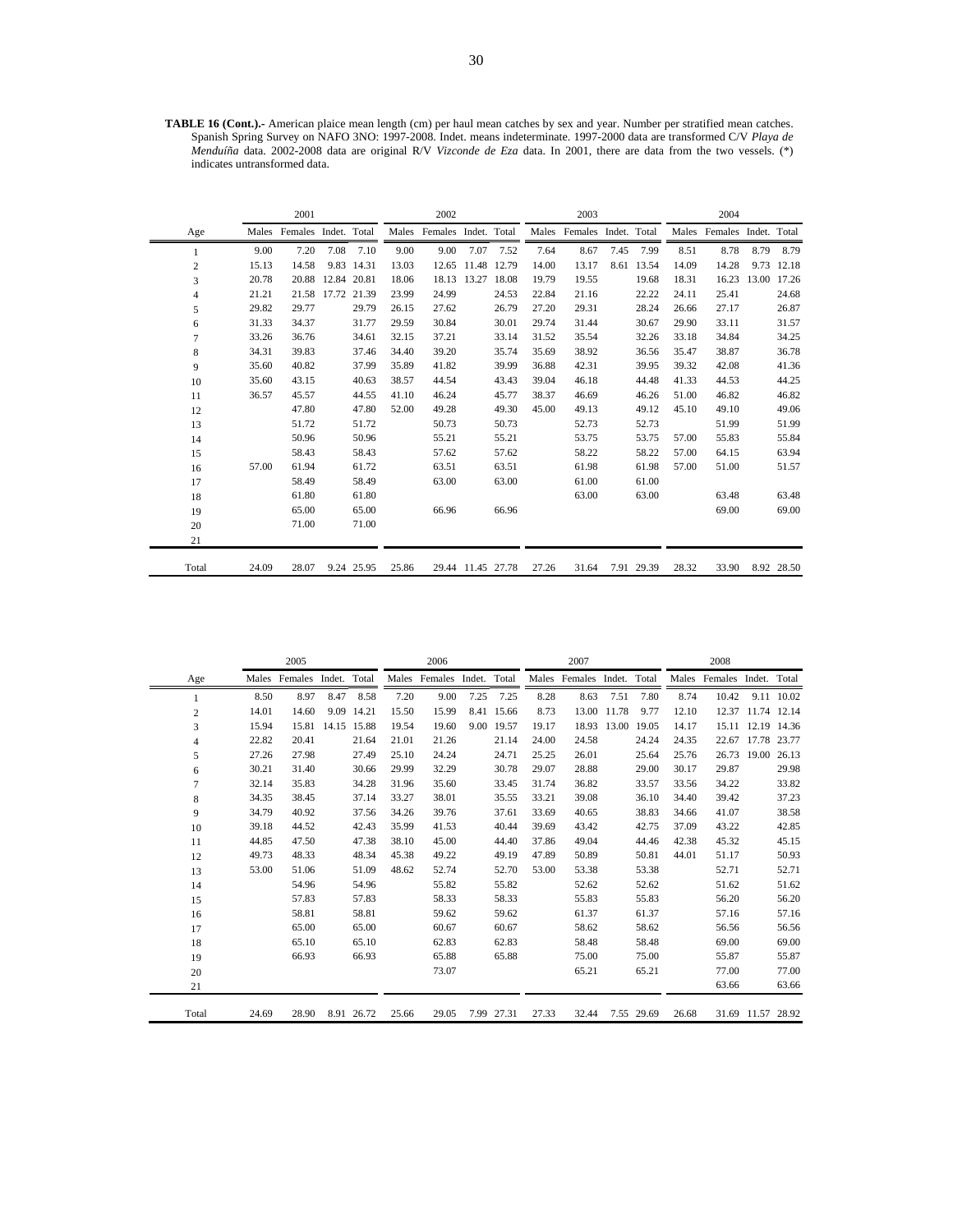**TABLE 16 (Cont.).-** American plaice mean length (cm) per haul mean catches by sex and year. Number per stratified mean catches. Spanish Spring Survey on NAFO 3NO: 1997-2008. Indet. means indeterminate. 1997-2000 data are transformed C/V *Playa de Menduíña* data. 2002-2008 data are original R/V *Vizconde de Eza* data. In 2001, there are data from the two vessels. (*) indicates untransformed data.

| | 2001 | | | | 2002 | | | | 2003 | | | | 2004 | | | |
|---|---|---|---|---|---|---|---|---|---|---|---|---|---|---|---|---|
| Age | Males | Females | Indet. | Total | Males | Females | Indet. | Total | Males | Females | Indet. | Total | Males | Females | Indet. | Total |
| 1 | 9.00 | 7.20 | 7.08 | 7.10 | 9.00 | 9.00 | 7.07 | 7.52 | 7.64 | 8.67 | 7.45 | 7.99 | 8.51 | 8.78 | 8.79 | 8.79 |
| 2 | 15.13 | 14.58 | 9.83 | 14.31 | 13.03 | 12.65 | 11.48 | 12.79 | 14.00 | 13.17 | 8.61 | 13.54 | 14.09 | 14.28 | 9.73 | 12.18 |
| 3 | 20.78 | 20.88 | 12.84 | 20.81 | 18.06 | 18.13 | 13.27 | 18.08 | 19.79 | 19.55 | | 19.68 | 18.31 | 16.23 | 13.00 | 17.26 |
| 4 | 21.21 | 21.58 | 17.72 | 21.39 | 23.99 | 24.99 | | 24.53 | 22.84 | 21.16 | | 22.22 | 24.11 | 25.41 | | 24.68 |
| 5 | 29.82 | 29.77 | | 29.79 | 26.15 | 27.62 | | 26.79 | 27.20 | 29.31 | | 28.24 | 26.66 | 27.17 | | 26.87 |
| 6 | 31.33 | 34.37 | | 31.77 | 29.59 | 30.84 | | 30.01 | 29.74 | 31.44 | | 30.67 | 29.90 | 33.11 | | 31.57 |
| 7 | 33.26 | 36.76 | | 34.61 | 32.15 | 37.21 | | 33.14 | 31.52 | 35.54 | | 32.26 | 33.18 | 34.84 | | 34.25 |
| 8 | 34.31 | 39.83 | | 37.46 | 34.40 | 39.20 | | 35.74 | 35.69 | 38.92 | | 36.56 | 35.47 | 38.87 | | 36.78 |
| 9 | 35.60 | 40.82 | | 37.99 | 35.89 | 41.82 | | 39.99 | 36.88 | 42.31 | | 39.95 | 39.32 | 42.08 | | 41.36 |
| 10 | 35.60 | 43.15 | | 40.63 | 38.57 | 44.54 | | 43.43 | 39.04 | 46.18 | | 44.48 | 41.33 | 44.53 | | 44.25 |
| 11 | 36.57 | 45.57 | | 44.55 | 41.10 | 46.24 | | 45.77 | 38.37 | 46.69 | | 46.26 | 51.00 | 46.82 | | 46.82 |
| 12 | | 47.80 | | 47.80 | 52.00 | 49.28 | | 49.30 | 45.00 | 49.13 | | 49.12 | 45.10 | 49.10 | | 49.06 |
| 13 | | 51.72 | | 51.72 | | 50.73 | | 50.73 | | 52.73 | | 52.73 | | 51.99 | | 51.99 |
| 14 | | 50.96 | | 50.96 | | 55.21 | | 55.21 | | 53.75 | | 53.75 | 57.00 | 55.83 | | 55.84 |
| 15 | | 58.43 | | 58.43 | | 57.62 | | 57.62 | | 58.22 | | 58.22 | 57.00 | 64.15 | | 63.94 |
| 16 | 57.00 | 61.94 | | 61.72 | | 63.51 | | 63.51 | | 61.98 | | 61.98 | 57.00 | 51.00 | | 51.57 |
| 17 | | 58.49 | | 58.49 | | 63.00 | | 63.00 | | 61.00 | | 61.00 | | | | |
| 18 | | 61.80 | | 61.80 | | | | | | 63.00 | | 63.00 | | 63.48 | | 63.48 |
| 19 | | 65.00 | | 65.00 | | 66.96 | | 66.96 | | | | | | 69.00 | | 69.00 |
| 20 | | 71.00 | | 71.00 | | | | | | | | | | | | |
| 21 | | | | | | | | | | | | | | | | |
| Total | 24.09 | 28.07 | 9.24 | 25.95 | 25.86 | 29.44 | 11.45 | 27.78 | 27.26 | 31.64 | 7.91 | 29.39 | 28.32 | 33.90 | 8.92 | 28.50 |

| | 2005 | | | | 2006 | | | | 2007 | | | | 2008 | | | |
|---|---|---|---|---|---|---|---|---|---|---|---|---|---|---|---|---|
| Age | Males | Females | Indet. | Total | Males | Females | Indet. | Total | Males | Females | Indet. | Total | Males | Females | Indet. | Total |
| 1 | 8.50 | 8.97 | 8.47 | 8.58 | 7.20 | 9.00 | 7.25 | 7.25 | 8.28 | 8.63 | 7.51 | 7.80 | 8.74 | 10.42 | 9.11 | 10.02 |
| 2 | 14.01 | 14.60 | 9.09 | 14.21 | 15.50 | 15.99 | 8.41 | 15.66 | 8.73 | 13.00 | 11.78 | 9.77 | 12.10 | 12.37 | 11.74 | 12.14 |
| 3 | 15.94 | 15.81 | 14.15 | 15.88 | 19.54 | 19.60 | 9.00 | 19.57 | 19.17 | 18.93 | 13.00 | 19.05 | 14.17 | 15.11 | 12.19 | 14.36 |
| 4 | 22.82 | 20.41 | | 21.64 | 21.01 | 21.26 | | 21.14 | 24.00 | 24.58 | | 24.24 | 24.35 | 22.67 | 17.78 | 23.77 |
| 5 | 27.26 | 27.98 | | 27.49 | 25.10 | 24.24 | | 24.71 | 25.25 | 26.01 | | 25.64 | 25.76 | 26.73 | 19.00 | 26.13 |
| 6 | 30.21 | 31.40 | | 30.66 | 29.99 | 32.29 | | 30.78 | 29.07 | 28.88 | | 29.00 | 30.17 | 29.87 | | 29.98 |
| 7 | 32.14 | 35.83 | | 34.28 | 31.96 | 35.60 | | 33.45 | 31.74 | 36.82 | | 33.57 | 33.56 | 34.22 | | 33.82 |
| 8 | 34.35 | 38.45 | | 37.14 | 33.27 | 38.01 | | 35.55 | 33.21 | 39.08 | | 36.10 | 34.40 | 39.42 | | 37.23 |
| 9 | 34.79 | 40.92 | | 37.56 | 34.26 | 39.76 | | 37.61 | 33.69 | 40.65 | | 38.83 | 34.66 | 41.07 | | 38.58 |
| 10 | 39.18 | 44.52 | | 42.43 | 35.99 | 41.53 | | 40.44 | 39.69 | 43.42 | | 42.75 | 37.09 | 43.22 | | 42.85 |
| 11 | 44.85 | 47.50 | | 47.38 | 38.10 | 45.00 | | 44.40 | 37.86 | 49.04 | | 44.46 | 42.38 | 45.32 | | 45.15 |
| 12 | 49.73 | 48.33 | | 48.34 | 45.38 | 49.22 | | 49.19 | 47.89 | 50.89 | | 50.81 | 44.01 | 51.17 | | 50.93 |
| 13 | 53.00 | 51.06 | | 51.09 | 48.62 | 52.74 | | 52.70 | 53.00 | 53.38 | | 53.38 | | 52.71 | | 52.71 |
| 14 | | 54.96 | | 54.96 | | 55.82 | | 55.82 | | 52.62 | | 52.62 | | 51.62 | | 51.62 |
| 15 | | 57.83 | | 57.83 | | 58.33 | | 58.33 | | 55.83 | | 55.83 | | 56.20 | | 56.20 |
| 16 | | 58.81 | | 58.81 | | 59.62 | | 59.62 | | 61.37 | | 61.37 | | 57.16 | | 57.16 |
| 17 | | 65.00 | | 65.00 | | 60.67 | | 60.67 | | 58.62 | | 58.62 | | 56.56 | | 56.56 |
| 18 | | 65.10 | | 65.10 | | 62.83 | | 62.83 | | 58.48 | | 58.48 | | 69.00 | | 69.00 |
| 19 | | 66.93 | | 66.93 | | 65.88 | | 65.88 | | 75.00 | | 75.00 | | 55.87 | | 55.87 |
| 20 | | | | | | 73.07 | | | | 65.21 | | 65.21 | | 77.00 | | 77.00 |
| 21 | | | | | | | | | | | | | | 63.66 | | 63.66 |
| Total | 24.69 | 28.90 | 8.91 | 26.72 | 25.66 | 29.05 | 7.99 | 27.31 | 27.33 | 32.44 | 7.55 | 29.69 | 26.68 | 31.69 | 11.57 | 28.92 |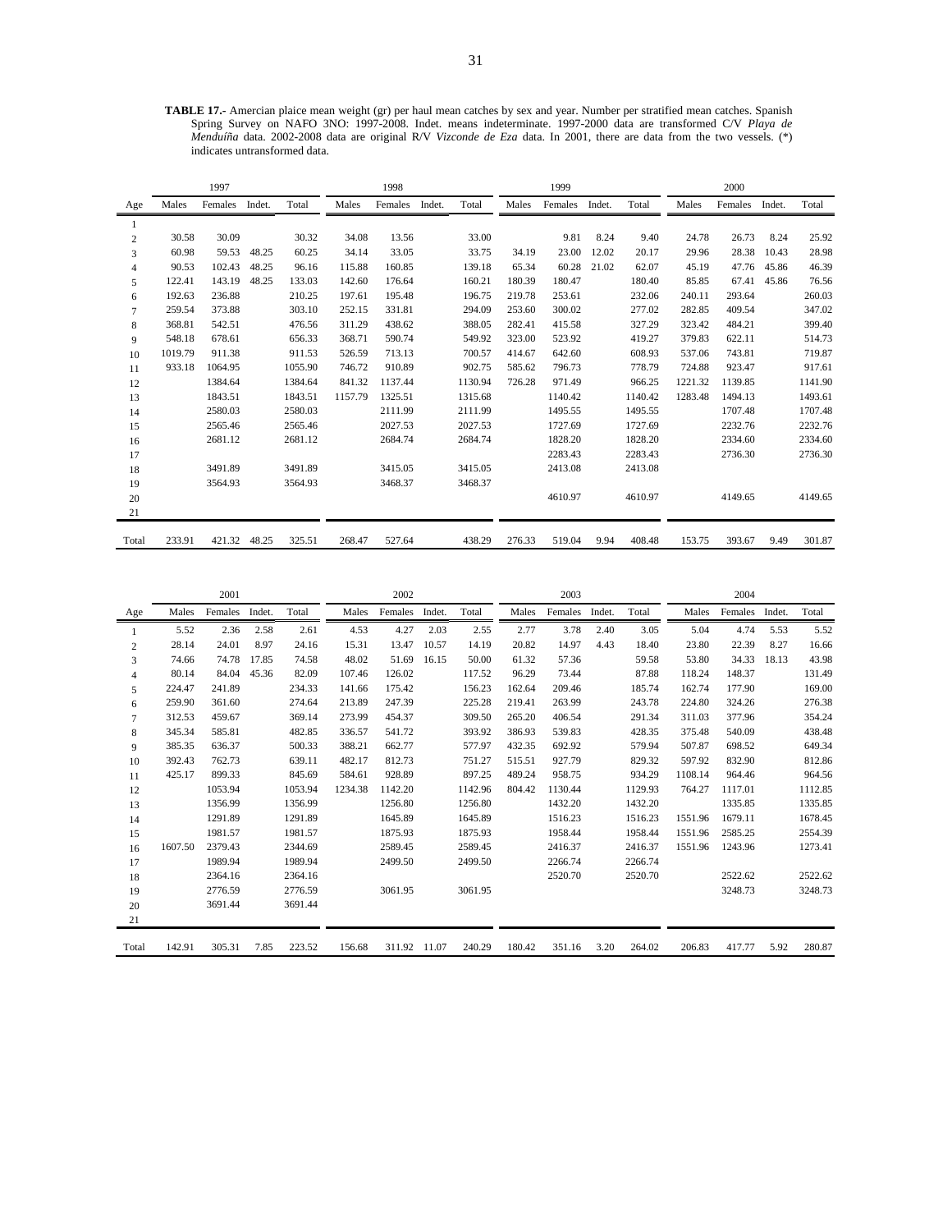**TABLE 17.-** Amercian plaice mean weight (gr) per haul mean catches by sex and year. Number per stratified mean catches. Spanish Spring Survey on NAFO 3NO: 1997-2008. Indet. means indeterminate. 1997-2000 data are transformed C/V *Playa de Menduíña* data. 2002-2008 data are original R/V *Vizconde de Eza* data. In 2001, there are data from the two vessels. (*) indicates untransformed data.

| | 1997 | | | | 1998 | | | | 1999 | | | | 2000 | | | |
|---|---|---|---|---|---|---|---|---|---|---|---|---|---|---|---|---|
| Age | Males | Females | Indet. | Total | Males | Females | Indet. | Total | Males | Females | Indet. | Total | Males | Females | Indet. | Total |
| 1 | | | | | | | | | | | | | | | | |
| 2 | 30.58 | 30.09 | | 30.32 | 34.08 | 13.56 | | 33.00 | | 9.81 | 8.24 | 9.40 | 24.78 | 26.73 | 8.24 | 25.92 |
| 3 | 60.98 | 59.53 | 48.25 | 60.25 | 34.14 | 33.05 | | 33.75 | 34.19 | 23.00 | 12.02 | 20.17 | 29.96 | 28.38 | 10.43 | 28.98 |
| 4 | 90.53 | 102.43 | 48.25 | 96.16 | 115.88 | 160.85 | | 139.18 | 65.34 | 60.28 | 21.02 | 62.07 | 45.19 | 47.76 | 45.86 | 46.39 |
| 5 | 122.41 | 143.19 | 48.25 | 133.03 | 142.60 | 176.64 | | 160.21 | 180.39 | 180.47 | | 180.40 | 85.85 | 67.41 | 45.86 | 76.56 |
| 6 | 192.63 | 236.88 | | 210.25 | 197.61 | 195.48 | | 196.75 | 219.78 | 253.61 | | 232.06 | 240.11 | 293.64 | | 260.03 |
| 7 | 259.54 | 373.88 | | 303.10 | 252.15 | 331.81 | | 294.09 | 253.60 | 300.02 | | 277.02 | 282.85 | 409.54 | | 347.02 |
| 8 | 368.81 | 542.51 | | 476.56 | 311.29 | 438.62 | | 388.05 | 282.41 | 415.58 | | 327.29 | 323.42 | 484.21 | | 399.40 |
| 9 | 548.18 | 678.61 | | 656.33 | 368.71 | 590.74 | | 549.92 | 323.00 | 523.92 | | 419.27 | 379.83 | 622.11 | | 514.73 |
| 10 | 1019.79 | 911.38 | | 911.53 | 526.59 | 713.13 | | 700.57 | 414.67 | 642.60 | | 608.93 | 537.06 | 743.81 | | 719.87 |
| 11 | 933.18 | 1064.95 | | 1055.90 | 746.72 | 910.89 | | 902.75 | 585.62 | 796.73 | | 778.79 | 724.88 | 923.47 | | 917.61 |
| 12 | | 1384.64 | | 1384.64 | 841.32 | 1137.44 | | 1130.94 | 726.28 | 971.49 | | 966.25 | 1221.32 | 1139.85 | | 1141.90 |
| 13 | | 1843.51 | | 1843.51 | 1157.79 | 1325.51 | | 1315.68 | | 1140.42 | | 1140.42 | 1283.48 | 1494.13 | | 1493.61 |
| 14 | | 2580.03 | | 2580.03 | | 2111.99 | | 2111.99 | | 1495.55 | | 1495.55 | | 1707.48 | | 1707.48 |
| 15 | | 2565.46 | | 2565.46 | | 2027.53 | | 2027.53 | | 1727.69 | | 1727.69 | | 2232.76 | | 2232.76 |
| 16 | | 2681.12 | | 2681.12 | | 2684.74 | | 2684.74 | | 1828.20 | | 1828.20 | | 2334.60 | | 2334.60 |
| 17 | | | | | | | | | | 2283.43 | | 2283.43 | | 2736.30 | | 2736.30 |
| 18 | | 3491.89 | | 3491.89 | | 3415.05 | | 3415.05 | | 2413.08 | | 2413.08 | | | | |
| 19 | | 3564.93 | | 3564.93 | | 3468.37 | | 3468.37 | | | | | | | | |
| 20 | | | | | | | | | | 4610.97 | | 4610.97 | | 4149.65 | | 4149.65 |
| 21 | | | | | | | | | | | | | | | | |
| Total | 233.91 | 421.32 | 48.25 | 325.51 | 268.47 | 527.64 | | 438.29 | 276.33 | 519.04 | 9.94 | 408.48 | 153.75 | 393.67 | 9.49 | 301.87 |

| | 2001 | | | | 2002 | | | | 2003 | | | | 2004 | | | |
|---|---|---|---|---|---|---|---|---|---|---|---|---|---|---|---|---|
| Age | Males | Females | Indet. | Total | Males | Females | Indet. | Total | Males | Females | Indet. | Total | Males | Females | Indet. | Total |
| 1 | 5.52 | 2.36 | 2.58 | 2.61 | 4.53 | 4.27 | 2.03 | 2.55 | 2.77 | 3.78 | 2.40 | 3.05 | 5.04 | 4.74 | 5.53 | 5.52 |
| 2 | 28.14 | 24.01 | 8.97 | 24.16 | 15.31 | 13.47 | 10.57 | 14.19 | 20.82 | 14.97 | 4.43 | 18.40 | 23.80 | 22.39 | 8.27 | 16.66 |
| 3 | 74.66 | 74.78 | 17.85 | 74.58 | 48.02 | 51.69 | 16.15 | 50.00 | 61.32 | 57.36 | | 59.58 | 53.80 | 34.33 | 18.13 | 43.98 |
| 4 | 80.14 | 84.04 | 45.36 | 82.09 | 107.46 | 126.02 | | 117.52 | 96.29 | 73.44 | | 87.88 | 118.24 | 148.37 | | 131.49 |
| 5 | 224.47 | 241.89 | | 234.33 | 141.66 | 175.42 | | 156.23 | 162.64 | 209.46 | | 185.74 | 162.74 | 177.90 | | 169.00 |
| 6 | 259.90 | 361.60 | | 274.64 | 213.89 | 247.39 | | 225.28 | 219.41 | 263.99 | | 243.78 | 224.80 | 324.26 | | 276.38 |
| 7 | 312.53 | 459.67 | | 369.14 | 273.99 | 454.37 | | 309.50 | 265.20 | 406.54 | | 291.34 | 311.03 | 377.96 | | 354.24 |
| 8 | 345.34 | 585.81 | | 482.85 | 336.57 | 541.72 | | 393.92 | 386.93 | 539.83 | | 428.35 | 375.48 | 540.09 | | 438.48 |
| 9 | 385.35 | 636.37 | | 500.33 | 388.21 | 662.77 | | 577.97 | 432.35 | 692.92 | | 579.94 | 507.87 | 698.52 | | 649.34 |
| 10 | 392.43 | 762.73 | | 639.11 | 482.17 | 812.73 | | 751.27 | 515.51 | 927.79 | | 829.32 | 597.92 | 832.90 | | 812.86 |
| 11 | 425.17 | 899.33 | | 845.69 | 584.61 | 928.89 | | 897.25 | 489.24 | 958.75 | | 934.29 | 1108.14 | 964.46 | | 964.56 |
| 12 | | 1053.94 | | 1053.94 | 1234.38 | 1142.20 | | 1142.96 | 804.42 | 1130.44 | | 1129.93 | 764.27 | 1117.01 | | 1112.85 |
| 13 | | 1356.99 | | 1356.99 | | 1256.80 | | 1256.80 | | 1432.20 | | 1432.20 | | 1335.85 | | 1335.85 |
| 14 | | 1291.89 | | 1291.89 | | 1645.89 | | 1645.89 | | 1516.23 | | 1516.23 | 1551.96 | 1679.11 | | 1678.45 |
| 15 | | 1981.57 | | 1981.57 | | 1875.93 | | 1875.93 | | 1958.44 | | 1958.44 | 1551.96 | 2585.25 | | 2554.39 |
| 16 | 1607.50 | 2379.43 | | 2344.69 | | 2589.45 | | 2589.45 | | 2416.37 | | 2416.37 | 1551.96 | 1243.96 | | 1273.41 |
| 17 | | 1989.94 | | 1989.94 | | 2499.50 | | 2499.50 | | 2266.74 | | 2266.74 | | | | |
| 18 | | 2364.16 | | 2364.16 | | | | | | 2520.70 | | 2520.70 | | 2522.62 | | 2522.62 |
| 19 | | 2776.59 | | 2776.59 | | 3061.95 | | 3061.95 | | | | | | 3248.73 | | 3248.73 |
| 20 | | 3691.44 | | 3691.44 | | | | | | | | | | | | |
| 21 | | | | | | | | | | | | | | | | |
| Total | 142.91 | 305.31 | 7.85 | 223.52 | 156.68 | 311.92 | 11.07 | 240.29 | 180.42 | 351.16 | 3.20 | 264.02 | 206.83 | 417.77 | 5.92 | 280.87 |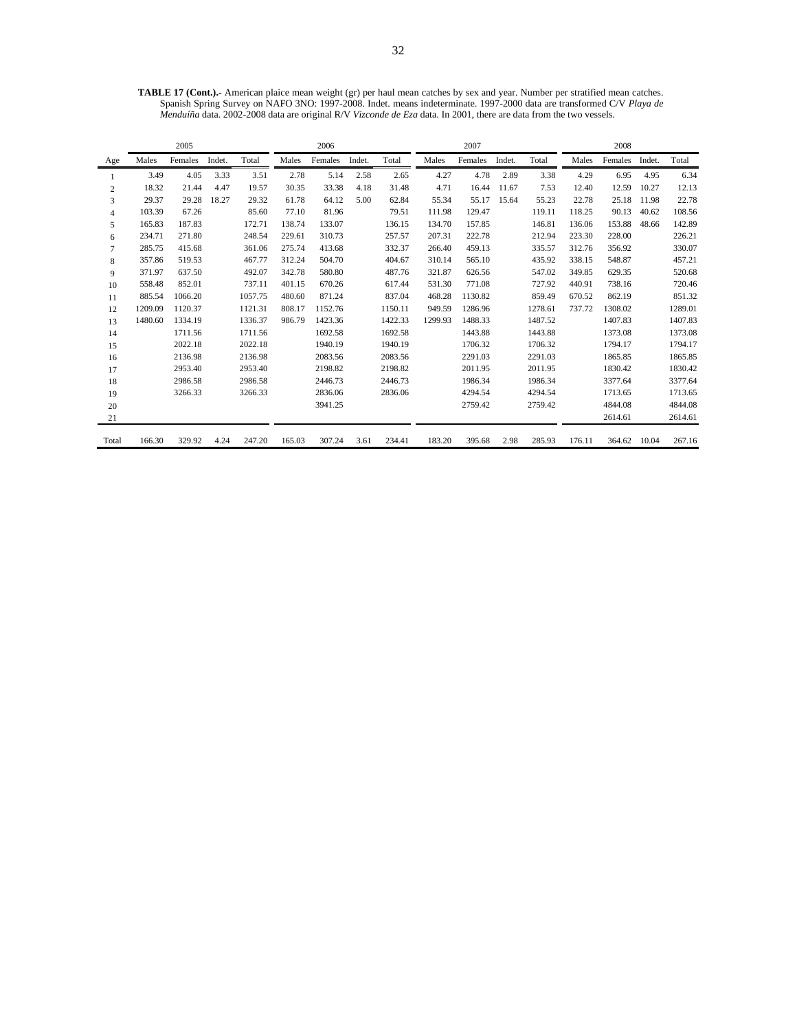**TABLE 17 (Cont.).-** American plaice mean weight (gr) per haul mean catches by sex and year. Number per stratified mean catches. Spanish Spring Survey on NAFO 3NO: 1997-2008. Indet. means indeterminate. 1997-2000 data are transformed C/V *Playa de Menduíña* data. 2002-2008 data are original R/V *Vizconde de Eza* data. In 2001, there are data from the two vessels.

| | 2005 | | | | 2006 | | | | 2007 | | | | 2008 | | | |
|---|---|---|---|---|---|---|---|---|---|---|---|---|---|---|---|---|
| Age | Males | Females | Indet. | Total | Males | Females | Indet. | Total | Males | Females | Indet. | Total | Males | Females | Indet. | Total |
| 1 | 3.49 | 4.05 | 3.33 | 3.51 | 2.78 | 5.14 | 2.58 | 2.65 | 4.27 | 4.78 | 2.89 | 3.38 | 4.29 | 6.95 | 4.95 | 6.34 |
| 2 | 18.32 | 21.44 | 4.47 | 19.57 | 30.35 | 33.38 | 4.18 | 31.48 | 4.71 | 16.44 | 11.67 | 7.53 | 12.40 | 12.59 | 10.27 | 12.13 |
| 3 | 29.37 | 29.28 | 18.27 | 29.32 | 61.78 | 64.12 | 5.00 | 62.84 | 55.34 | 55.17 | 15.64 | 55.23 | 22.78 | 25.18 | 11.98 | 22.78 |
| 4 | 103.39 | 67.26 | | 85.60 | 77.10 | 81.96 | | 79.51 | 111.98 | 129.47 | | 119.11 | 118.25 | 90.13 | 40.62 | 108.56 |
| 5 | 165.83 | 187.83 | | 172.71 | 138.74 | 133.07 | | 136.15 | 134.70 | 157.85 | | 146.81 | 136.06 | 153.88 | 48.66 | 142.89 |
| 6 | 234.71 | 271.80 | | 248.54 | 229.61 | 310.73 | | 257.57 | 207.31 | 222.78 | | 212.94 | 223.30 | 228.00 | | 226.21 |
| 7 | 285.75 | 415.68 | | 361.06 | 275.74 | 413.68 | | 332.37 | 266.40 | 459.13 | | 335.57 | 312.76 | 356.92 | | 330.07 |
| 8 | 357.86 | 519.53 | | 467.77 | 312.24 | 504.70 | | 404.67 | 310.14 | 565.10 | | 435.92 | 338.15 | 548.87 | | 457.21 |
| 9 | 371.97 | 637.50 | | 492.07 | 342.78 | 580.80 | | 487.76 | 321.87 | 626.56 | | 547.02 | 349.85 | 629.35 | | 520.68 |
| 10 | 558.48 | 852.01 | | 737.11 | 401.15 | 670.26 | | 617.44 | 531.30 | 771.08 | | 727.92 | 440.91 | 738.16 | | 720.46 |
| 11 | 885.54 | 1066.20 | | 1057.75 | 480.60 | 871.24 | | 837.04 | 468.28 | 1130.82 | | 859.49 | 670.52 | 862.19 | | 851.32 |
| 12 | 1209.09 | 1120.37 | | 1121.31 | 808.17 | 1152.76 | | 1150.11 | 949.59 | 1286.96 | | 1278.61 | 737.72 | 1308.02 | | 1289.01 |
| 13 | 1480.60 | 1334.19 | | 1336.37 | 986.79 | 1423.36 | | 1422.33 | 1299.93 | 1488.33 | | 1487.52 | | 1407.83 | | 1407.83 |
| 14 | | 1711.56 | | 1711.56 | | 1692.58 | | 1692.58 | | 1443.88 | | 1443.88 | | 1373.08 | | 1373.08 |
| 15 | | 2022.18 | | 2022.18 | | 1940.19 | | 1940.19 | | 1706.32 | | 1706.32 | | 1794.17 | | 1794.17 |
| 16 | | 2136.98 | | 2136.98 | | 2083.56 | | 2083.56 | | 2291.03 | | 2291.03 | | 1865.85 | | 1865.85 |
| 17 | | 2953.40 | | 2953.40 | | 2198.82 | | 2198.82 | | 2011.95 | | 2011.95 | | 1830.42 | | 1830.42 |
| 18 | | 2986.58 | | 2986.58 | | 2446.73 | | 2446.73 | | 1986.34 | | 1986.34 | | 3377.64 | | 3377.64 |
| 19 | | 3266.33 | | 3266.33 | | 2836.06 | | 2836.06 | | 4294.54 | | 4294.54 | | 1713.65 | | 1713.65 |
| 20 | | | | | | 3941.25 | | | | 2759.42 | | 2759.42 | | 4844.08 | | 4844.08 |
| 21 | | | | | | | | | | | | | | 2614.61 | | 2614.61 |
| Total | 166.30 | 329.92 | 4.24 | 247.20 | 165.03 | 307.24 | 3.61 | 234.41 | 183.20 | 395.68 | 2.98 | 285.93 | 176.11 | 364.62 | 10.04 | 267.16 |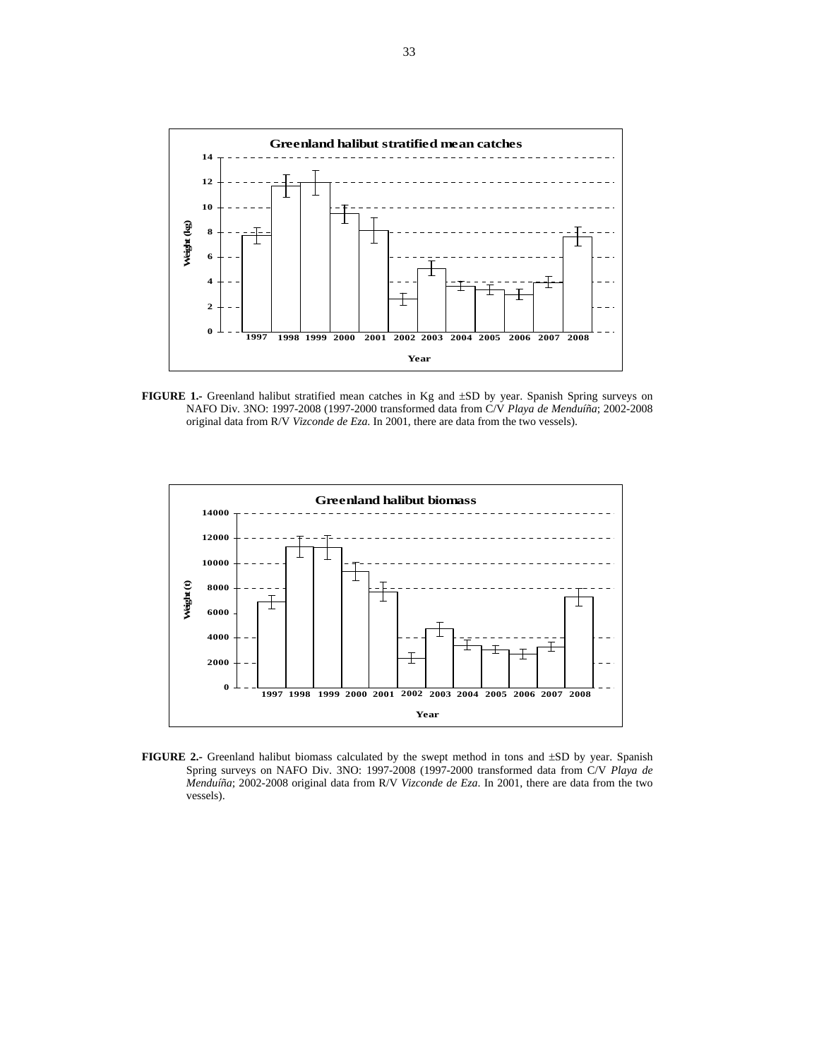**FIGURE 1.-** Greenland halibut stratified mean catches in Kg and ±SD by year. Spanish Spring surveys on NAFO Div. 3NO: 1997-2008 (1997-2000 transformed data from C/V *Playa de Menduíña*; 2002-2008 original data from R/V *Vizconde de Eza*. In 2001, there are data from the two vessels).

**FIGURE 2.-** Greenland halibut biomass calculated by the swept method in tons and ±SD by year. Spanish Spring surveys on NAFO Div. 3NO: 1997-2008 (1997-2000 transformed data from C/V *Playa de Menduíña*; 2002-2008 original data from R/V *Vizconde de Eza*. In 2001, there are data from the two vessels).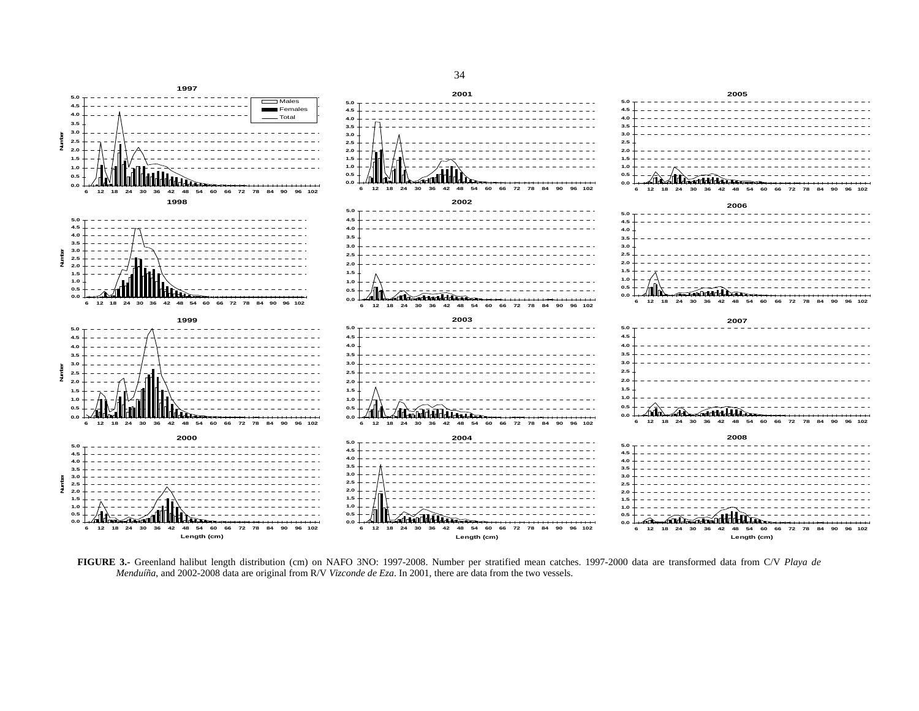**FIGURE 3.-** Greenland halibut length distribution (cm) on NAFO 3NO: 1997-2008. Number per stratified mean catches. 1997-2000 data are transformed data from C/V *Playa de Menduíña*, and 2002-2008 data are original from R/V *Vizconde de Eza*. In 2001, there are data from the two vessels.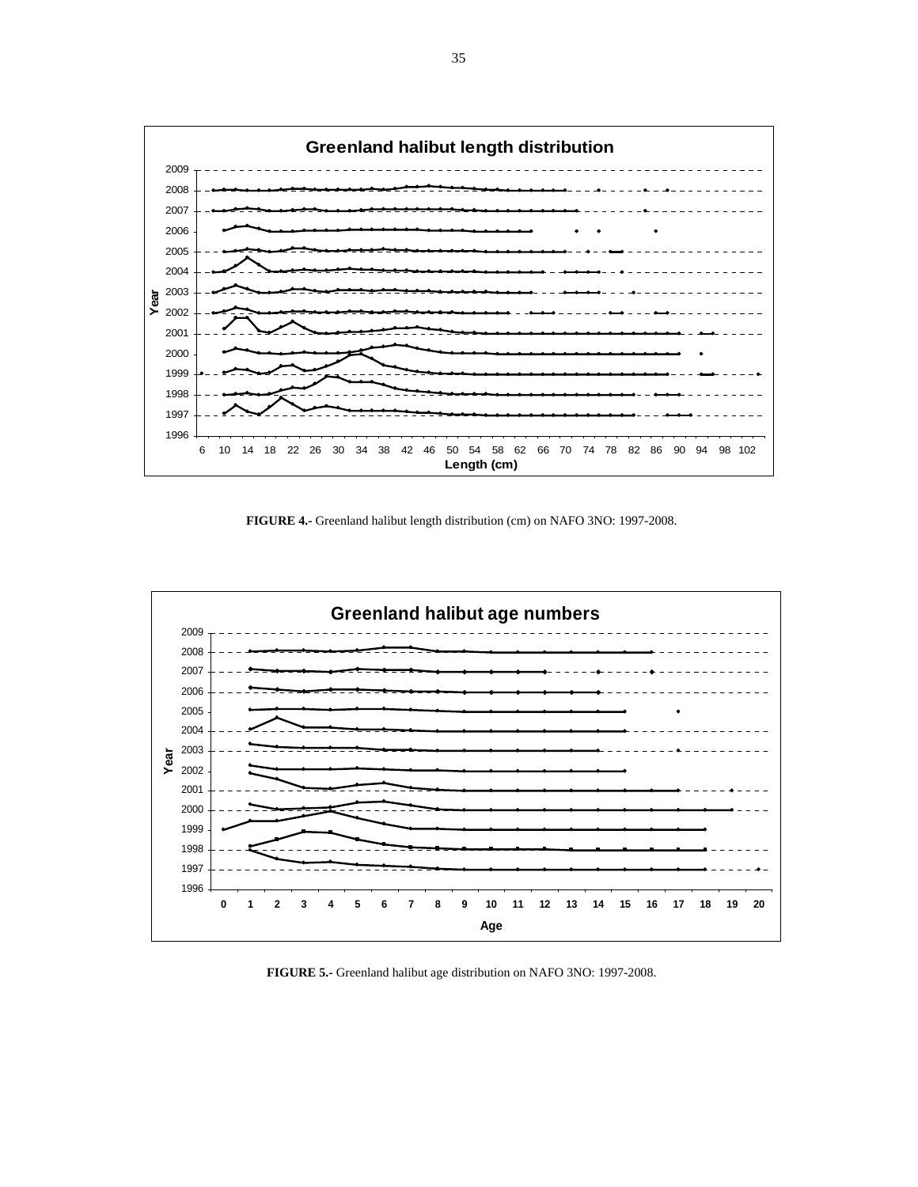**FIGURE 4.-** Greenland halibut length distribution (cm) on NAFO 3NO: 1997-2008.

**FIGURE 5.-** Greenland halibut age distribution on NAFO 3NO: 1997-2008.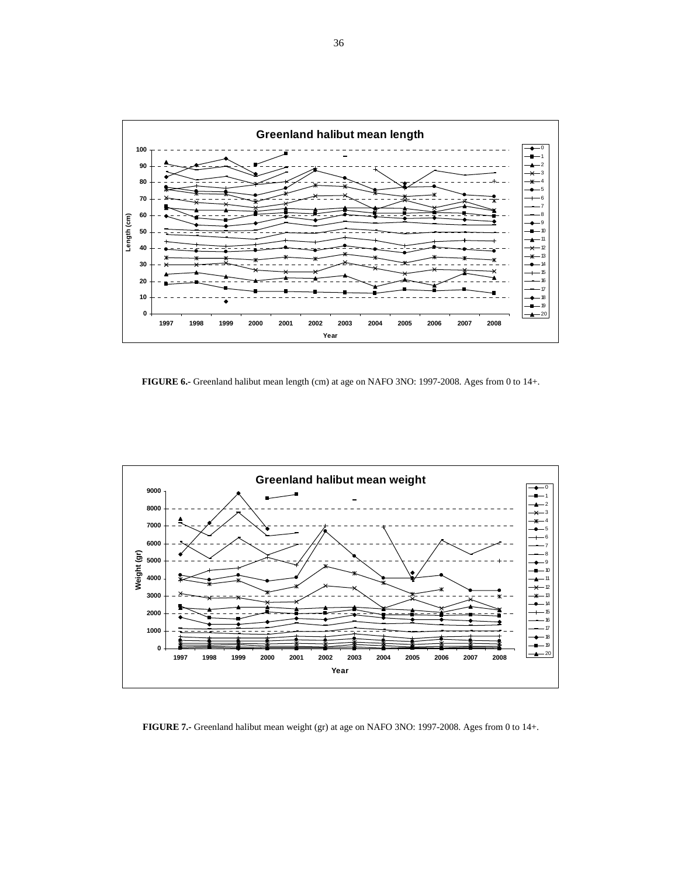FIGURE 6.- Greenland halibut mean length (cm) at age on NAFO 3NO: 1997-2008. Ages from 0 to 14+.

FIGURE 7.- Greenland halibut mean weight (gr) at age on NAFO 3NO: 1997-2008. Ages from 0 to 14+.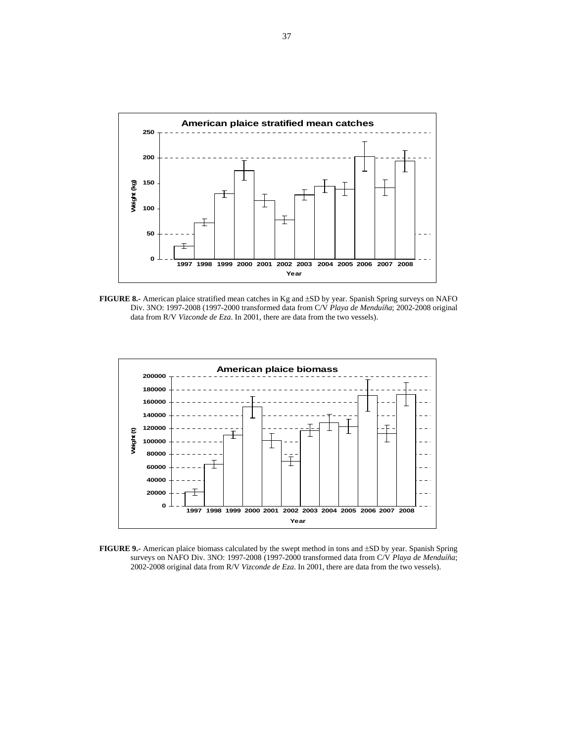**FIGURE 8.-** American plaice stratified mean catches in Kg and ±SD by year. Spanish Spring surveys on NAFO Div. 3NO: 1997-2008 (1997-2000 transformed data from C/V *Playa de Menduíña*; 2002-2008 original data from R/V *Vizconde de Eza*. In 2001, there are data from the two vessels).

**FIGURE 9.-** American plaice biomass calculated by the swept method in tons and ±SD by year. Spanish Spring surveys on NAFO Div. 3NO: 1997-2008 (1997-2000 transformed data from C/V *Playa de Menduíña*; 2002-2008 original data from R/V *Vizconde de Eza*. In 2001, there are data from the two vessels).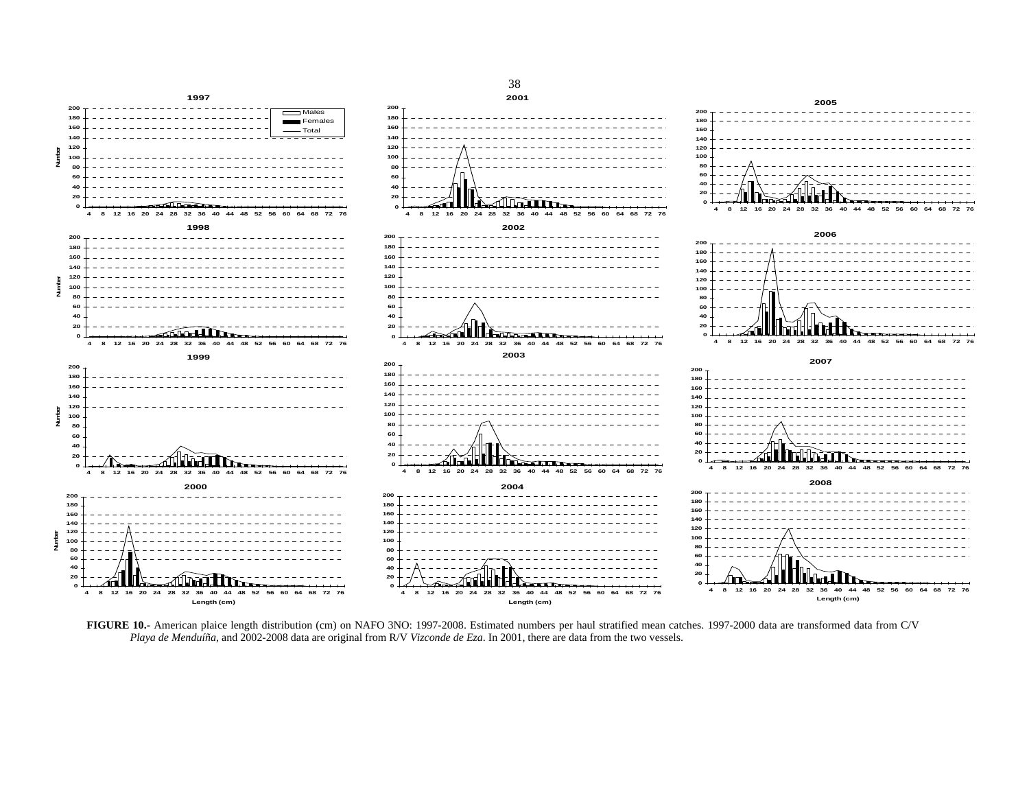**FIGURE 10.-** American plaice length distribution (cm) on NAFO 3NO: 1997-2008. Estimated numbers per haul stratified mean catches. 1997-2000 data are transformed data from C/V *Playa de Menduíña*, and 2002-2008 data are original from R/V *Vizconde de Eza*. In 2001, there are data from the two vessels.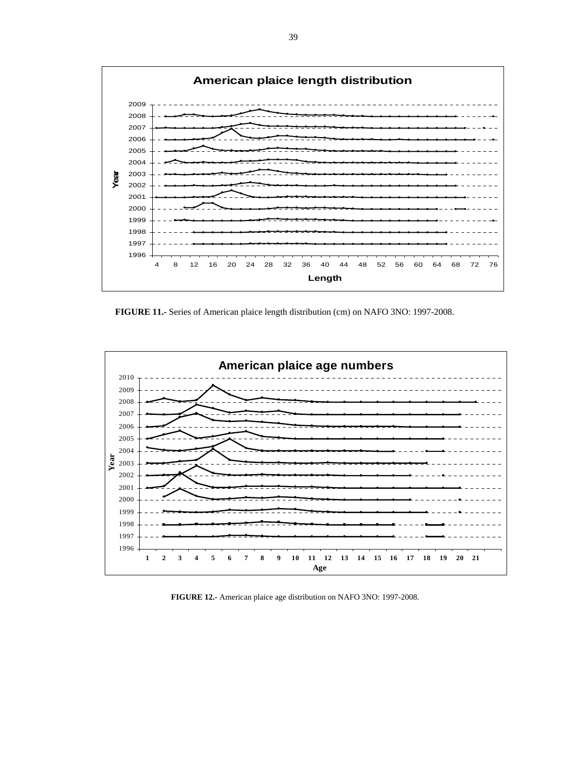**FIGURE 11.-** Series of American plaice length distribution (cm) on NAFO 3NO: 1997-2008.

**FIGURE 12.-** American plaice age distribution on NAFO 3NO: 1997-2008.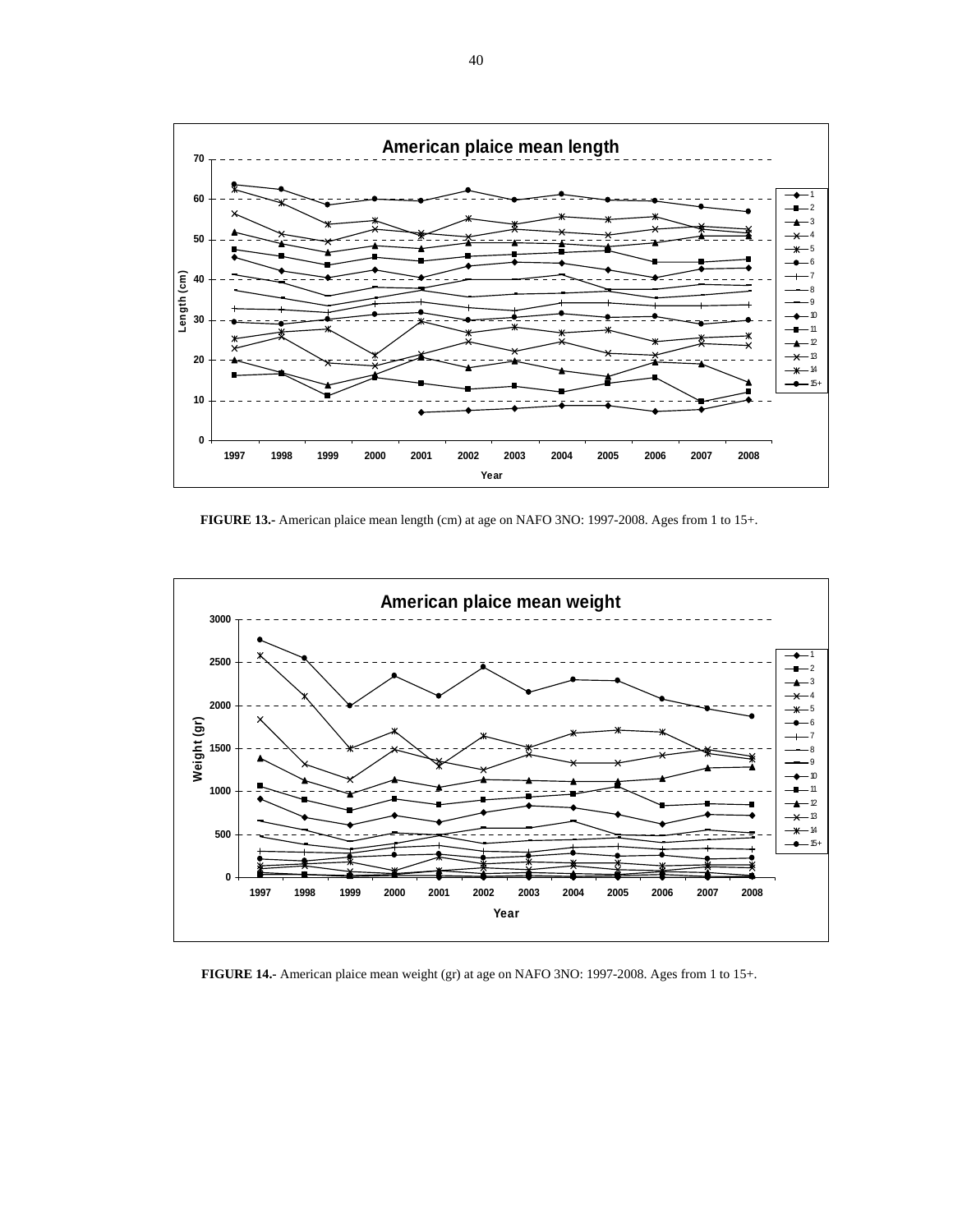American plaice mean length

70
60
50
40
30
20
10
0

Length (cm)

1997 1998 1999 2000 2001 2002 2003 2004 2005 2006 2007 2008

Year

1
2
3
4
5
6
7
8
9
10
11
12
13
14
15+

**FIGURE 13.-** American plaice mean length (cm) at age on NAFO 3NO: 1997-2008. Ages from 1 to 15+.

American plaice mean weight

3000
2500
2000
1500
1000
500
0

Weight (gr)

1997 1998 1999 2000 2001 2002 2003 2004 2005 2006 2007 2008

Year

1
2
3
4
5
6
7
8
9
10
11
12
13
14
15+

**FIGURE 14.-** American plaice mean weight (gr) at age on NAFO 3NO: 1997-2008. Ages from 1 to 15+.